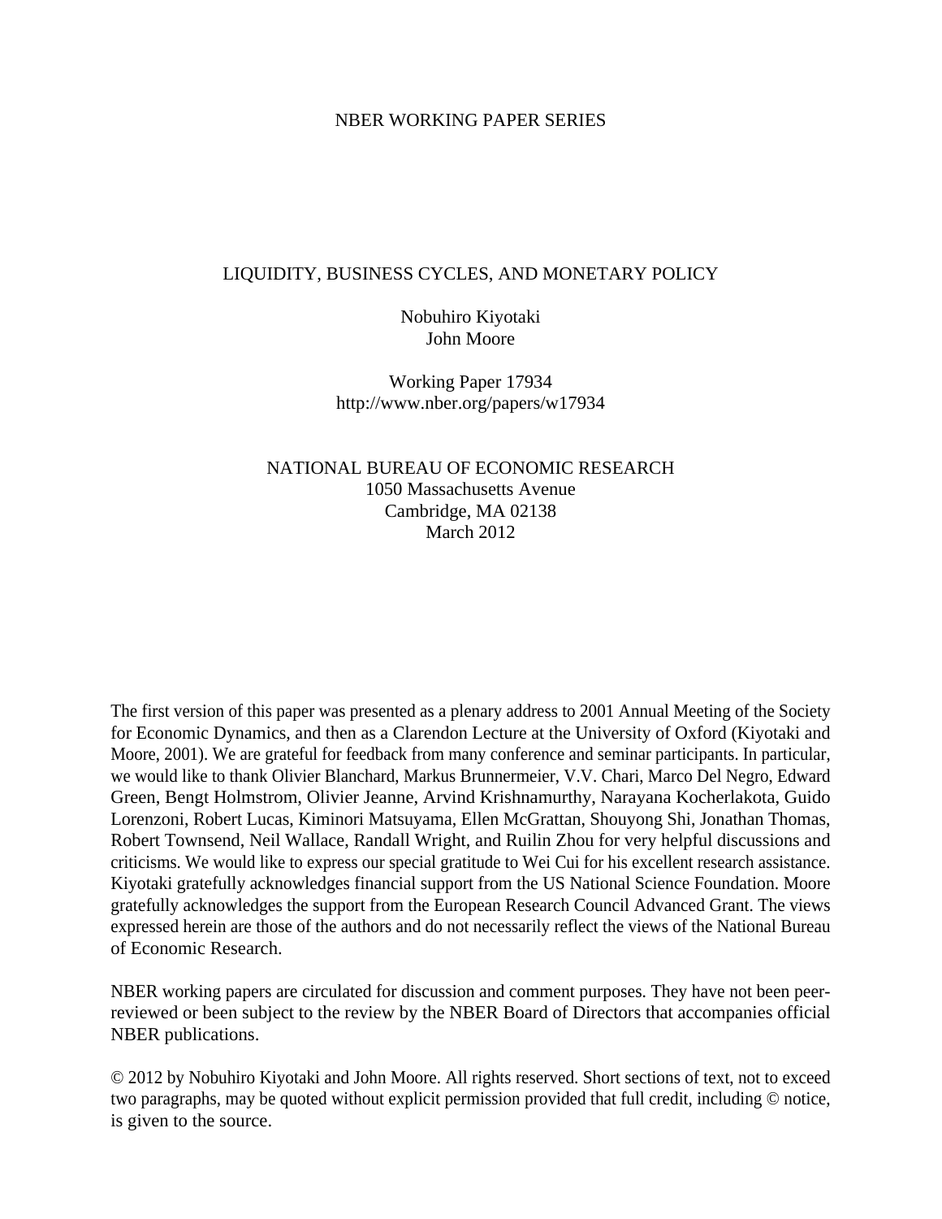NBER WORKING PAPER SERIES

# LIQUIDITY, BUSINESS CYCLES, AND MONETARY POLICY

Nobuhiro Kiyotaki
John Moore

Working Paper 17934
http://www.nber.org/papers/w17934

NATIONAL BUREAU OF ECONOMIC RESEARCH
1050 Massachusetts Avenue
Cambridge, MA 02138
March 2012

The first version of this paper was presented as a plenary address to 2001 Annual Meeting of the Society for Economic Dynamics, and then as a Clarendon Lecture at the University of Oxford (Kiyotaki and Moore, 2001). We are grateful for feedback from many conference and seminar participants. In particular, we would like to thank Olivier Blanchard, Markus Brunnermeier, V.V. Chari, Marco Del Negro, Edward Green, Bengt Holmstrom, Olivier Jeanne, Arvind Krishnamurthy, Narayana Kocherlakota, Guido Lorenzoni, Robert Lucas, Kiminori Matsuyama, Ellen McGrattan, Shouyong Shi, Jonathan Thomas, Robert Townsend, Neil Wallace, Randall Wright, and Ruilin Zhou for very helpful discussions and criticisms. We would like to express our special gratitude to Wei Cui for his excellent research assistance. Kiyotaki gratefully acknowledges financial support from the US National Science Foundation. Moore gratefully acknowledges the support from the European Research Council Advanced Grant. The views expressed herein are those of the authors and do not necessarily reflect the views of the National Bureau of Economic Research.

NBER working papers are circulated for discussion and comment purposes. They have not been peer-reviewed or been subject to the review by the NBER Board of Directors that accompanies official NBER publications.

© 2012 by Nobuhiro Kiyotaki and John Moore. All rights reserved. Short sections of text, not to exceed two paragraphs, may be quoted without explicit permission provided that full credit, including © notice, is given to the source.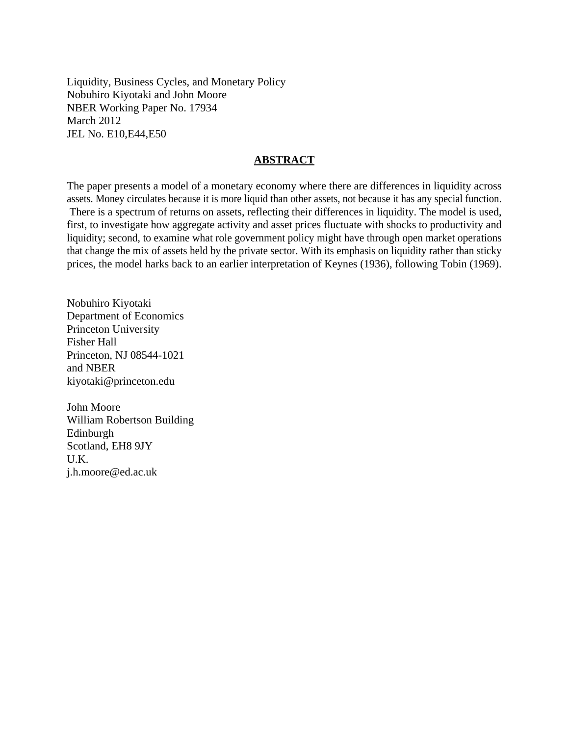Liuidity, Business Cycles, and Monetary Policy
Nobuhiro Kiyotaki and John Moore
NBER Working Paper No. 17934
March 2012
JEL No. E10,E44,E50

## ABSTRACT

The paper presents a model of a monetary economy where there are differences in liquidity across assets. Money circulates because it is more liquid than other assets, not because it has any special function. There is a spectrum of returns on assets, reflecting their differences in liquidity. The model is used, first, to investigate how aggregate activity and asset prices fluctuate with shocks to productivity and liquidity; second, to examine what role government policy might have through open market operations that change the mix of assets held by the private sector. With its emphasis on liquidity rather than sticky prices, the model harks back to an earlier interpretation of Keynes (1936), following Tobin (1969).

Nobuhiro Kiyotaki
Department of Economics
Princeton University
Fisher Hall
Princeton, NJ 08544-1021
and NBER
kiyotaki@princeton.edu

John Moore
William Robertson Building
Edinburgh
Scotland, EH8 9JY
U.K.
j.h.moore@ed.ac.uk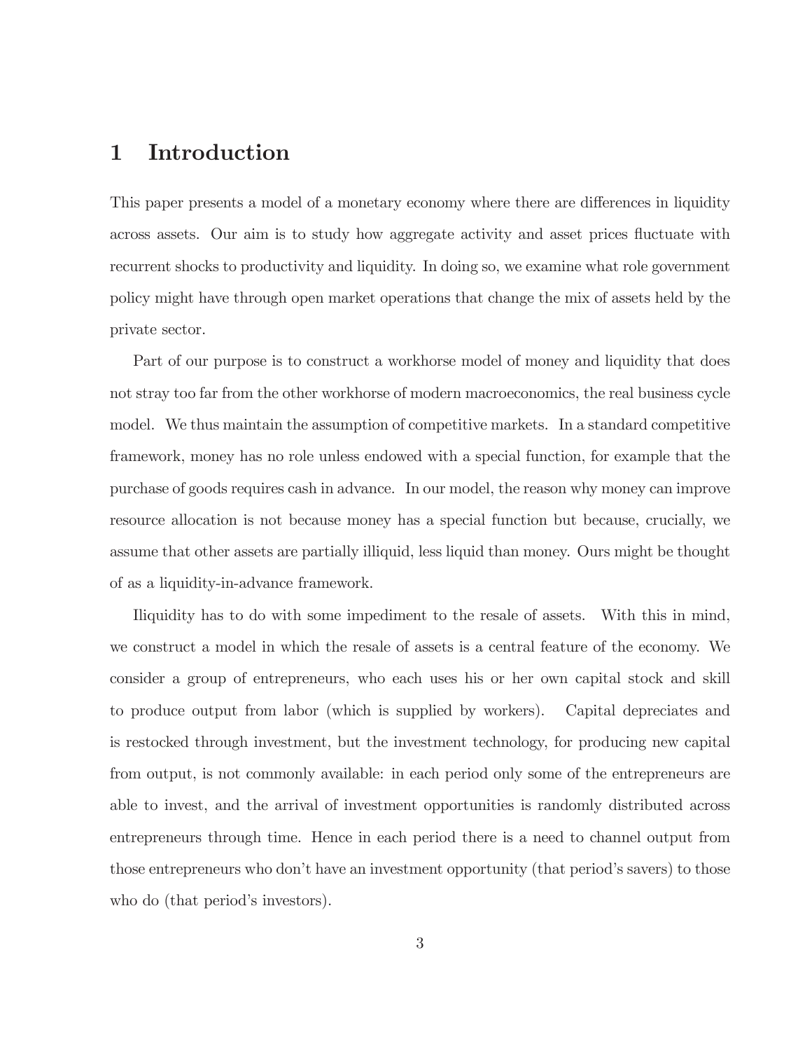# 1 Introduction

This paper presents a model of a monetary economy where there are differences in liquidity across assets. Our aim is to study how aggregate activity and asset prices fluctuate with recurrent shocks to productivity and liquidity. In doing so, we examine what role government policy might have through open market operations that change the mix of assets held by the private sector.

Part of our purpose is to construct a workhorse model of money and liquidity that does not stray too far from the other workhorse of modern macroeconomics, the real business cycle model. We thus maintain the assumption of competitive markets. In a standard competitive framework, money has no role unless endowed with a special function, for example that the purchase of goods requires cash in advance. In our model, the reason why money can improve resource allocation is not because money has a special function but because, crucially, we assume that other assets are partially illiquid, less liquid than money. Ours might be thought of as a liquidity-in-advance framework.

Iliquidity has to do with some impediment to the resale of assets. With this in mind, we construct a model in which the resale of assets is a central feature of the economy. We consider a group of entrepreneurs, who each uses his or her own capital stock and skill to produce output from labor (which is supplied by workers). Capital depreciates and is restocked through investment, but the investment technology, for producing new capital from output, is not commonly available: in each period only some of the entrepreneurs are able to invest, and the arrival of investment opportunities is randomly distributed across entrepreneurs through time. Hence in each period there is a need to channel output from those entrepreneurs who don't have an investment opportunity (that period's savers) to those who do (that period's investors).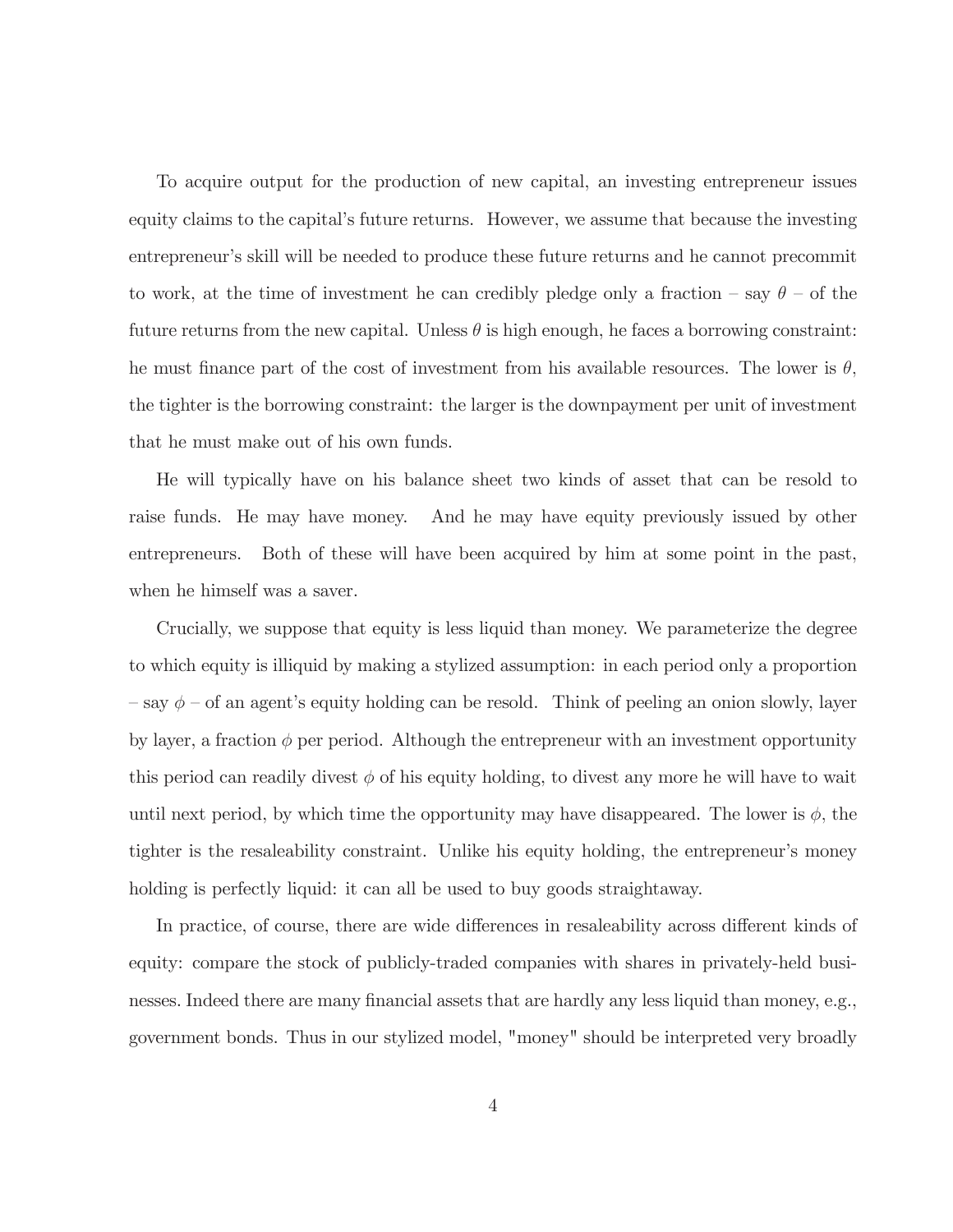To acquire output for the production of new capital, an investing entrepreneur issues equity claims to the capital's future returns. However, we assume that because the investing entrepreneur's skill will be needed to produce these future returns and he cannot precommit to work, at the time of investment he can credibly pledge only a fraction – say $\theta$ – of the future returns from the new capital. Unless $\theta$ is high enough, he faces a borrowing constraint: he must finance part of the cost of investment from his available resources. The lower is $\theta$, the tighter is the borrowing constraint: the larger is the downpayment per unit of investment that he must make out of his own funds.

He will typically have on his balance sheet two kinds of asset that can be resold to raise funds. He may have money. And he may have equity previously issued by other entrepreneurs. Both of these will have been acquired by him at some point in the past, when he himself was a saver.

Crucially, we suppose that equity is less liquid than money. We parameterize the degree to which equity is illiquid by making a stylized assumption: in each period only a proportion – say $\phi$ – of an agent's equity holding can be resold. Think of peeling an onion slowly, layer by layer, a fraction $\phi$ per period. Although the entrepreneur with an investment opportunity this period can readily divest $\phi$ of his equity holding, to divest any more he will have to wait until next period, by which time the opportunity may have disappeared. The lower is $\phi$, the tighter is the resaleability constraint. Unlike his equity holding, the entrepreneur's money holding is perfectly liquid: it can all be used to buy goods straightaway.

In practice, of course, there are wide differences in resaleability across different kinds of equity: compare the stock of publicly-traded companies with shares in privately-held businesses. Indeed there are many financial assets that are hardly any less liquid than money, e.g., government bonds. Thus in our stylized model, "money" should be interpreted very broadly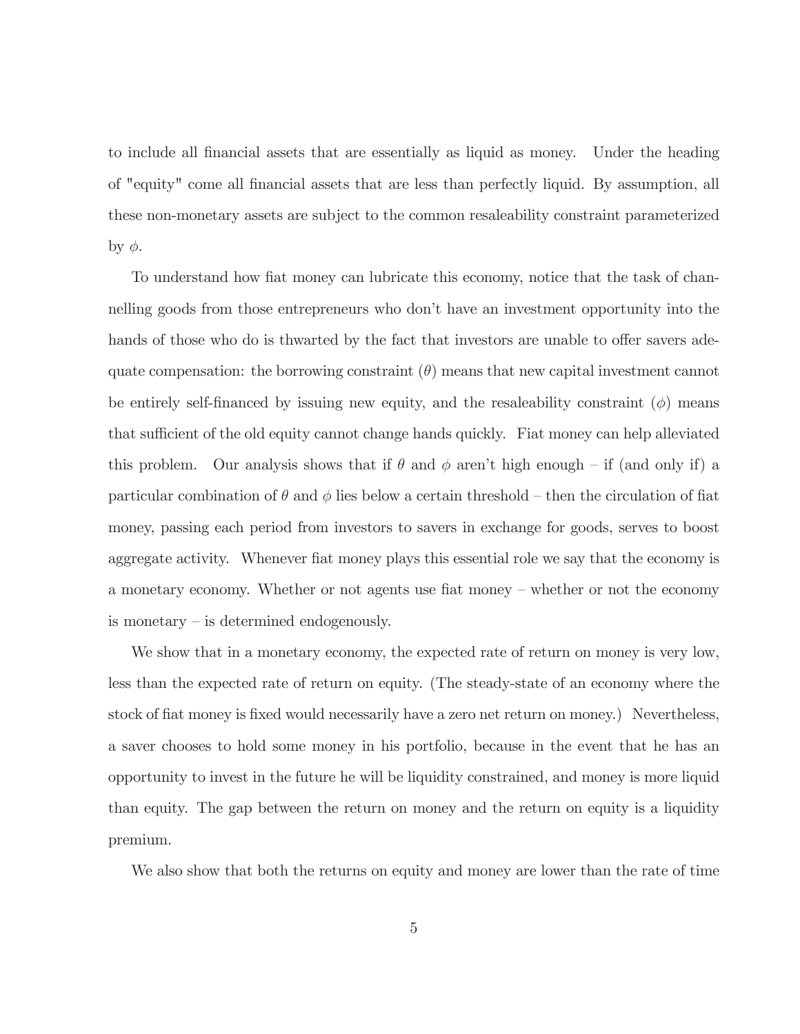to include all financial assets that are essentially as liquid as money. Under the heading of "equity" come all financial assets that are less than perfectly liquid. By assumption, all these non-monetary assets are subject to the common resaleability constraint parameterized by $\phi$.

To understand how fiat money can lubricate this economy, notice that the task of channelling goods from those entrepreneurs who don't have an investment opportunity into the hands of those who do is thwarted by the fact that investors are unable to offer savers adequate compensation: the borrowing constraint ($\theta$) means that new capital investment cannot be entirely self-financed by issuing new equity, and the resaleability constraint ($\phi$) means that sufficient of the old equity cannot change hands quickly. Fiat money can help alleviated this problem. Our analysis shows that if $\theta$ and $\phi$ aren't high enough – if (and only if) a particular combination of $\theta$ and $\phi$ lies below a certain threshold – then the circulation of fiat money, passing each period from investors to savers in exchange for goods, serves to boost aggregate activity. Whenever fiat money plays this essential role we say that the economy is a monetary economy. Whether or not agents use fiat money – whether or not the economy is monetary – is determined endogenously.

We show that in a monetary economy, the expected rate of return on money is very low, less than the expected rate of return on equity. (The steady-state of an economy where the stock of fiat money is fixed would necessarily have a zero net return on money.) Nevertheless, a saver chooses to hold some money in his portfolio, because in the event that he has an opportunity to invest in the future he will be liquidity constrained, and money is more liquid than equity. The gap between the return on money and the return on equity is a liquidity premium.

We also show that both the returns on equity and money are lower than the rate of time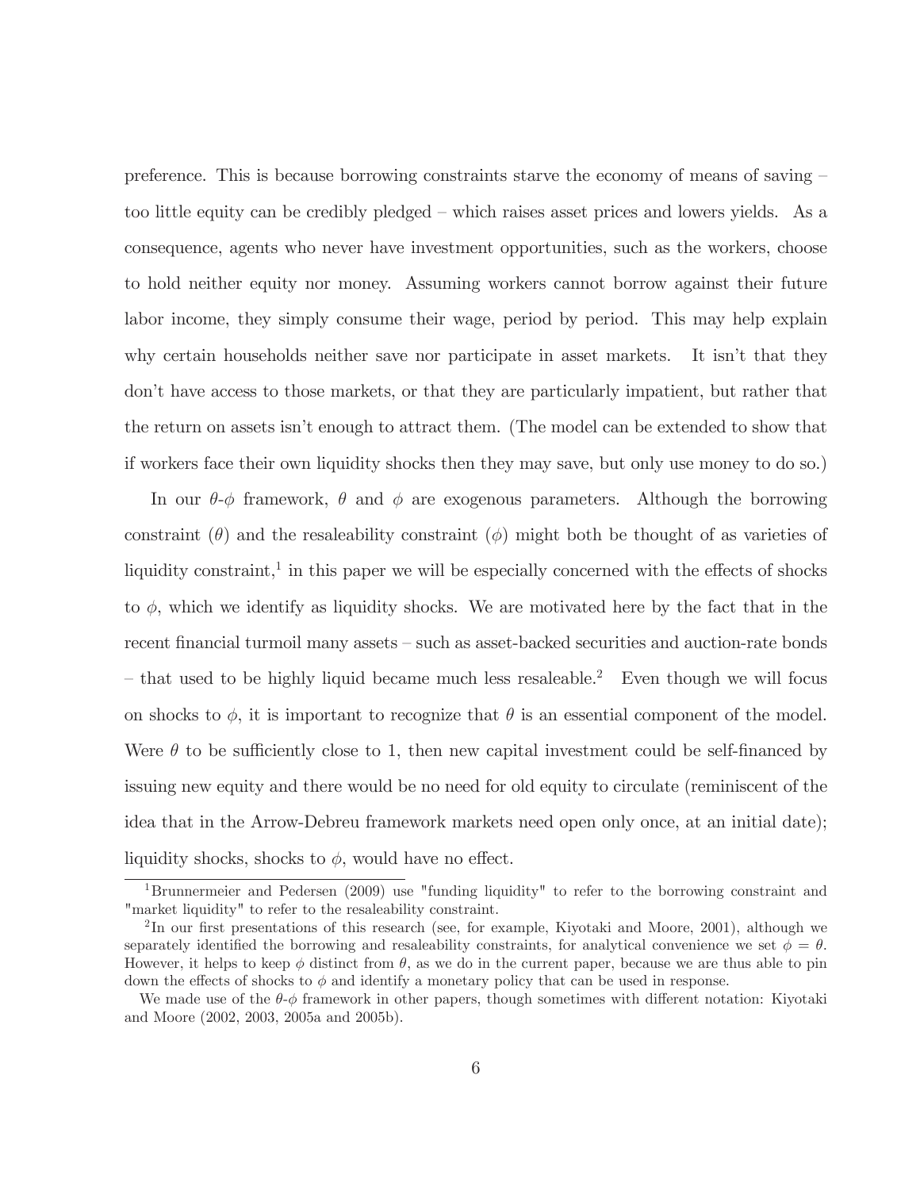preference. This is because borrowing constraints starve the economy of means of saving – too little equity can be credibly pledged – which raises asset prices and lowers yields. As a consequence, agents who never have investment opportunities, such as the workers, choose to hold neither equity nor money. Assuming workers cannot borrow against their future labor income, they simply consume their wage, period by period. This may help explain why certain households neither save nor participate in asset markets. It isn't that they don't have access to those markets, or that they are particularly impatient, but rather that the return on assets isn't enough to attract them. (The model can be extended to show that if workers face their own liquidity shocks then they may save, but only use money to do so.)

In our $\theta$-$\phi$ framework, $\theta$ and $\phi$ are exogenous parameters. Although the borrowing constraint ($\theta$) and the resaleability constraint ($\phi$) might both be thought of as varieties of liquidity constraint,[1] in this paper we will be especially concerned with the effects of shocks to $\phi$, which we identify as liquidity shocks. We are motivated here by the fact that in the recent financial turmoil many assets – such as asset-backed securities and auction-rate bonds – that used to be highly liquid became much less resaleable.[2] Even though we will focus on shocks to $\phi$, it is important to recognize that $\theta$ is an essential component of the model. Were $\theta$ to be sufficiently close to 1, then new capital investment could be self-financed by issuing new equity and there would be no need for old equity to circulate (reminiscent of the idea that in the Arrow-Debreu framework markets need open only once, at an initial date); liquidity shocks, shocks to $\phi$, would have no effect.

[1] Brunnermeier and Pedersen (2009) use "funding liquidity" to refer to the borrowing constraint and "market liquidity" to refer to the resaleability constraint.

[2] In our first presentations of this research (see, for example, Kiyotaki and Moore, 2001), although we separately identified the borrowing and resaleability constraints, for analytical convenience we set $\phi = \theta$. However, it helps to keep $\phi$ distinct from $\theta$, as we do in the current paper, because we are thus able to pin down the effects of shocks to $\phi$ and identify a monetary policy that can be used in response.

We made use of the $\theta$-$\phi$ framework in other papers, though sometimes with different notation: Kiyotaki and Moore (2002, 2003, 2005a and 2005b).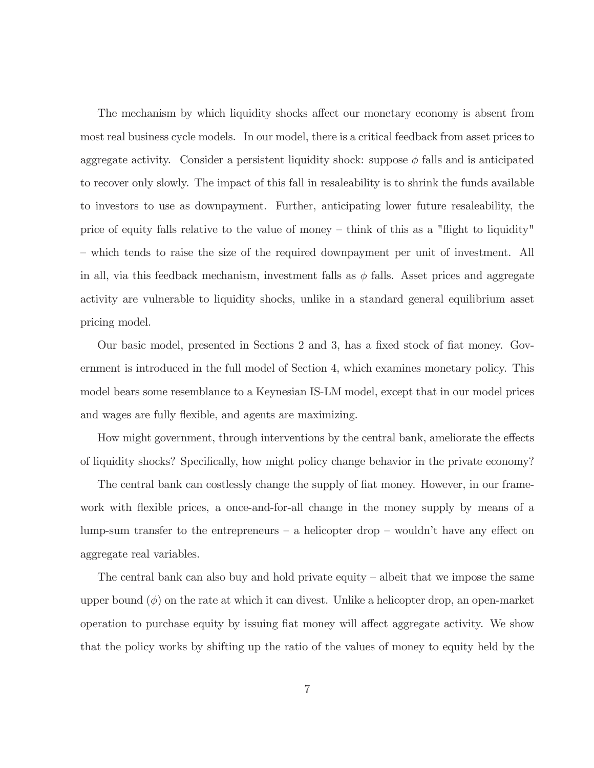The mechanism by which liquidity shocks affect our monetary economy is absent from most real business cycle models. In our model, there is a critical feedback from asset prices to aggregate activity. Consider a persistent liquidity shock: suppose $\phi$ falls and is anticipated to recover only slowly. The impact of this fall in resaleability is to shrink the funds available to investors to use as downpayment. Further, anticipating lower future resaleability, the price of equity falls relative to the value of money – think of this as a "flight to liquidity" – which tends to raise the size of the required downpayment per unit of investment. All in all, via this feedback mechanism, investment falls as $\phi$ falls. Asset prices and aggregate activity are vulnerable to liquidity shocks, unlike in a standard general equilibrium asset pricing model.

Our basic model, presented in Sections 2 and 3, has a fixed stock of fiat money. Government is introduced in the full model of Section 4, which examines monetary policy. This model bears some resemblance to a Keynesian IS-LM model, except that in our model prices and wages are fully flexible, and agents are maximizing.

How might government, through interventions by the central bank, ameliorate the effects of liquidity shocks? Specifically, how might policy change behavior in the private economy?

The central bank can costlessly change the supply of fiat money. However, in our framework with flexible prices, a once-and-for-all change in the money supply by means of a lump-sum transfer to the entrepreneurs – a helicopter drop – wouldn't have any effect on aggregate real variables.

The central bank can also buy and hold private equity – albeit that we impose the same upper bound ($\phi$) on the rate at which it can divest. Unlike a helicopter drop, an open-market operation to purchase equity by issuing fiat money will affect aggregate activity. We show that the policy works by shifting up the ratio of the values of money to equity held by the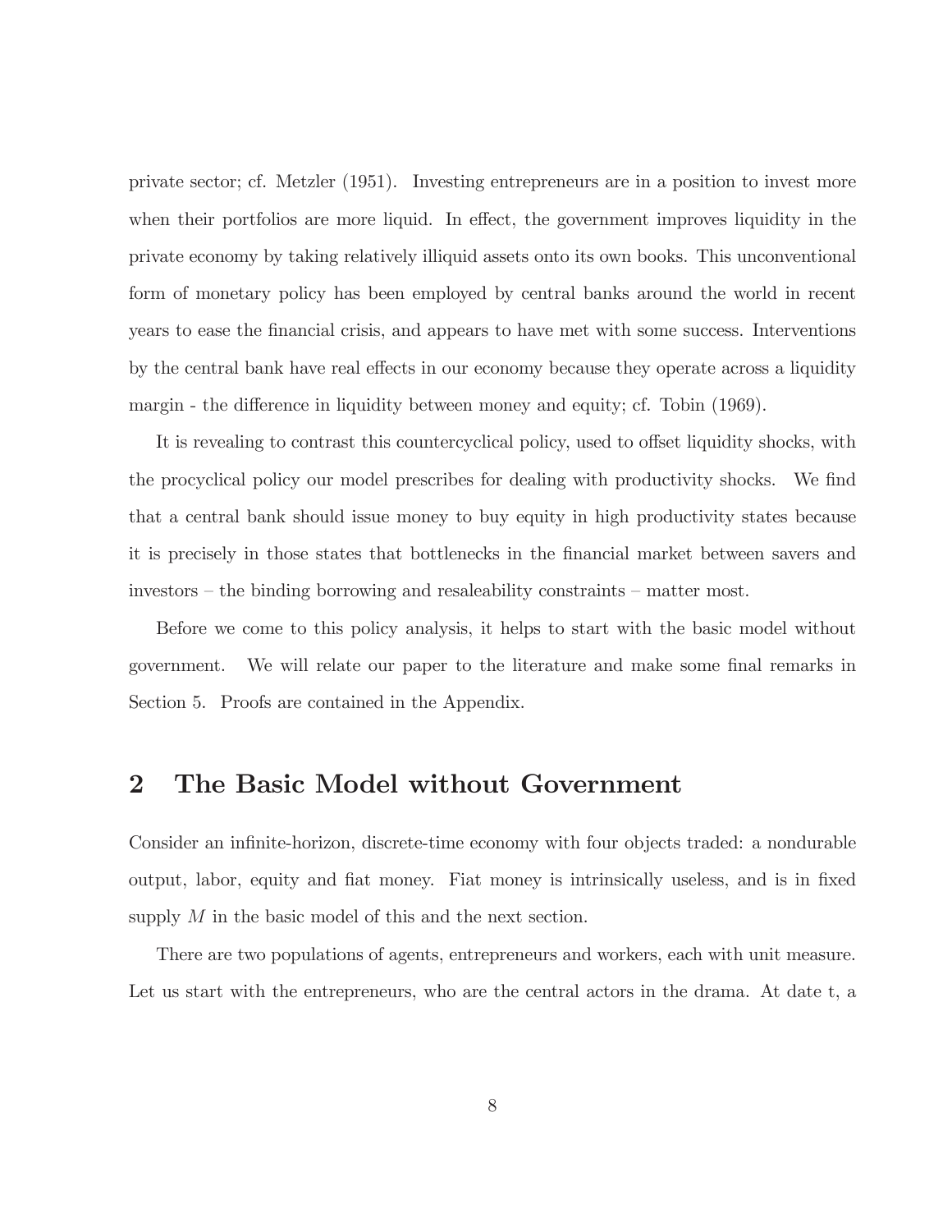private sector; cf. Metzler (1951). Investing entrepreneurs are in a position to invest more when their portfolios are more liquid. In effect, the government improves liquidity in the private economy by taking relatively illiquid assets onto its own books. This unconventional form of monetary policy has been employed by central banks around the world in recent years to ease the financial crisis, and appears to have met with some success. Interventions by the central bank have real effects in our economy because they operate across a liquidity margin - the difference in liquidity between money and equity; cf. Tobin (1969).

It is revealing to contrast this countercyclical policy, used to offset liquidity shocks, with the procyclical policy our model prescribes for dealing with productivity shocks. We find that a central bank should issue money to buy equity in high productivity states because it is precisely in those states that bottlenecks in the financial market between savers and investors – the binding borrowing and resaleability constraints – matter most.

Before we come to this policy analysis, it helps to start with the basic model without government. We will relate our paper to the literature and make some final remarks in Section 5. Proofs are contained in the Appendix.

# 2 The Basic Model without Government

Consider an infinite-horizon, discrete-time economy with four objects traded: a nondurable output, labor, equity and fiat money. Fiat money is intrinsically useless, and is in fixed supply $M$ in the basic model of this and the next section.

There are two populations of agents, entrepreneurs and workers, each with unit measure. Let us start with the entrepreneurs, who are the central actors in the drama. At date t, a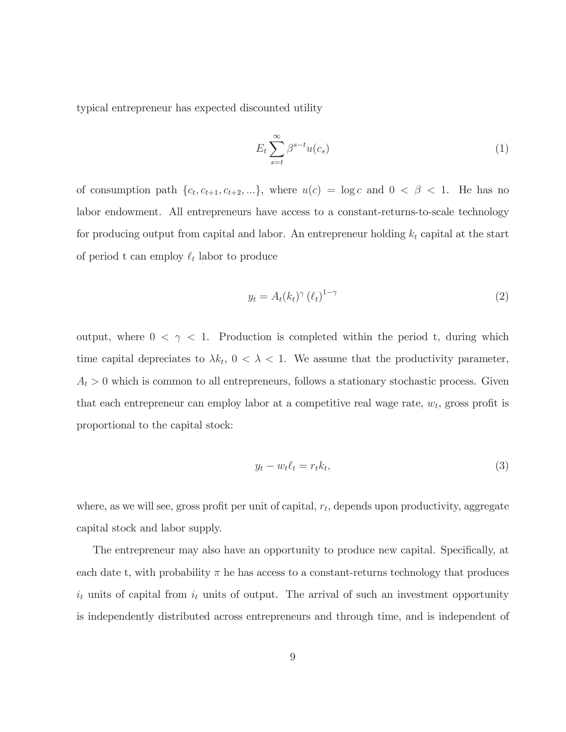typical entrepreneur has expected discounted utility

$$E_t \sum_{s=t}^{\infty} \beta^{s-t} u(c_s) \tag{1}$$

of consumption path $\{c_t, c_{t+1}, c_{t+2}, ...\}$, where $u(c) = \log c$ and $0 < \beta < 1$. He has no labor endowment. All entrepreneurs have access to a constant-returns-to-scale technology for producing output from capital and labor. An entrepreneur holding $k_t$ capital at the start of period t can employ $\ell_t$ labor to produce

$$y_t = A_t (k_t)^{\gamma} (\ell_t)^{1-\gamma} \tag{2}$$

output, where $0 < \gamma < 1$. Production is completed within the period t, during which time capital depreciates to $\lambda k_t$, $0 < \lambda < 1$. We assume that the productivity parameter, $A_t > 0$ which is common to all entrepreneurs, follows a stationary stochastic process. Given that each entrepreneur can employ labor at a competitive real wage rate, $w_t$, gross profit is proportional to the capital stock:

$$y_t - w_t \ell_t = r_t k_t, \tag{3}$$

where, as we will see, gross profit per unit of capital, $r_t$, depends upon productivity, aggregate capital stock and labor supply.

The entrepreneur may also have an opportunity to produce new capital. Specifically, at each date t, with probability $\pi$ he has access to a constant-returns technology that produces $i_t$ units of capital from $i_t$ units of output. The arrival of such an investment opportunity is independently distributed across entrepreneurs and through time, and is independent of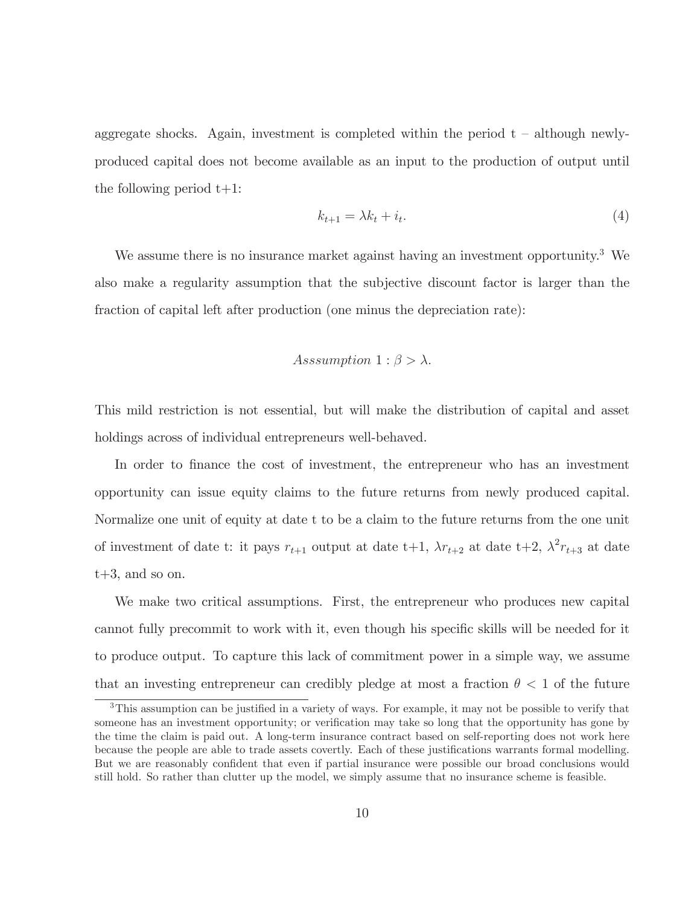aggregate shocks. Again, investment is completed within the period t – although newly-produced capital does not become available as an input to the production of output until the following period t+1:

$$k_{t+1} = \lambda k_t + i_t. \tag{4}$$

We assume there is no insurance market against having an investment opportunity.[3] We also make a regularity assumption that the subjective discount factor is larger than the fraction of capital left after production (one minus the depreciation rate):

$$Asssumption\ 1 : \beta > \lambda.$$

This mild restriction is not essential, but will make the distribution of capital and asset holdings across of individual entrepreneurs well-behaved.

In order to finance the cost of investment, the entrepreneur who has an investment opportunity can issue equity claims to the future returns from newly produced capital. Normalize one unit of equity at date t to be a claim to the future returns from the one unit of investment of date t: it pays $r_{t+1}$ output at date t+1, $\lambda r_{t+2}$ at date t+2, $\lambda^2 r_{t+3}$ at date t+3, and so on.

We make two critical assumptions. First, the entrepreneur who produces new capital cannot fully precommit to work with it, even though his specific skills will be needed for it to produce output. To capture this lack of commitment power in a simple way, we assume that an investing entrepreneur can credibly pledge at most a fraction $\theta < 1$ of the future

[3] This assumption can be justified in a variety of ways. For example, it may not be possible to verify that someone has an investment opportunity; or verification may take so long that the opportunity has gone by the time the claim is paid out. A long-term insurance contract based on self-reporting does not work here because the people are able to trade assets covertly. Each of these justifications warrants formal modelling. But we are reasonably confident that even if partial insurance were possible our broad conclusions would still hold. So rather than clutter up the model, we simply assume that no insurance scheme is feasible.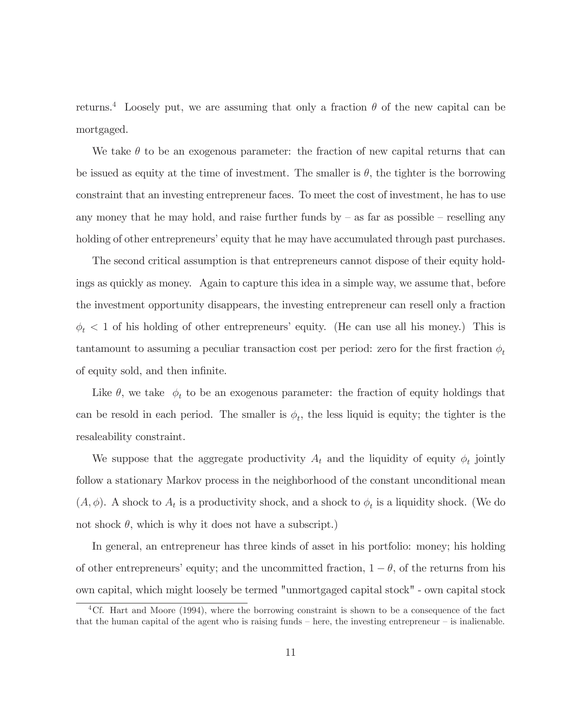returns.[4] Loosely put, we are assuming that only a fraction $\theta$ of the new capital can be mortgaged.

We take $\theta$ to be an exogenous parameter: the fraction of new capital returns that can be issued as equity at the time of investment. The smaller is $\theta$, the tighter is the borrowing constraint that an investing entrepreneur faces. To meet the cost of investment, he has to use any money that he may hold, and raise further funds by – as far as possible – reselling any holding of other entrepreneurs' equity that he may have accumulated through past purchases.

The second critical assumption is that entrepreneurs cannot dispose of their equity holdings as quickly as money. Again to capture this idea in a simple way, we assume that, before the investment opportunity disappears, the investing entrepreneur can resell only a fraction $\phi_t < 1$ of his holding of other entrepreneurs' equity. (He can use all his money.) This is tantamount to assuming a peculiar transaction cost per period: zero for the first fraction $\phi_t$ of equity sold, and then infinite.

Like $\theta$, we take $\phi_t$ to be an exogenous parameter: the fraction of equity holdings that can be resold in each period. The smaller is $\phi_t$, the less liquid is equity; the tighter is the resaleability constraint.

We suppose that the aggregate productivity $A_t$ and the liquidity of equity $\phi_t$ jointly follow a stationary Markov process in the neighborhood of the constant unconditional mean $(A, \phi)$. A shock to $A_t$ is a productivity shock, and a shock to $\phi_t$ is a liquidity shock. (We do not shock $\theta$, which is why it does not have a subscript.)

In general, an entrepreneur has three kinds of asset in his portfolio: money; his holding of other entrepreneurs' equity; and the uncommitted fraction, $1 - \theta$, of the returns from his own capital, which might loosely be termed "unmortgaged capital stock" - own capital stock

[4] Cf. Hart and Moore (1994), where the borrowing constraint is shown to be a consequence of the fact that the human capital of the agent who is raising funds – here, the investing entrepreneur – is inalienable.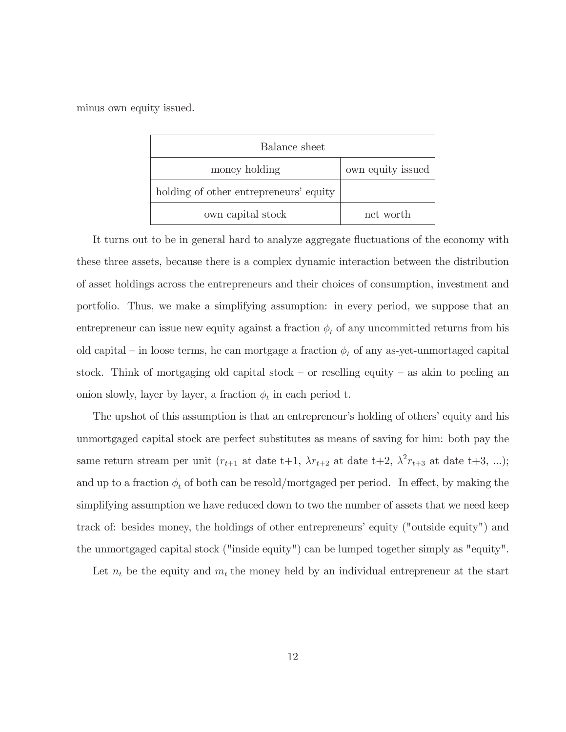minus own equity issued.

| Balance sheet | |
|---|---|
| money holding | own equity issued |
| holding of other entrepreneurs' equity | |
| own capital stock | net worth |

It turns out to be in general hard to analyze aggregate fluctuations of the economy with these three assets, because there is a complex dynamic interaction between the distribution of asset holdings across the entrepreneurs and their choices of consumption, investment and portfolio. Thus, we make a simplifying assumption: in every period, we suppose that an entrepreneur can issue new equity against a fraction $\phi_t$ of any uncommitted returns from his old capital – in loose terms, he can mortgage a fraction $\phi_t$ of any as-yet-unmortaged capital stock. Think of mortgaging old capital stock – or reselling equity – as akin to peeling an onion slowly, layer by layer, a fraction $\phi_t$ in each period t.

The upshot of this assumption is that an entrepreneur's holding of others' equity and his unmortgaged capital stock are perfect substitutes as means of saving for him: both pay the same return stream per unit ($r_{t+1}$ at date t+1, $\lambda r_{t+2}$ at date t+2, $\lambda^2 r_{t+3}$ at date t+3, ...); and up to a fraction $\phi_t$ of both can be resold/mortgaged per period. In effect, by making the simplifying assumption we have reduced down to two the number of assets that we need keep track of: besides money, the holdings of other entrepreneurs' equity ("outside equity") and the unmortgaged capital stock ("inside equity") can be lumped together simply as "equity".

Let $n_t$ be the equity and $m_t$ the money held by an individual entrepreneur at the start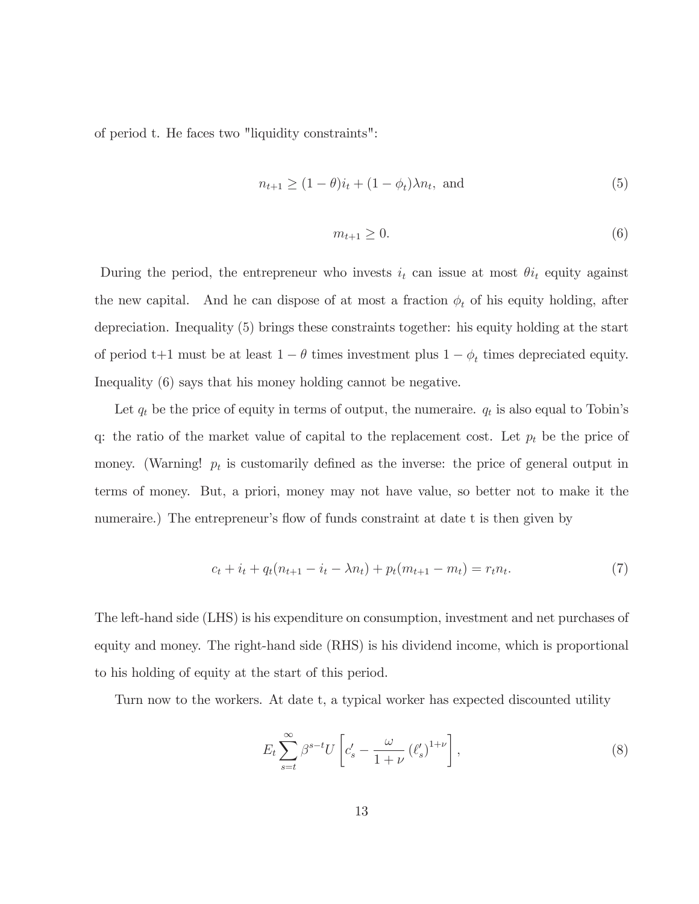of period t. He faces two "liquidity constraints":

$$n_{t+1} \geq (1-\theta)i_t + (1-\phi_t)\lambda n_t, \text{ and} \tag{5}$$

$$m_{t+1} \geq 0. \tag{6}$$

During the period, the entrepreneur who invests $i_t$ can issue at most $\theta i_t$ equity against the new capital. And he can dispose of at most a fraction $\phi_t$ of his equity holding, after depreciation. Inequality (5) brings these constraints together: his equity holding at the start of period t+1 must be at least $1-\theta$ times investment plus $1-\phi_t$ times depreciated equity. Inequality (6) says that his money holding cannot be negative.

Let $q_t$ be the price of equity in terms of output, the numeraire. $q_t$ is also equal to Tobin's q: the ratio of the market value of capital to the replacement cost. Let $p_t$ be the price of money. (Warning! $p_t$ is customarily defined as the inverse: the price of general output in terms of money. But, a priori, money may not have value, so better not to make it the numeraire.) The entrepreneur's flow of funds constraint at date t is then given by

$$c_t + i_t + q_t(n_{t+1} - i_t - \lambda n_t) + p_t(m_{t+1} - m_t) = r_t n_t. \tag{7}$$

The left-hand side (LHS) is his expenditure on consumption, investment and net purchases of equity and money. The right-hand side (RHS) is his dividend income, which is proportional to his holding of equity at the start of this period.

Turn now to the workers. At date t, a typical worker has expected discounted utility

$$E_t \sum_{s=t}^{\infty} \beta^{s-t} U\left[c'_s - \frac{\omega}{1+\nu}\left(\ell'_s\right)^{1+\nu}\right], \tag{8}$$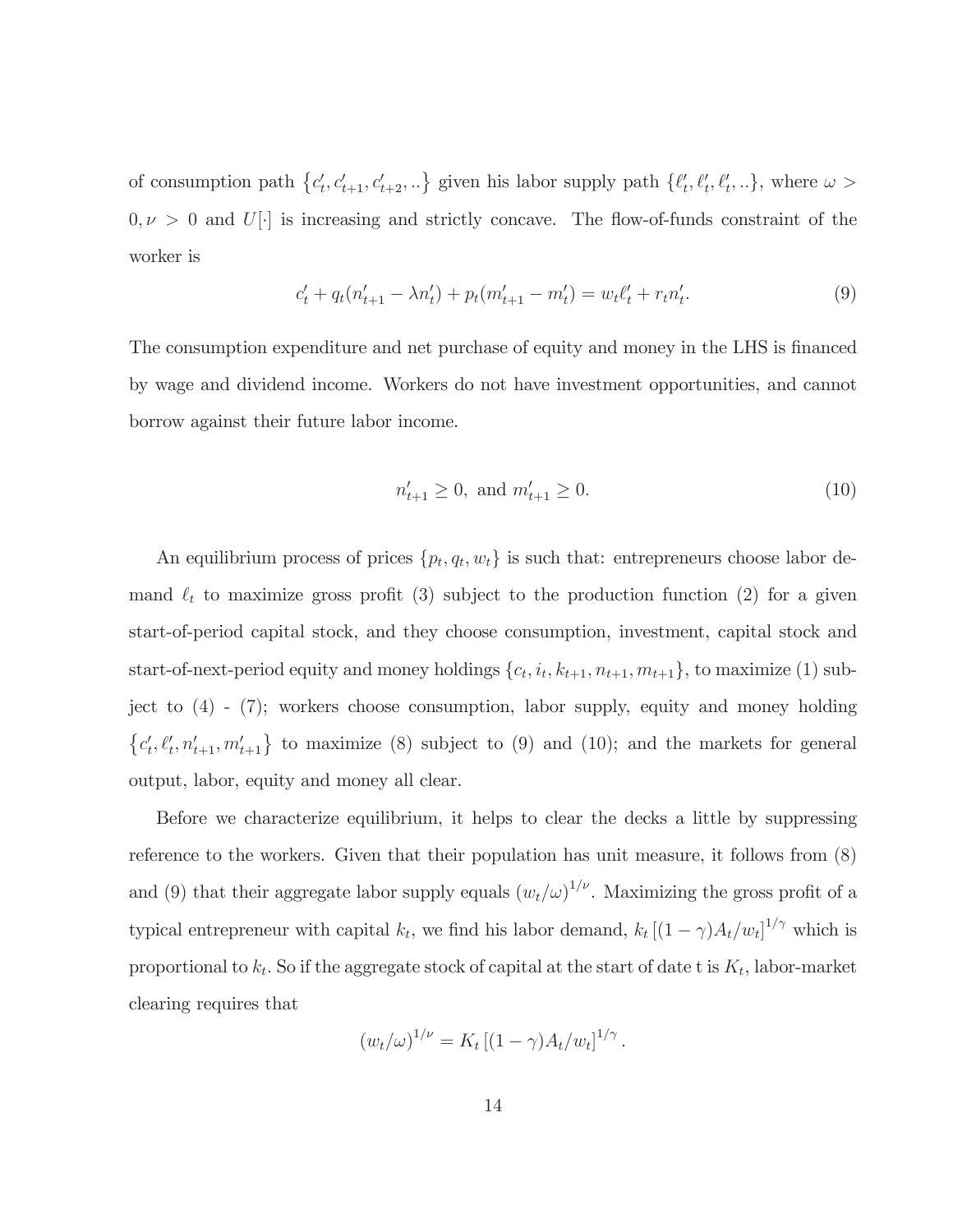of consumption path $\{c'_t, c'_{t+1}, c'_{t+2}, ..\}$ given his labor supply path $\{\ell'_t, \ell'_t, \ell'_t, ..\}$, where $\omega > 0, \nu > 0$ and $U[\cdot]$ is increasing and strictly concave. The flow-of-funds constraint of the worker is

$$c'_t + q_t(n'_{t+1} - \lambda n'_t) + p_t(m'_{t+1} - m'_t) = w_t \ell'_t + r_t n'_t. \tag{9}$$

The consumption expenditure and net purchase of equity and money in the LHS is financed by wage and dividend income. Workers do not have investment opportunities, and cannot borrow against their future labor income.

$$n'_{t+1} \geq 0, \text{ and } m'_{t+1} \geq 0. \tag{10}$$

An equilibrium process of prices $\{p_t, q_t, w_t\}$ is such that: entrepreneurs choose labor demand $\ell_t$ to maximize gross profit (3) subject to the production function (2) for a given start-of-period capital stock, and they choose consumption, investment, capital stock and start-of-next-period equity and money holdings $\{c_t, i_t, k_{t+1}, n_{t+1}, m_{t+1}\}$, to maximize (1) subject to (4) - (7); workers choose consumption, labor supply, equity and money holding $\{c'_t, \ell'_t, n'_{t+1}, m'_{t+1}\}$ to maximize (8) subject to (9) and (10); and the markets for general output, labor, equity and money all clear.

Before we characterize equilibrium, it helps to clear the decks a little by suppressing reference to the workers. Given that their population has unit measure, it follows from (8) and (9) that their aggregate labor supply equals $(w_t/\omega)^{1/\nu}$. Maximizing the gross profit of a typical entrepreneur with capital $k_t$, we find his labor demand, $k_t \left[(1-\gamma)A_t/w_t\right]^{1/\gamma}$ which is proportional to $k_t$. So if the aggregate stock of capital at the start of date t is $K_t$, labor-market clearing requires that

$$(w_t/\omega)^{1/\nu} = K_t \left[(1-\gamma)A_t/w_t\right]^{1/\gamma}.$$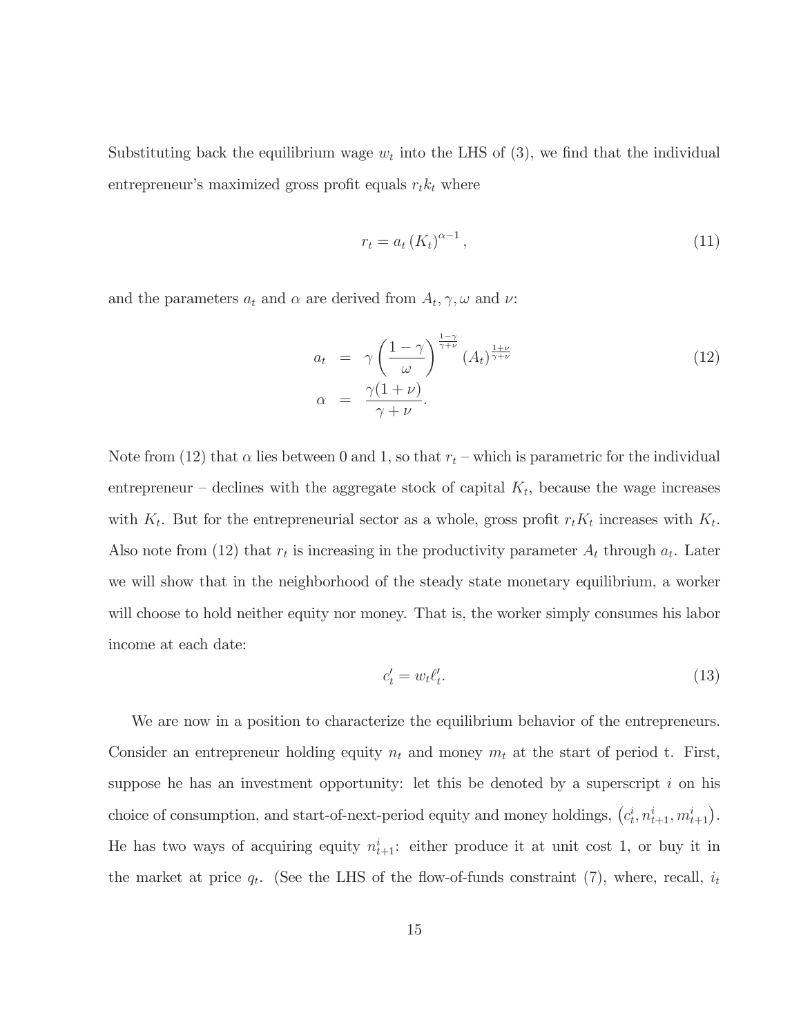Substituting back the equilibrium wage $w_t$ into the LHS of (3), we find that the individual entrepreneur's maximized gross profit equals $r_t k_t$ where

$$r_t = a_t (K_t)^{\alpha - 1}, \tag{11}$$

and the parameters $a_t$ and $\alpha$ are derived from $A_t, \gamma, \omega$ and $\nu$:

$$\begin{aligned} a_t &= \gamma \left( \frac{1-\gamma}{\omega} \right)^{\frac{1-\gamma}{\gamma+\nu}} (A_t)^{\frac{1+\nu}{\gamma+\nu}} \\ \alpha &= \frac{\gamma(1+\nu)}{\gamma+\nu}. \end{aligned} \tag{12}$$

Note from (12) that $\alpha$ lies between 0 and 1, so that $r_t$ – which is parametric for the individual entrepreneur – declines with the aggregate stock of capital $K_t$, because the wage increases with $K_t$. But for the entrepreneurial sector as a whole, gross profit $r_t K_t$ increases with $K_t$. Also note from (12) that $r_t$ is increasing in the productivity parameter $A_t$ through $a_t$. Later we will show that in the neighborhood of the steady state monetary equilibrium, a worker will choose to hold neither equity nor money. That is, the worker simply consumes his labor income at each date:

$$c'_t = w_t \ell'_t. \tag{13}$$

We are now in a position to characterize the equilibrium behavior of the entrepreneurs. Consider an entrepreneur holding equity $n_t$ and money $m_t$ at the start of period t. First, suppose he has an investment opportunity: let this be denoted by a superscript $i$ on his choice of consumption, and start-of-next-period equity and money holdings, $\left(c_t^i, n_{t+1}^i, m_{t+1}^i\right)$. He has two ways of acquiring equity $n_{t+1}^i$: either produce it at unit cost 1, or buy it in the market at price $q_t$. (See the LHS of the flow-of-funds constraint (7), where, recall, $i_t$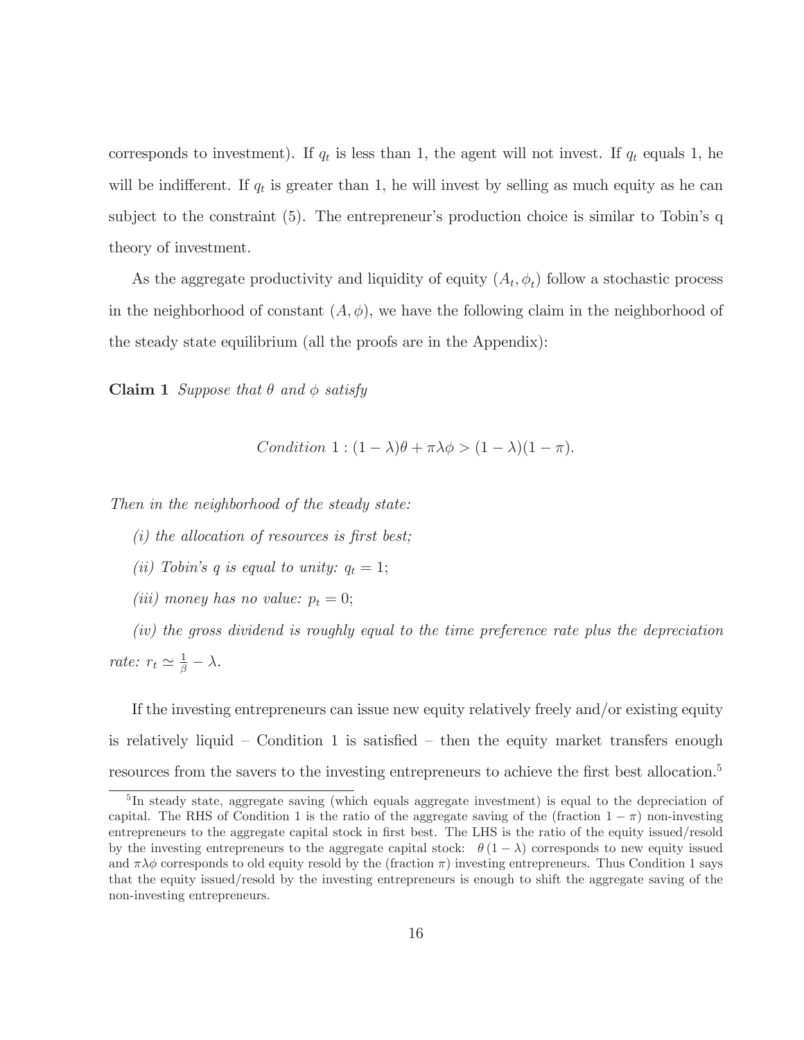corresponds to investment). If $q_t$ is less than 1, the agent will not invest. If $q_t$ equals 1, he will be indifferent. If $q_t$ is greater than 1, he will invest by selling as much equity as he can subject to the constraint (5). The entrepreneur's production choice is similar to Tobin's q theory of investment.

As the aggregate productivity and liquidity of equity $(A_t, \phi_t)$ follow a stochastic process in the neighborhood of constant $(A, \phi)$, we have the following claim in the neighborhood of the steady state equilibrium (all the proofs are in the Appendix):

**Claim 1** *Suppose that* $\theta$ *and* $\phi$ *satisfy*

$$\textit{Condition } 1 : (1 - \lambda)\theta + \pi\lambda\phi > (1 - \lambda)(1 - \pi).$$

*Then in the neighborhood of the steady state:*

*(i) the allocation of resources is first best;*

*(ii) Tobin's q is equal to unity:* $q_t = 1$;

*(iii) money has no value:* $p_t = 0$;

*(iv) the gross dividend is roughly equal to the time preference rate plus the depreciation rate:* $r_t \simeq \frac{1}{\beta} - \lambda$.

If the investing entrepreneurs can issue new equity relatively freely and/or existing equity is relatively liquid – Condition 1 is satisfied – then the equity market transfers enough resources from the savers to the investing entrepreneurs to achieve the first best allocation.[5]

[5] In steady state, aggregate saving (which equals aggregate investment) is equal to the depreciation of capital. The RHS of Condition 1 is the ratio of the aggregate saving of the (fraction $1 - \pi$) non-investing entrepreneurs to the aggregate capital stock in first best. The LHS is the ratio of the equity issued/resold by the investing entrepreneurs to the aggregate capital stock: $\theta (1 - \lambda)$ corresponds to new equity issued and $\pi\lambda\phi$ corresponds to old equity resold by the (fraction $\pi$) investing entrepreneurs. Thus Condition 1 says that the equity issued/resold by the investing entrepreneurs is enough to shift the aggregate saving of the non-investing entrepreneurs.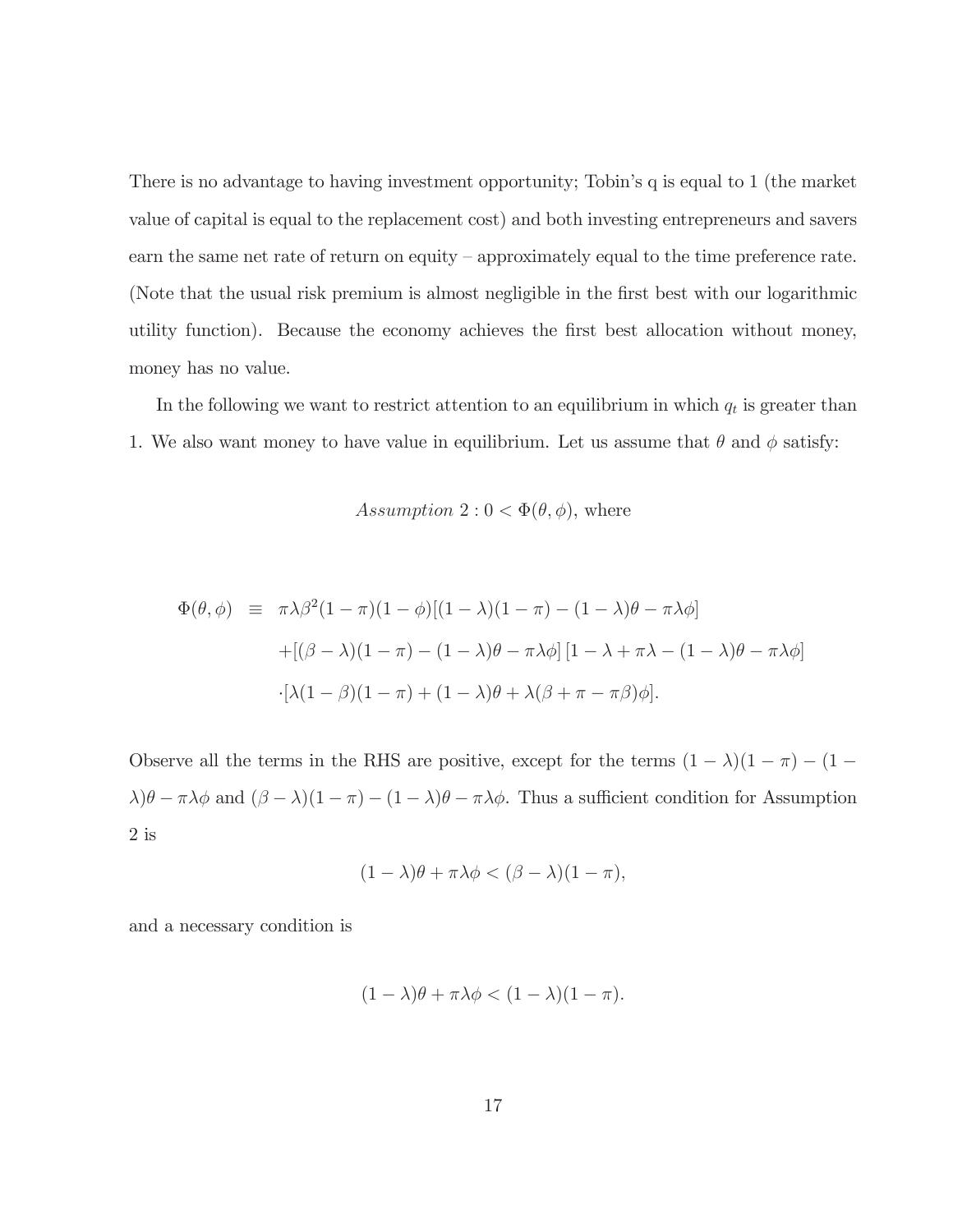There is no advantage to having investment opportunity; Tobin's q is equal to 1 (the market value of capital is equal to the replacement cost) and both investing entrepreneurs and savers earn the same net rate of return on equity – approximately equal to the time preference rate. (Note that the usual risk premium is almost negligible in the first best with our logarithmic utility function). Because the economy achieves the first best allocation without money, money has no value.

In the following we want to restrict attention to an equilibrium in which $q_t$ is greater than 1. We also want money to have value in equilibrium. Let us assume that $\theta$ and $\phi$ satisfy:

$$\textit{Assumption } 2 : 0 < \Phi(\theta, \phi), \text{ where}$$

$$
\begin{aligned}
\Phi(\theta, \phi) \;\equiv\; & \pi\lambda\beta^2(1-\pi)(1-\phi)[(1-\lambda)(1-\pi) - (1-\lambda)\theta - \pi\lambda\phi] \\
& + [(\beta - \lambda)(1-\pi) - (1-\lambda)\theta - \pi\lambda\phi]\,[1 - \lambda + \pi\lambda - (1-\lambda)\theta - \pi\lambda\phi] \\
& \cdot [\lambda(1-\beta)(1-\pi) + (1-\lambda)\theta + \lambda(\beta + \pi - \pi\beta)\phi].
\end{aligned}
$$

Observe all the terms in the RHS are positive, except for the terms $(1-\lambda)(1-\pi) - (1-\lambda)\theta - \pi\lambda\phi$ and $(\beta - \lambda)(1-\pi) - (1-\lambda)\theta - \pi\lambda\phi$. Thus a sufficient condition for Assumption 2 is

$$(1-\lambda)\theta + \pi\lambda\phi < (\beta - \lambda)(1-\pi),$$

and a necessary condition is

$$(1-\lambda)\theta + \pi\lambda\phi < (1-\lambda)(1-\pi).$$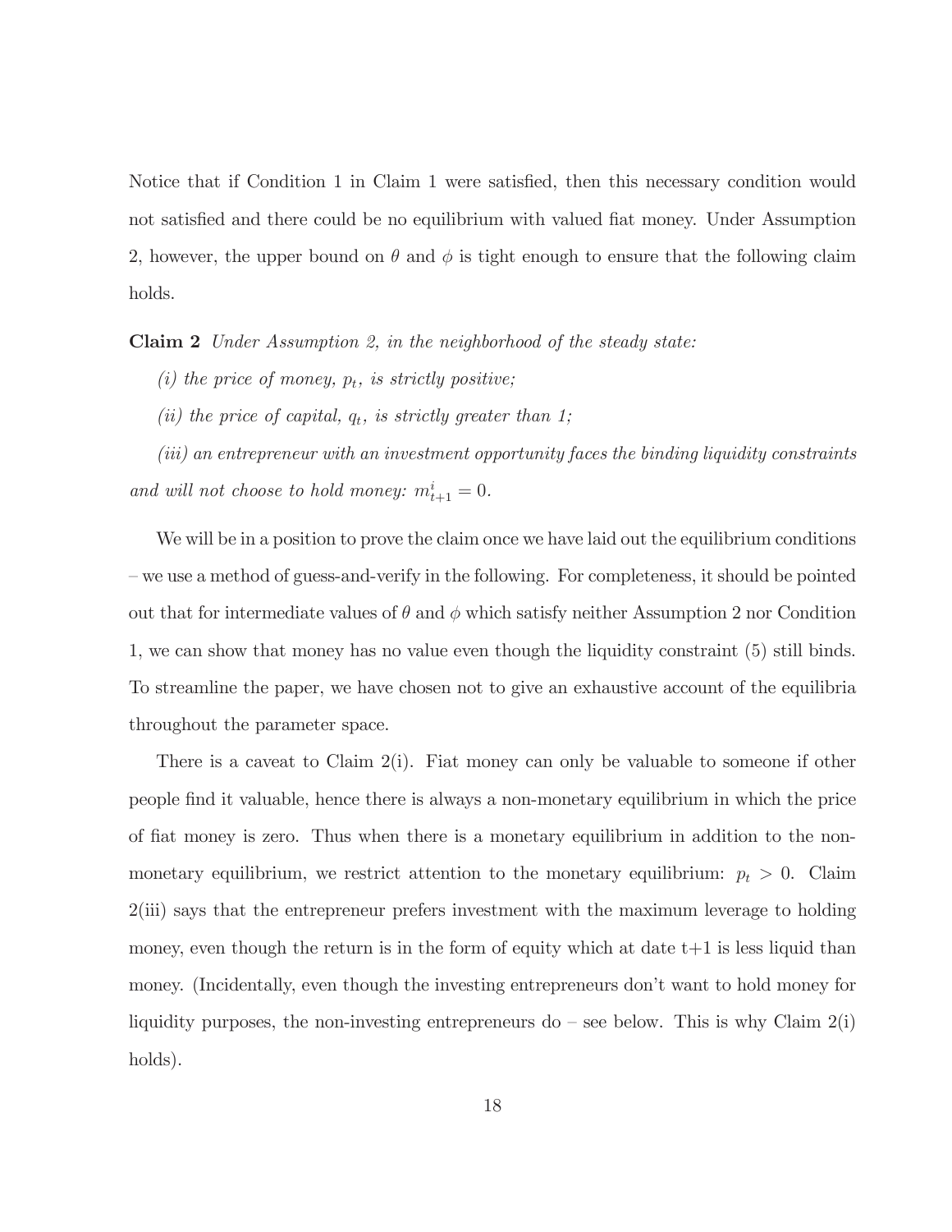Notice that if Condition 1 in Claim 1 were satisfied, then this necessary condition would not satisfied and there could be no equilibrium with valued fiat money. Under Assumption 2, however, the upper bound on $\theta$ and $\phi$ is tight enough to ensure that the following claim holds.

**Claim 2** *Under Assumption 2, in the neighborhood of the steady state:*

*(i) the price of money, $p_t$, is strictly positive;*

*(ii) the price of capital, $q_t$, is strictly greater than 1;*

*(iii) an entrepreneur with an investment opportunity faces the binding liquidity constraints and will not choose to hold money: $m_{t+1}^i = 0$.*

We will be in a position to prove the claim once we have laid out the equilibrium conditions – we use a method of guess-and-verify in the following. For completeness, it should be pointed out that for intermediate values of $\theta$ and $\phi$ which satisfy neither Assumption 2 nor Condition 1, we can show that money has no value even though the liquidity constraint (5) still binds. To streamline the paper, we have chosen not to give an exhaustive account of the equilibria throughout the parameter space.

There is a caveat to Claim 2(i). Fiat money can only be valuable to someone if other people find it valuable, hence there is always a non-monetary equilibrium in which the price of fiat money is zero. Thus when there is a monetary equilibrium in addition to the non-monetary equilibrium, we restrict attention to the monetary equilibrium: $p_t > 0$. Claim 2(iii) says that the entrepreneur prefers investment with the maximum leverage to holding money, even though the return is in the form of equity which at date t+1 is less liquid than money. (Incidentally, even though the investing entrepreneurs don't want to hold money for liquidity purposes, the non-investing entrepreneurs do – see below. This is why Claim 2(i) holds).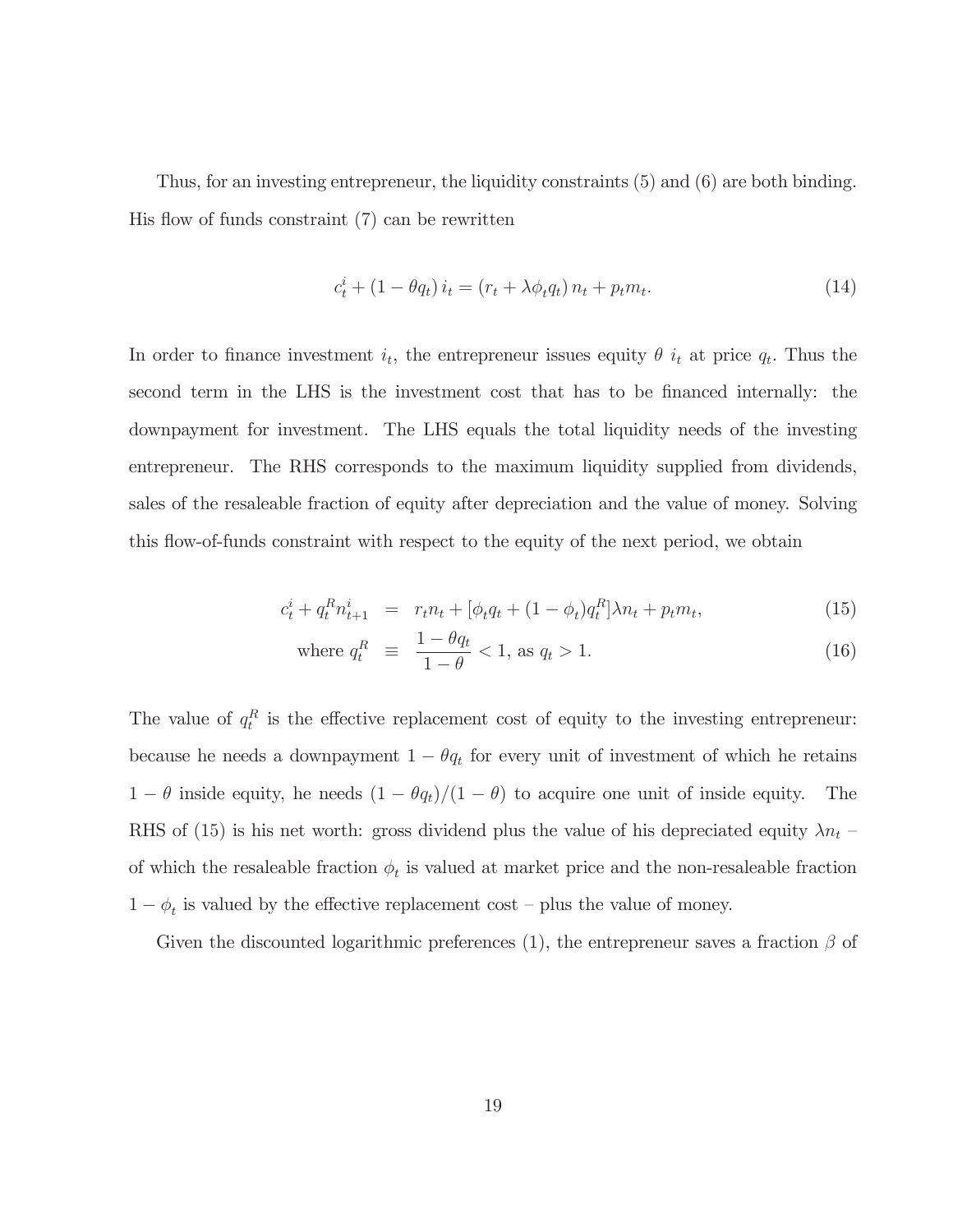Thus, for an investing entrepreneur, the liquidity constraints (5) and (6) are both binding. His flow of funds constraint (7) can be rewritten

$$c_t^i + (1 - \theta q_t)\, i_t = (r_t + \lambda \phi_t q_t)\, n_t + p_t m_t. \tag{14}$$

In order to finance investment $i_t$, the entrepreneur issues equity $\theta \; i_t$ at price $q_t$. Thus the second term in the LHS is the investment cost that has to be financed internally: the downpayment for investment. The LHS equals the total liquidity needs of the investing entrepreneur. The RHS corresponds to the maximum liquidity supplied from dividends, sales of the resaleable fraction of equity after depreciation and the value of money. Solving this flow-of-funds constraint with respect to the equity of the next period, we obtain

$$c_t^i + q_t^R n_{t+1}^i = r_t n_t + [\phi_t q_t + (1 - \phi_t) q_t^R] \lambda n_t + p_t m_t, \tag{15}$$

$$\text{where } q_t^R \equiv \frac{1 - \theta q_t}{1 - \theta} < 1, \text{ as } q_t > 1. \tag{16}$$

The value of $q_t^R$ is the effective replacement cost of equity to the investing entrepreneur: because he needs a downpayment $1 - \theta q_t$ for every unit of investment of which he retains $1 - \theta$ inside equity, he needs $(1 - \theta q_t)/(1 - \theta)$ to acquire one unit of inside equity. The RHS of (15) is his net worth: gross dividend plus the value of his depreciated equity $\lambda n_t$ – of which the resaleable fraction $\phi_t$ is valued at market price and the non-resaleable fraction $1 - \phi_t$ is valued by the effective replacement cost – plus the value of money.

Given the discounted logarithmic preferences (1), the entrepreneur saves a fraction $\beta$ of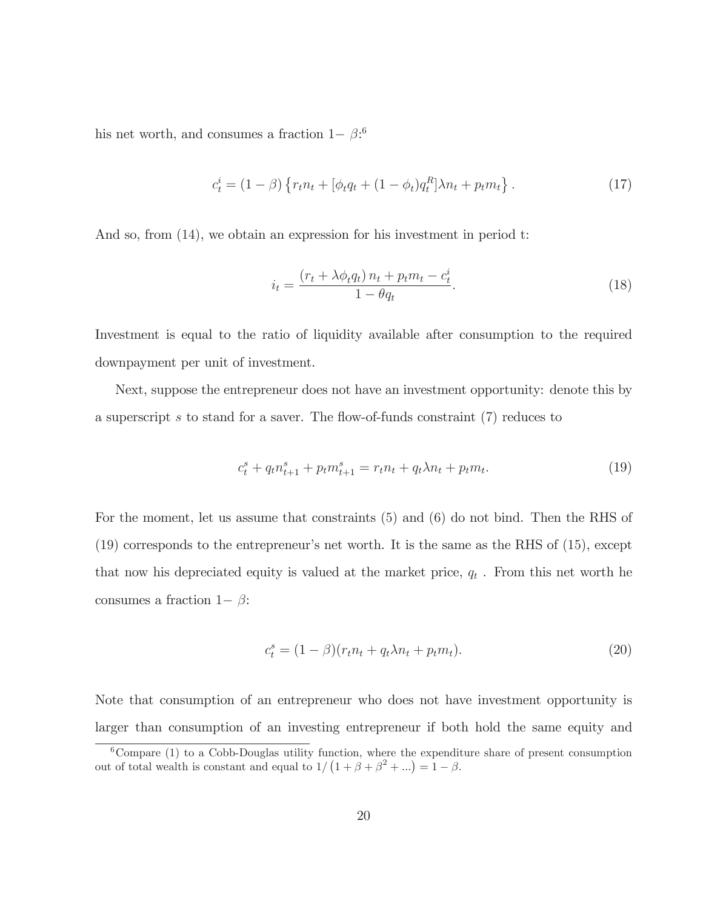his net worth, and consumes a fraction $1-\beta$:[6]

$$c_t^i = (1-\beta)\left\{r_t n_t + [\phi_t q_t + (1-\phi_t)q_t^R]\lambda n_t + p_t m_t\right\}. \tag{17}$$

And so, from (14), we obtain an expression for his investment in period t:

$$i_t = \frac{(r_t + \lambda\phi_t q_t)\, n_t + p_t m_t - c_t^i}{1-\theta q_t}. \tag{18}$$

Investment is equal to the ratio of liquidity available after consumption to the required downpayment per unit of investment.

Next, suppose the entrepreneur does not have an investment opportunity: denote this by a superscript $s$ to stand for a saver. The flow-of-funds constraint (7) reduces to

$$c_t^s + q_t n_{t+1}^s + p_t m_{t+1}^s = r_t n_t + q_t \lambda n_t + p_t m_t. \tag{19}$$

For the moment, let us assume that constraints (5) and (6) do not bind. Then the RHS of (19) corresponds to the entrepreneur's net worth. It is the same as the RHS of (15), except that now his depreciated equity is valued at the market price, $q_t$ . From this net worth he consumes a fraction $1-\beta$:

$$c_t^s = (1-\beta)(r_t n_t + q_t \lambda n_t + p_t m_t). \tag{20}$$

Note that consumption of an entrepreneur who does not have investment opportunity is larger than consumption of an investing entrepreneur if both hold the same equity and

[6] Compare (1) to a Cobb-Douglas utility function, where the expenditure share of present consumption out of total wealth is constant and equal to $1/\left(1+\beta+\beta^2+...\right) = 1-\beta$.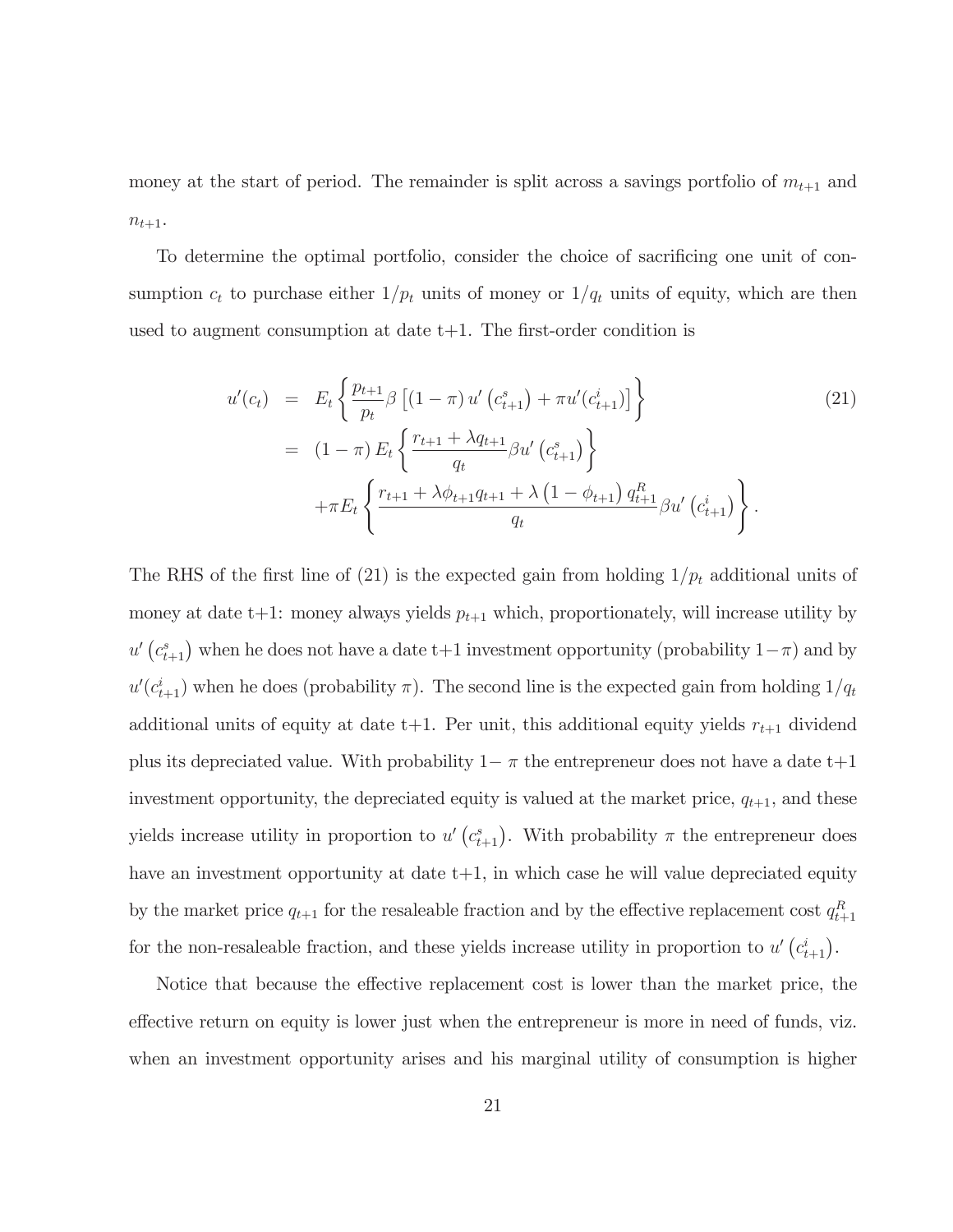money at the start of period. The remainder is split across a savings portfolio of $m_{t+1}$ and $n_{t+1}$.

To determine the optimal portfolio, consider the choice of sacrificing one unit of consumption $c_t$ to purchase either $1/p_t$ units of money or $1/q_t$ units of equity, which are then used to augment consumption at date t+1. The first-order condition is

$$
\begin{aligned}
u'(c_t) &= E_t \left\{ \frac{p_{t+1}}{p_t} \beta \left[ (1-\pi)\, u'\left(c^s_{t+1}\right) + \pi u'(c^i_{t+1}) \right] \right\} \\
&= (1-\pi)\, E_t \left\{ \frac{r_{t+1} + \lambda q_{t+1}}{q_t} \beta u'\left(c^s_{t+1}\right) \right\} \\
&\quad + \pi E_t \left\{ \frac{r_{t+1} + \lambda \phi_{t+1} q_{t+1} + \lambda \left(1 - \phi_{t+1}\right) q^R_{t+1}}{q_t} \beta u'\left(c^i_{t+1}\right) \right\}.
\end{aligned}
\tag{21}
$$

The RHS of the first line of (21) is the expected gain from holding $1/p_t$ additional units of money at date t+1: money always yields $p_{t+1}$ which, proportionately, will increase utility by $u'\left(c^s_{t+1}\right)$ when he does not have a date t+1 investment opportunity (probability $1-\pi$) and by $u'(c^i_{t+1})$ when he does (probability $\pi$). The second line is the expected gain from holding $1/q_t$ additional units of equity at date t+1. Per unit, this additional equity yields $r_{t+1}$ dividend plus its depreciated value. With probability $1-\pi$ the entrepreneur does not have a date t+1 investment opportunity, the depreciated equity is valued at the market price, $q_{t+1}$, and these yields increase utility in proportion to $u'\left(c^s_{t+1}\right)$. With probability $\pi$ the entrepreneur does have an investment opportunity at date t+1, in which case he will value depreciated equity by the market price $q_{t+1}$ for the resaleable fraction and by the effective replacement cost $q^R_{t+1}$ for the non-resaleable fraction, and these yields increase utility in proportion to $u'\left(c^i_{t+1}\right)$.

Notice that because the effective replacement cost is lower than the market price, the effective return on equity is lower just when the entrepreneur is more in need of funds, viz. when an investment opportunity arises and his marginal utility of consumption is higher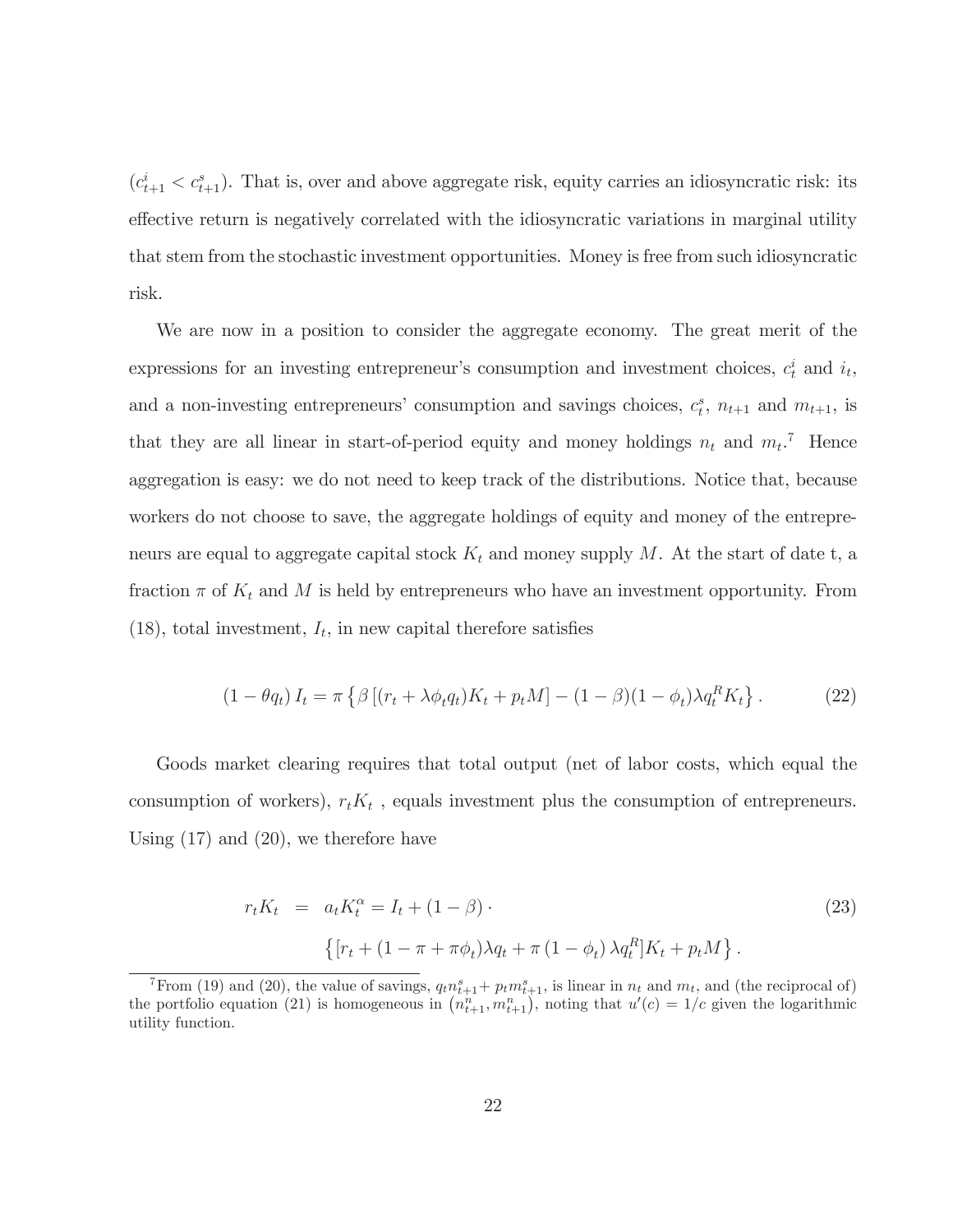($c^i_{t+1} < c^s_{t+1}$). That is, over and above aggregate risk, equity carries an idiosyncratic risk: its effective return is negatively correlated with the idiosyncratic variations in marginal utility that stem from the stochastic investment opportunities. Money is free from such idiosyncratic risk.

We are now in a position to consider the aggregate economy. The great merit of the expressions for an investing entrepreneur's consumption and investment choices, $c^i_t$ and $i_t$, and a non-investing entrepreneurs' consumption and savings choices, $c^s_t$, $n_{t+1}$ and $m_{t+1}$, is that they are all linear in start-of-period equity and money holdings $n_t$ and $m_t$.[7] Hence aggregation is easy: we do not need to keep track of the distributions. Notice that, because workers do not choose to save, the aggregate holdings of equity and money of the entrepreneurs are equal to aggregate capital stock $K_t$ and money supply $M$. At the start of date t, a fraction $\pi$ of $K_t$ and $M$ is held by entrepreneurs who have an investment opportunity. From (18), total investment, $I_t$, in new capital therefore satisfies

$$(1 - \theta q_t) I_t = \pi \left\{ \beta \left[ (r_t + \lambda \phi_t q_t) K_t + p_t M \right] - (1 - \beta)(1 - \phi_t) \lambda q^R_t K_t \right\}. \tag{22}$$

Goods market clearing requires that total output (net of labor costs, which equal the consumption of workers), $r_t K_t$ , equals investment plus the consumption of entrepreneurs. Using (17) and (20), we therefore have

$$\begin{aligned} r_t K_t &= a_t K^\alpha_t = I_t + (1 - \beta) \cdot \\ &\quad \left\{ [r_t + (1 - \pi + \pi \phi_t) \lambda q_t + \pi (1 - \phi_t) \lambda q^R_t] K_t + p_t M \right\}. \end{aligned} \tag{23}$$

[7]From (19) and (20), the value of savings, $q_t n^s_{t+1} + p_t m^s_{t+1}$, is linear in $n_t$ and $m_t$, and (the reciprocal of) the portfolio equation (21) is homogeneous in $(n^n_{t+1}, m^n_{t+1})$, noting that $u'(c) = 1/c$ given the logarithmic utility function.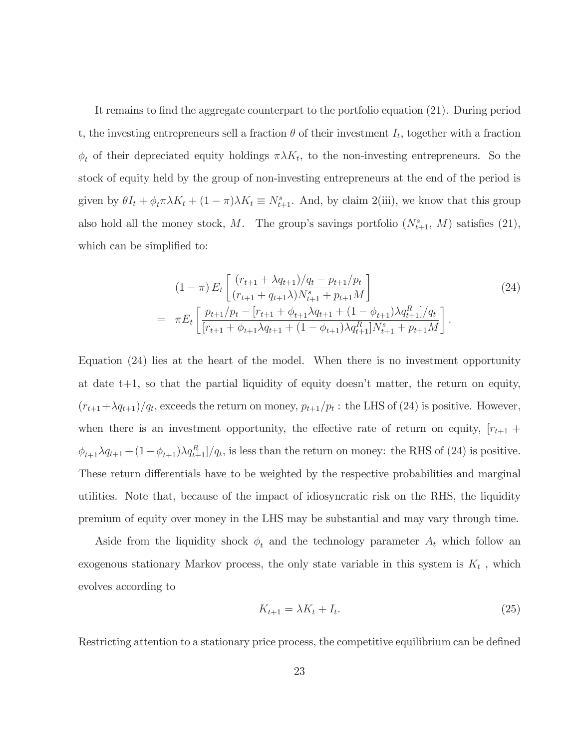It remains to find the aggregate counterpart to the portfolio equation (21). During period t, the investing entrepreneurs sell a fraction $\theta$ of their investment $I_t$, together with a fraction $\phi_t$ of their depreciated equity holdings $\pi\lambda K_t$, to the non-investing entrepreneurs. So the stock of equity held by the group of non-investing entrepreneurs at the end of the period is given by $\theta I_t + \phi_t \pi\lambda K_t + (1-\pi)\lambda K_t \equiv N^s_{t+1}$. And, by claim 2(iii), we know that this group also hold all the money stock, $M$. The group's savings portfolio $(N^s_{t+1},\, M)$ satisfies (21), which can be simplified to:

$$
\begin{aligned}
&(1-\pi)\, E_t\left[\frac{(r_{t+1}+\lambda q_{t+1})/q_t - p_{t+1}/p_t}{(r_{t+1}+q_{t+1}\lambda)N^s_{t+1}+p_{t+1}M}\right] \\
=\;& \pi E_t\left[\frac{p_{t+1}/p_t - [r_{t+1}+\phi_{t+1}\lambda q_{t+1}+(1-\phi_{t+1})\lambda q^R_{t+1}]/q_t}{[r_{t+1}+\phi_{t+1}\lambda q_{t+1}+(1-\phi_{t+1})\lambda q^R_{t+1}]N^s_{t+1}+p_{t+1}M}\right].
\end{aligned}
\tag{24}
$$

Equation (24) lies at the heart of the model. When there is no investment opportunity at date t+1, so that the partial liquidity of equity doesn't matter, the return on equity, $(r_{t+1}+\lambda q_{t+1})/q_t$, exceeds the return on money, $p_{t+1}/p_t$ : the LHS of (24) is positive. However, when there is an investment opportunity, the effective rate of return on equity, $[r_{t+1} + \phi_{t+1}\lambda q_{t+1} + (1-\phi_{t+1})\lambda q^R_{t+1}]/q_t$, is less than the return on money: the RHS of (24) is positive. These return differentials have to be weighted by the respective probabilities and marginal utilities. Note that, because of the impact of idiosyncratic risk on the RHS, the liquidity premium of equity over money in the LHS may be substantial and may vary through time.

Aside from the liquidity shock $\phi_t$ and the technology parameter $A_t$ which follow an exogenous stationary Markov process, the only state variable in this system is $K_t$ , which evolves according to

$$
K_{t+1} = \lambda K_t + I_t. \tag{25}
$$

Restricting attention to a stationary price process, the competitive equilibrium can be defined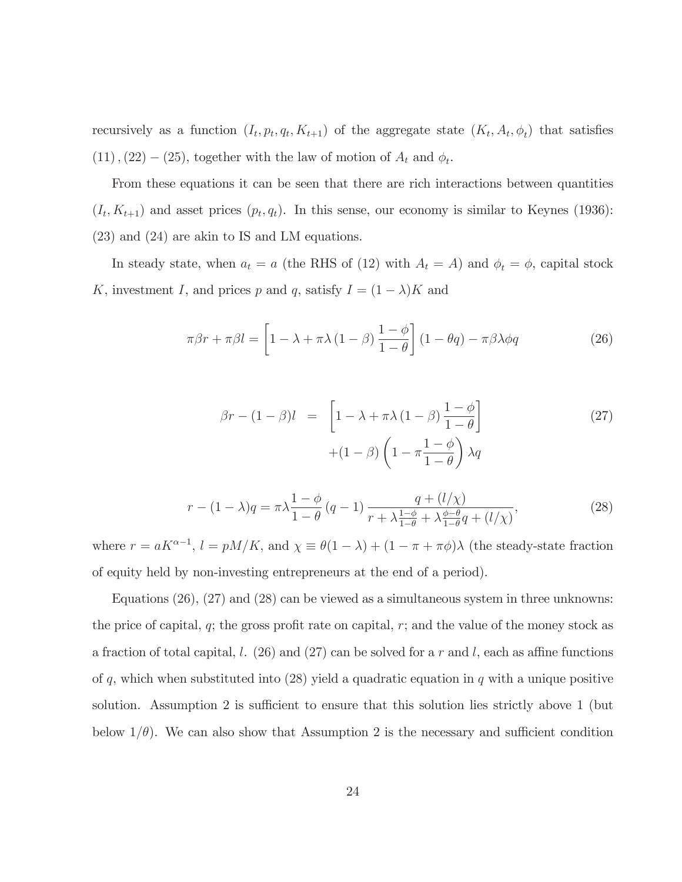recursively as a function $(I_t, p_t, q_t, K_{t+1})$ of the aggregate state $(K_t, A_t, \phi_t)$ that satisfies $(11), (22)-(25)$, together with the law of motion of $A_t$ and $\phi_t$.

From these equations it can be seen that there are rich interactions between quantities $(I_t, K_{t+1})$ and asset prices $(p_t, q_t)$. In this sense, our economy is similar to Keynes (1936): (23) and (24) are akin to IS and LM equations.

In steady state, when $a_t = a$ (the RHS of (12) with $A_t = A$) and $\phi_t = \phi$, capital stock $K$, investment $I$, and prices $p$ and $q$, satisfy $I = (1-\lambda)K$ and

$$\pi\beta r + \pi\beta l = \left[1 - \lambda + \pi\lambda\left(1-\beta\right)\frac{1-\phi}{1-\theta}\right]\left(1-\theta q\right) - \pi\beta\lambda\phi q \tag{26}$$

$$\begin{aligned} \beta r - (1-\beta)l \quad = \quad & \left[1 - \lambda + \pi\lambda\left(1-\beta\right)\frac{1-\phi}{1-\theta}\right] \\ & + (1-\beta)\left(1 - \pi\frac{1-\phi}{1-\theta}\right)\lambda q \end{aligned} \tag{27}$$

$$r - (1-\lambda)q = \pi\lambda\frac{1-\phi}{1-\theta}\left(q-1\right)\frac{q + (l/\chi)}{r + \lambda\frac{1-\phi}{1-\theta} + \lambda\frac{\phi-\theta}{1-\theta}q + (l/\chi)}, \tag{28}$$

where $r = aK^{\alpha-1}$, $l = pM/K$, and $\chi \equiv \theta(1-\lambda) + (1-\pi+\pi\phi)\lambda$ (the steady-state fraction of equity held by non-investing entrepreneurs at the end of a period).

Equations (26), (27) and (28) can be viewed as a simultaneous system in three unknowns: the price of capital, $q$; the gross profit rate on capital, $r$; and the value of the money stock as a fraction of total capital, $l$. (26) and (27) can be solved for a $r$ and $l$, each as affine functions of $q$, which when substituted into (28) yield a quadratic equation in $q$ with a unique positive solution. Assumption 2 is sufficient to ensure that this solution lies strictly above 1 (but below $1/\theta$). We can also show that Assumption 2 is the necessary and sufficient condition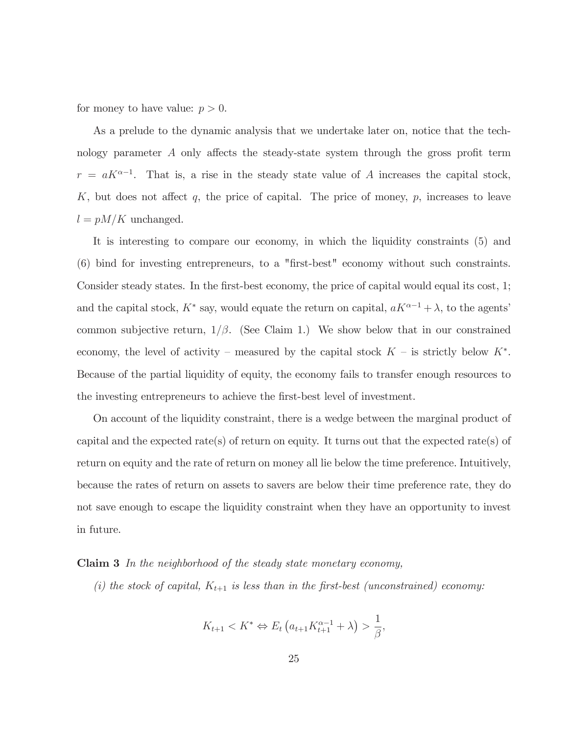for money to have value: $p > 0$.

As a prelude to the dynamic analysis that we undertake later on, notice that the technology parameter $A$ only affects the steady-state system through the gross profit term $r = aK^{\alpha-1}$. That is, a rise in the steady state value of $A$ increases the capital stock, $K$, but does not affect $q$, the price of capital. The price of money, $p$, increases to leave $l = pM/K$ unchanged.

It is interesting to compare our economy, in which the liquidity constraints (5) and (6) bind for investing entrepreneurs, to a "first-best" economy without such constraints. Consider steady states. In the first-best economy, the price of capital would equal its cost, 1; and the capital stock, $K^*$ say, would equate the return on capital, $aK^{\alpha-1} + \lambda$, to the agents' common subjective return, $1/\beta$. (See Claim 1.) We show below that in our constrained economy, the level of activity – measured by the capital stock $K$ – is strictly below $K^*$. Because of the partial liquidity of equity, the economy fails to transfer enough resources to the investing entrepreneurs to achieve the first-best level of investment.

On account of the liquidity constraint, there is a wedge between the marginal product of capital and the expected rate(s) of return on equity. It turns out that the expected rate(s) of return on equity and the rate of return on money all lie below the time preference. Intuitively, because the rates of return on assets to savers are below their time preference rate, they do not save enough to escape the liquidity constraint when they have an opportunity to invest in future.

**Claim 3** *In the neighborhood of the steady state monetary economy,*

*(i) the stock of capital, $K_{t+1}$ is less than in the first-best (unconstrained) economy:*

$$K_{t+1} < K^* \Leftrightarrow E_t \left( a_{t+1} K_{t+1}^{\alpha-1} + \lambda \right) > \frac{1}{\beta},$$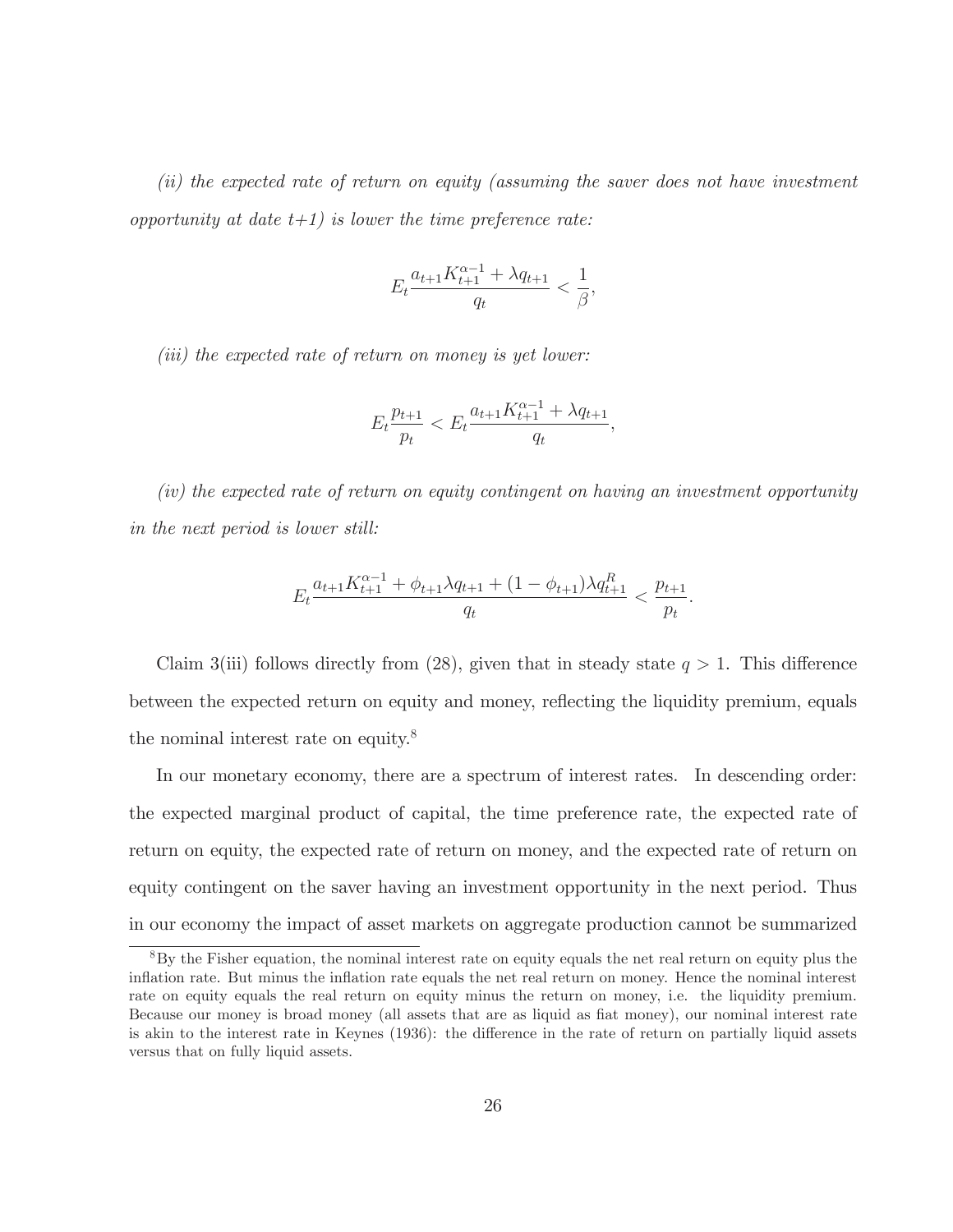*(ii) the expected rate of return on equity (assuming the saver does not have investment opportunity at date t+1) is lower the time preference rate:*

$$E_t \frac{a_{t+1}K_{t+1}^{\alpha-1} + \lambda q_{t+1}}{q_t} < \frac{1}{\beta},$$

*(iii) the expected rate of return on money is yet lower:*

$$E_t \frac{p_{t+1}}{p_t} < E_t \frac{a_{t+1}K_{t+1}^{\alpha-1} + \lambda q_{t+1}}{q_t},$$

*(iv) the expected rate of return on equity contingent on having an investment opportunity in the next period is lower still:*

$$E_t \frac{a_{t+1}K_{t+1}^{\alpha-1} + \phi_{t+1}\lambda q_{t+1} + (1-\phi_{t+1})\lambda q_{t+1}^R}{q_t} < \frac{p_{t+1}}{p_t}.$$

Claim 3(iii) follows directly from (28), given that in steady state $q > 1$. This difference between the expected return on equity and money, reflecting the liquidity premium, equals the nominal interest rate on equity.[8]

In our monetary economy, there are a spectrum of interest rates. In descending order: the expected marginal product of capital, the time preference rate, the expected rate of return on equity, the expected rate of return on money, and the expected rate of return on equity contingent on the saver having an investment opportunity in the next period. Thus in our economy the impact of asset markets on aggregate production cannot be summarized

[8] By the Fisher equation, the nominal interest rate on equity equals the net real return on equity plus the inflation rate. But minus the inflation rate equals the net real return on money. Hence the nominal interest rate on equity equals the real return on equity minus the return on money, i.e. the liquidity premium. Because our money is broad money (all assets that are as liquid as fiat money), our nominal interest rate is akin to the interest rate in Keynes (1936): the difference in the rate of return on partially liquid assets versus that on fully liquid assets.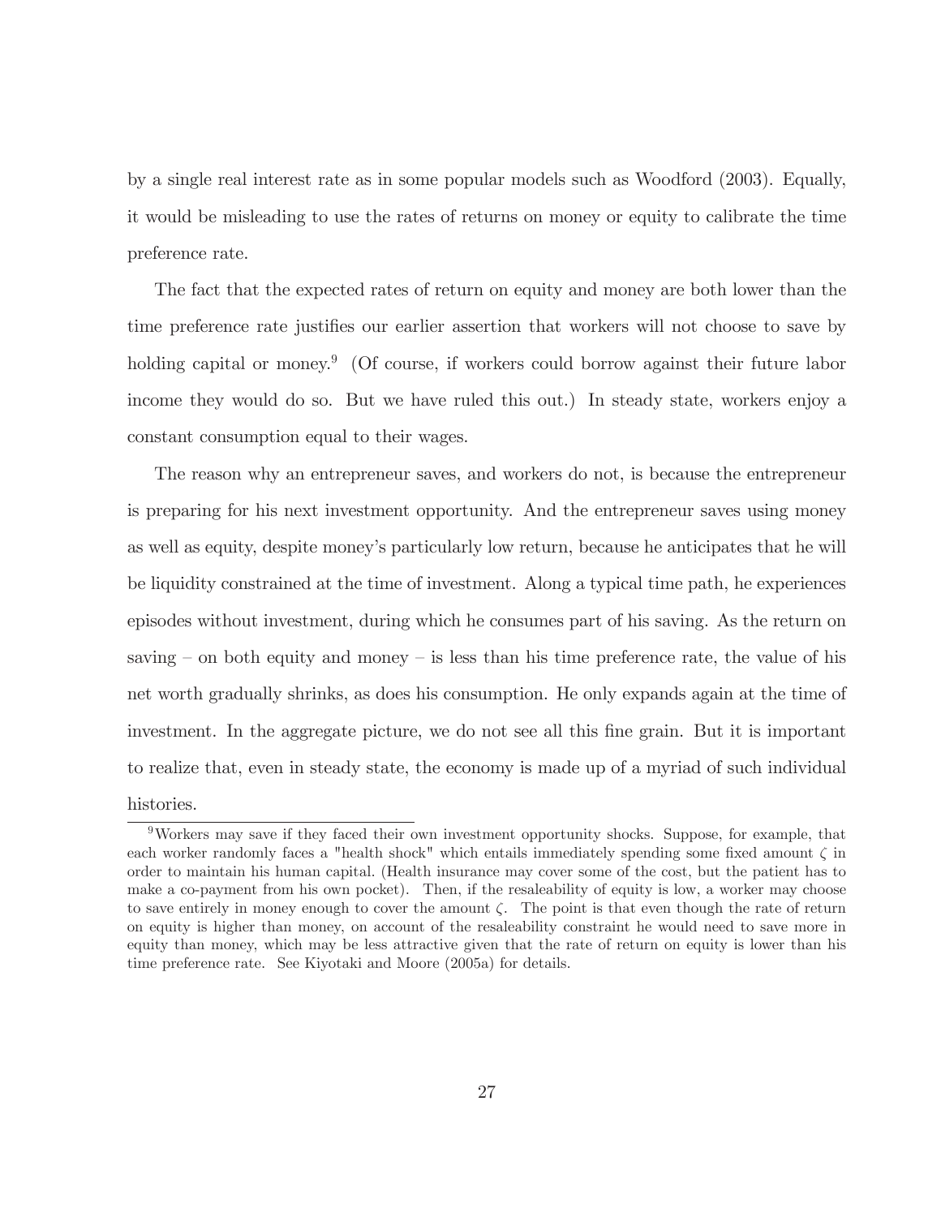by a single real interest rate as in some popular models such as Woodford (2003). Equally, it would be misleading to use the rates of returns on money or equity to calibrate the time preference rate.

The fact that the expected rates of return on equity and money are both lower than the time preference rate justifies our earlier assertion that workers will not choose to save by holding capital or money.[9] (Of course, if workers could borrow against their future labor income they would do so. But we have ruled this out.) In steady state, workers enjoy a constant consumption equal to their wages.

The reason why an entrepreneur saves, and workers do not, is because the entrepreneur is preparing for his next investment opportunity. And the entrepreneur saves using money as well as equity, despite money's particularly low return, because he anticipates that he will be liquidity constrained at the time of investment. Along a typical time path, he experiences episodes without investment, during which he consumes part of his saving. As the return on saving – on both equity and money – is less than his time preference rate, the value of his net worth gradually shrinks, as does his consumption. He only expands again at the time of investment. In the aggregate picture, we do not see all this fine grain. But it is important to realize that, even in steady state, the economy is made up of a myriad of such individual histories.

[9] Workers may save if they faced their own investment opportunity shocks. Suppose, for example, that each worker randomly faces a "health shock" which entails immediately spending some fixed amount $\zeta$ in order to maintain his human capital. (Health insurance may cover some of the cost, but the patient has to make a co-payment from his own pocket). Then, if the resaleability of equity is low, a worker may choose to save entirely in money enough to cover the amount $\zeta$. The point is that even though the rate of return on equity is higher than money, on account of the resaleability constraint he would need to save more in equity than money, which may be less attractive given that the rate of return on equity is lower than his time preference rate. See Kiyotaki and Moore (2005a) for details.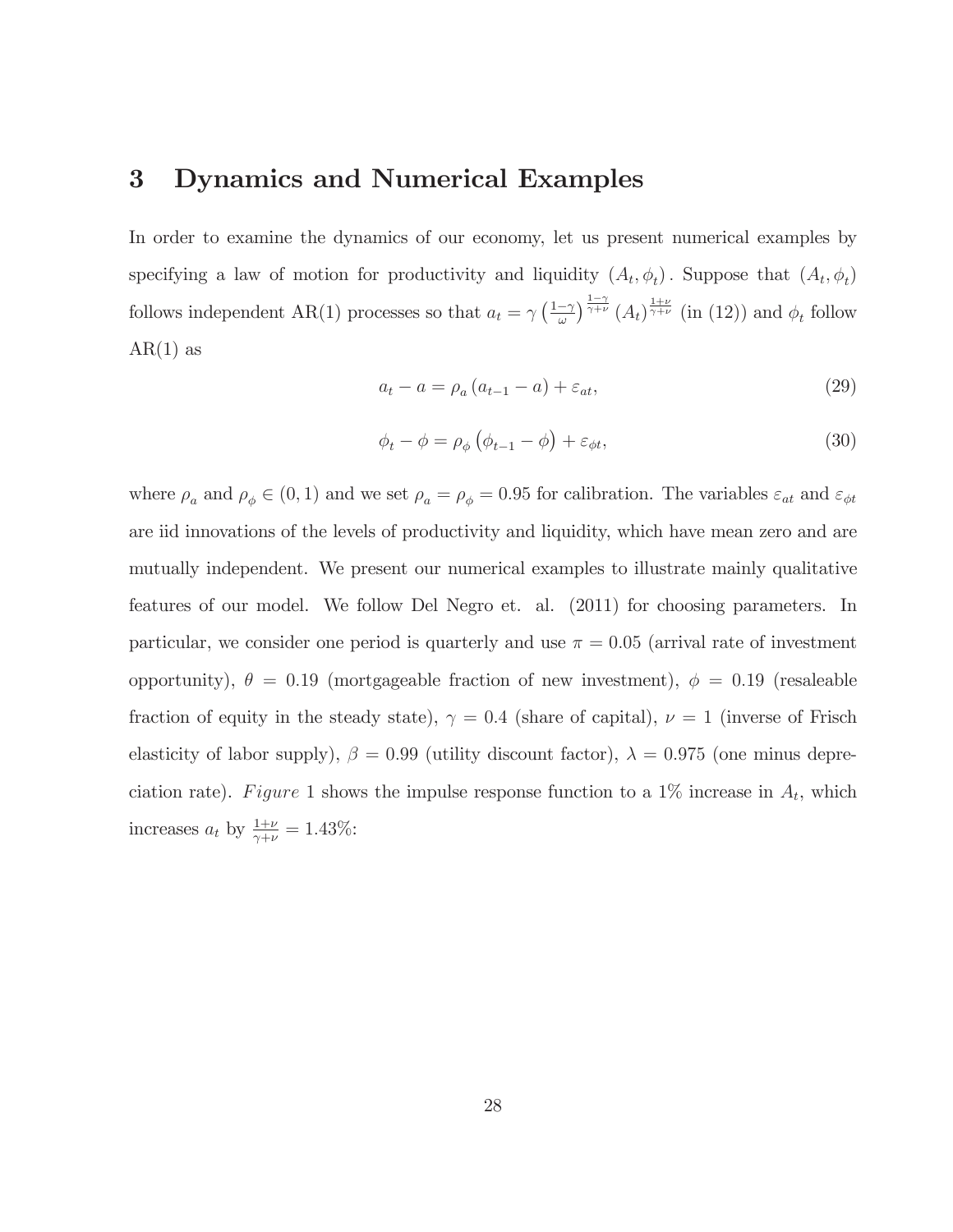# 3 Dynamics and Numerical Examples

In order to examine the dynamics of our economy, let us present numerical examples by specifying a law of motion for productivity and liquidity $(A_t, \phi_t)$. Suppose that $(A_t, \phi_t)$ follows independent AR(1) processes so that $a_t = \gamma \left(\frac{1-\gamma}{\omega}\right)^{\frac{1-\gamma}{\gamma+\nu}} (A_t)^{\frac{1+\nu}{\gamma+\nu}}$ (in (12)) and $\phi_t$ follow AR(1) as

$$a_t - a = \rho_a (a_{t-1} - a) + \varepsilon_{at}, \tag{29}$$

$$\phi_t - \phi = \rho_\phi (\phi_{t-1} - \phi) + \varepsilon_{\phi t}, \tag{30}$$

where $\rho_a$ and $\rho_\phi \in (0, 1)$ and we set $\rho_a = \rho_\phi = 0.95$ for calibration. The variables $\varepsilon_{at}$ and $\varepsilon_{\phi t}$ are iid innovations of the levels of productivity and liquidity, which have mean zero and are mutually independent. We present our numerical examples to illustrate mainly qualitative features of our model. We follow Del Negro et. al. (2011) for choosing parameters. In particular, we consider one period is quarterly and use $\pi = 0.05$ (arrival rate of investment opportunity), $\theta = 0.19$ (mortgageable fraction of new investment), $\phi = 0.19$ (resaleable fraction of equity in the steady state), $\gamma = 0.4$ (share of capital), $\nu = 1$ (inverse of Frisch elasticity of labor supply), $\beta = 0.99$ (utility discount factor), $\lambda = 0.975$ (one minus depreciation rate). *Figure* 1 shows the impulse response function to a 1% increase in $A_t$, which increases $a_t$ by $\frac{1+\nu}{\gamma+\nu} = 1.43\%$: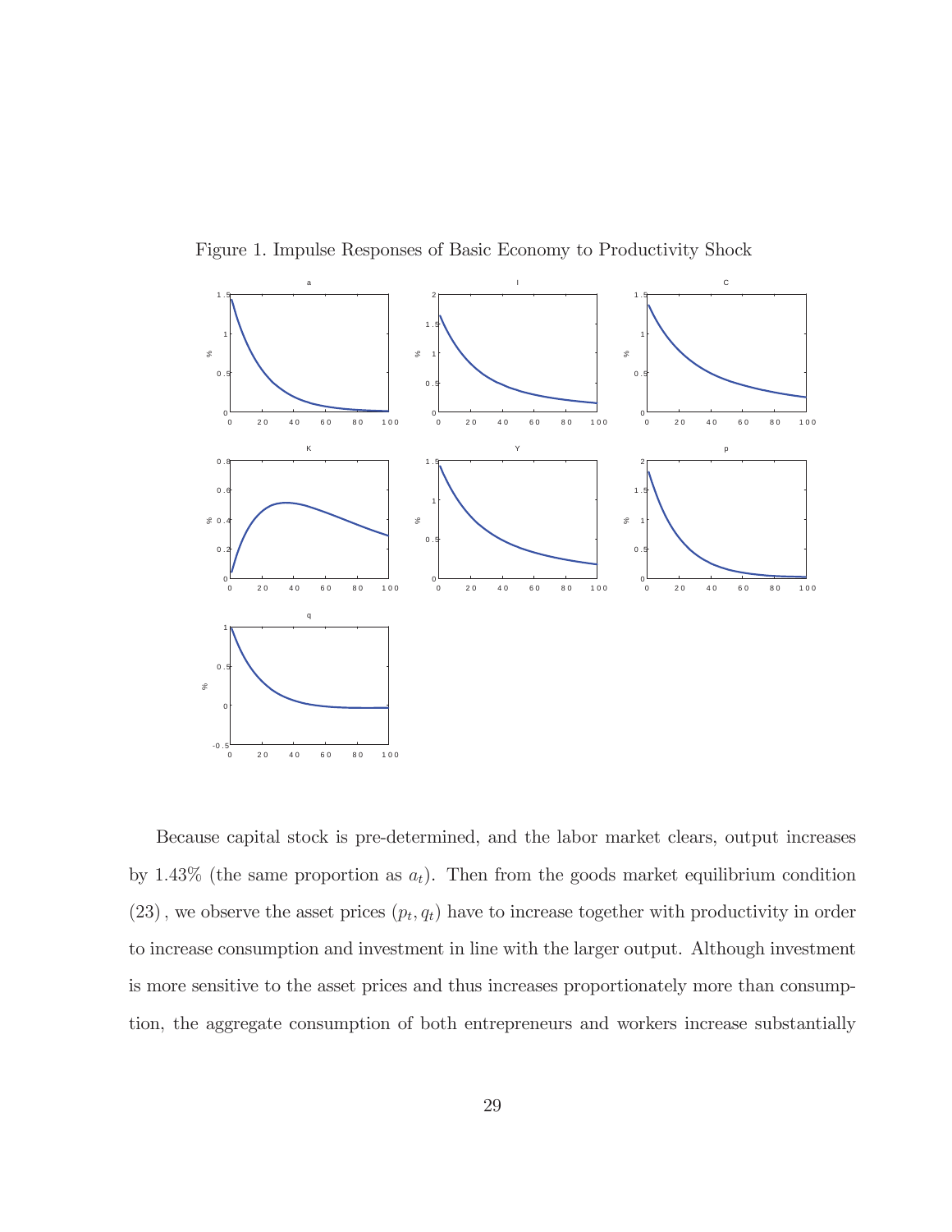Figure 1. Impulse Responses of Basic Economy to Productivity Shock

Because capital stock is pre-determined, and the labor market clears, output increases by 1.43% (the same proportion as $a_t$). Then from the goods market equilibrium condition $(23)$, we observe the asset prices $(p_t, q_t)$ have to increase together with productivity in order to increase consumption and investment in line with the larger output. Although investment is more sensitive to the asset prices and thus increases proportionately more than consumption, the aggregate consumption of both entrepreneurs and workers increase substantially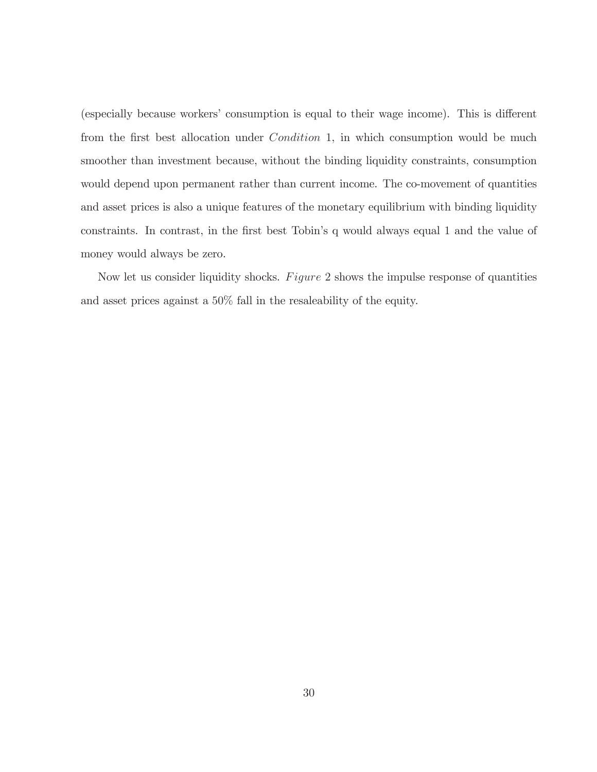(especially because workers' consumption is equal to their wage income). This is different from the first best allocation under *Condition* 1, in which consumption would be much smoother than investment because, without the binding liquidity constraints, consumption would depend upon permanent rather than current income. The co-movement of quantities and asset prices is also a unique features of the monetary equilibrium with binding liquidity constraints. In contrast, in the first best Tobin's q would always equal 1 and the value of money would always be zero.

Now let us consider liquidity shocks. *Figure* 2 shows the impulse response of quantities and asset prices against a 50% fall in the resaleability of the equity.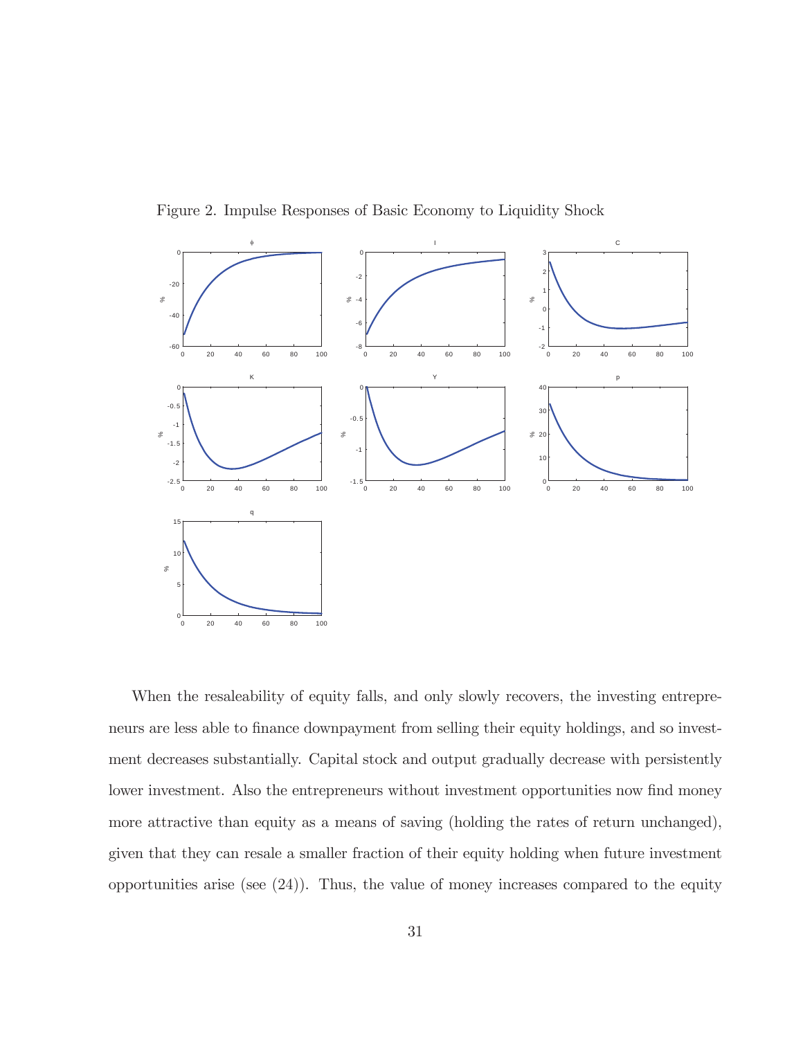Figure 2. Impulse Responses of Basic Economy to Liquidity Shock

When the resaleability of equity falls, and only slowly recovers, the investing entrepreneurs are less able to finance downpayment from selling their equity holdings, and so investment decreases substantially. Capital stock and output gradually decrease with persistently lower investment. Also the entrepreneurs without investment opportunities now find money more attractive than equity as a means of saving (holding the rates of return unchanged), given that they can resale a smaller fraction of their equity holding when future investment opportunities arise (see (24)). Thus, the value of money increases compared to the equity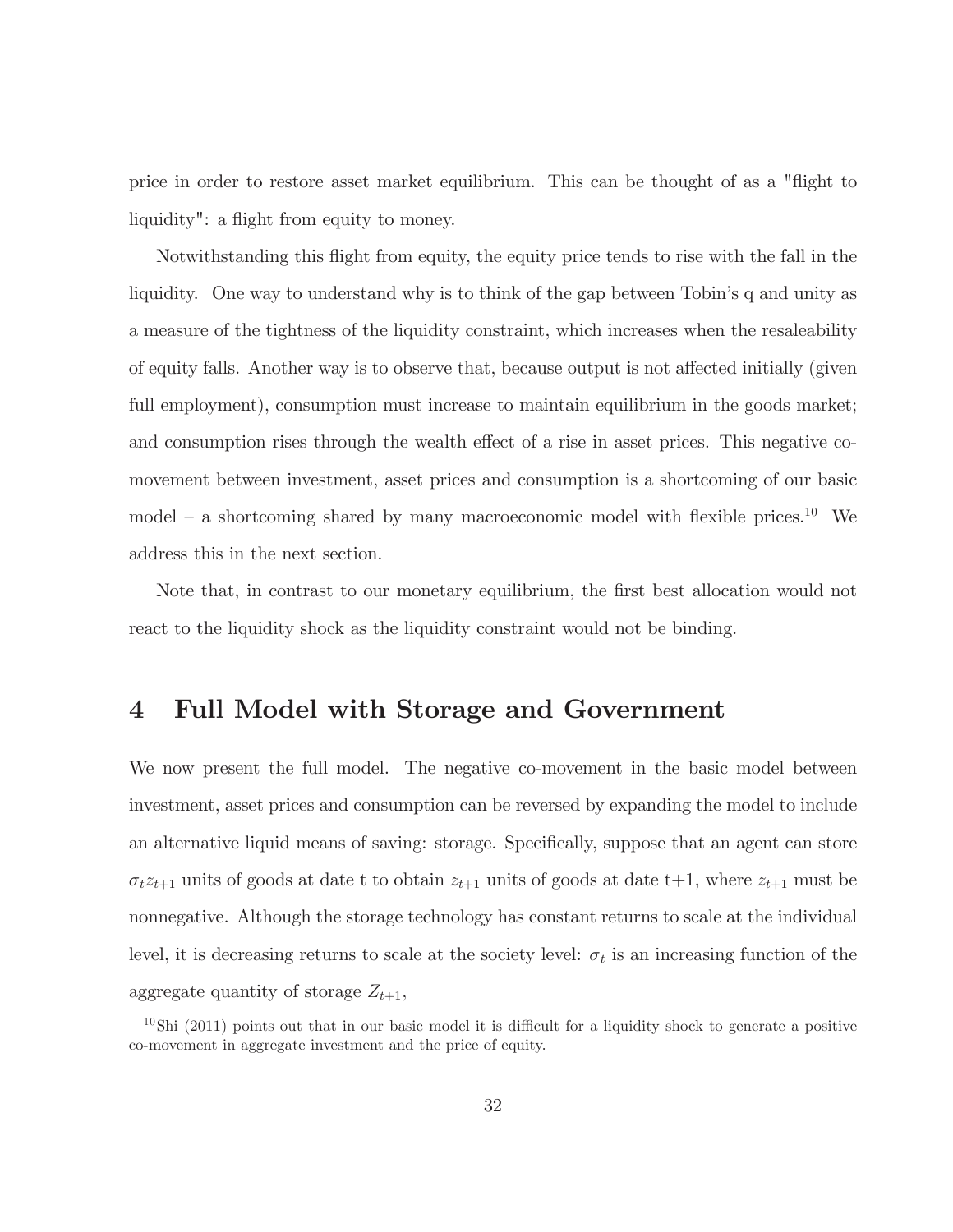price in order to restore asset market equilibrium. This can be thought of as a "flight to liquidity": a flight from equity to money.

Notwithstanding this flight from equity, the equity price tends to rise with the fall in the liquidity. One way to understand why is to think of the gap between Tobin's q and unity as a measure of the tightness of the liquidity constraint, which increases when the resaleability of equity falls. Another way is to observe that, because output is not affected initially (given full employment), consumption must increase to maintain equilibrium in the goods market; and consumption rises through the wealth effect of a rise in asset prices. This negative co-movement between investment, asset prices and consumption is a shortcoming of our basic model – a shortcoming shared by many macroeconomic model with flexible prices.[10] We address this in the next section.

Note that, in contrast to our monetary equilibrium, the first best allocation would not react to the liquidity shock as the liquidity constraint would not be binding.

# 4 Full Model with Storage and Government

We now present the full model. The negative co-movement in the basic model between investment, asset prices and consumption can be reversed by expanding the model to include an alternative liquid means of saving: storage. Specifically, suppose that an agent can store $\sigma_t z_{t+1}$ units of goods at date t to obtain $z_{t+1}$ units of goods at date t+1, where $z_{t+1}$ must be nonnegative. Although the storage technology has constant returns to scale at the individual level, it is decreasing returns to scale at the society level: $\sigma_t$ is an increasing function of the aggregate quantity of storage $Z_{t+1}$,

[10] Shi (2011) points out that in our basic model it is difficult for a liquidity shock to generate a positive co-movement in aggregate investment and the price of equity.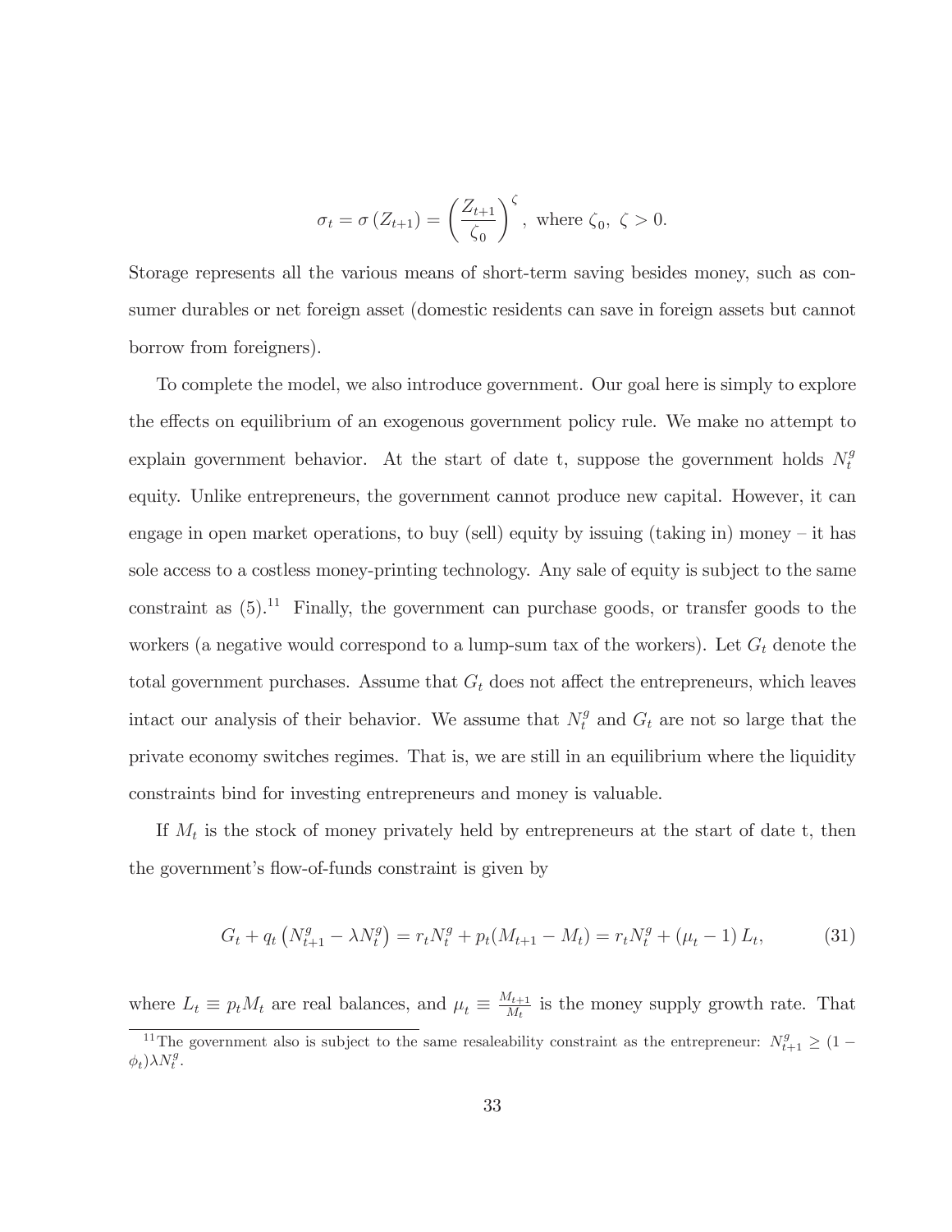$$\sigma_t = \sigma(Z_{t+1}) = \left(\frac{Z_{t+1}}{\zeta_0}\right)^{\zeta}, \text{ where } \zeta_0,\ \zeta > 0.$$

Storage represents all the various means of short-term saving besides money, such as consumer durables or net foreign asset (domestic residents can save in foreign assets but cannot borrow from foreigners).

To complete the model, we also introduce government. Our goal here is simply to explore the effects on equilibrium of an exogenous government policy rule. We make no attempt to explain government behavior. At the start of date t, suppose the government holds $N_t^g$ equity. Unlike entrepreneurs, the government cannot produce new capital. However, it can engage in open market operations, to buy (sell) equity by issuing (taking in) money – it has sole access to a costless money-printing technology. Any sale of equity is subject to the same constraint as (5).[11] Finally, the government can purchase goods, or transfer goods to the workers (a negative would correspond to a lump-sum tax of the workers). Let $G_t$ denote the total government purchases. Assume that $G_t$ does not affect the entrepreneurs, which leaves intact our analysis of their behavior. We assume that $N_t^g$ and $G_t$ are not so large that the private economy switches regimes. That is, we are still in an equilibrium where the liquidity constraints bind for investing entrepreneurs and money is valuable.

If $M_t$ is the stock of money privately held by entrepreneurs at the start of date t, then the government's flow-of-funds constraint is given by

$$G_t + q_t\left(N_{t+1}^g - \lambda N_t^g\right) = r_t N_t^g + p_t(M_{t+1} - M_t) = r_t N_t^g + (\mu_t - 1)\, L_t, \tag{31}$$

where $L_t \equiv p_t M_t$ are real balances, and $\mu_t \equiv \frac{M_{t+1}}{M_t}$ is the money supply growth rate. That

[11] The government also is subject to the same resaleability constraint as the entrepreneur: $N_{t+1}^g \geq (1 - \phi_t)\lambda N_t^g$.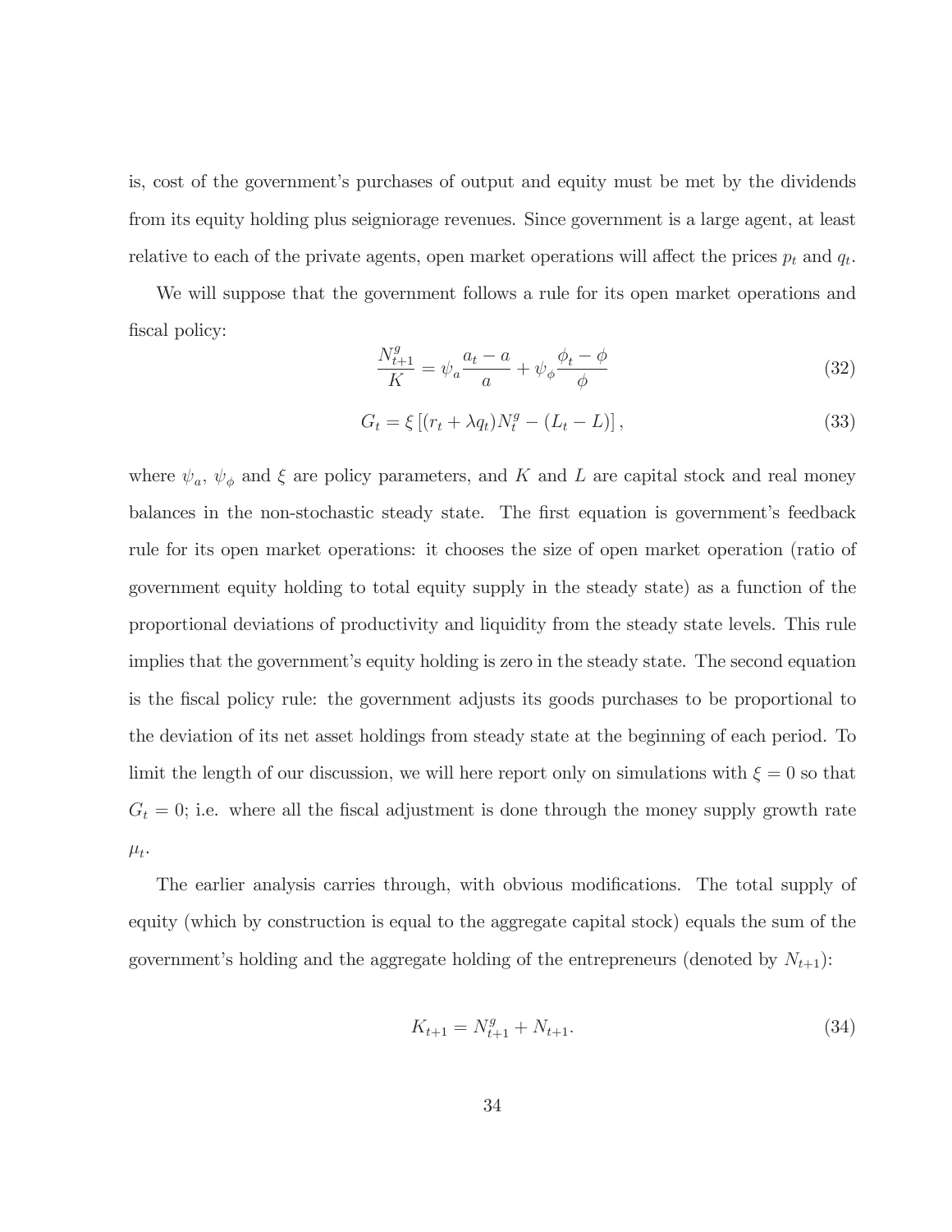is, cost of the government's purchases of output and equity must be met by the dividends from its equity holding plus seigniorage revenues. Since government is a large agent, at least relative to each of the private agents, open market operations will affect the prices $p_t$ and $q_t$.

We will suppose that the government follows a rule for its open market operations and fiscal policy:

$$\frac{N_{t+1}^g}{K} = \psi_a \frac{a_t - a}{a} + \psi_\phi \frac{\phi_t - \phi}{\phi} \tag{32}$$

$$G_t = \xi \left[ (r_t + \lambda q_t) N_t^g - (L_t - L) \right], \tag{33}$$

where $\psi_a$, $\psi_\phi$ and $\xi$ are policy parameters, and $K$ and $L$ are capital stock and real money balances in the non-stochastic steady state. The first equation is government's feedback rule for its open market operations: it chooses the size of open market operation (ratio of government equity holding to total equity supply in the steady state) as a function of the proportional deviations of productivity and liquidity from the steady state levels. This rule implies that the government's equity holding is zero in the steady state. The second equation is the fiscal policy rule: the government adjusts its goods purchases to be proportional to the deviation of its net asset holdings from steady state at the beginning of each period. To limit the length of our discussion, we will here report only on simulations with $\xi = 0$ so that $G_t = 0$; i.e. where all the fiscal adjustment is done through the money supply growth rate $\mu_t$.

The earlier analysis carries through, with obvious modifications. The total supply of equity (which by construction is equal to the aggregate capital stock) equals the sum of the government's holding and the aggregate holding of the entrepreneurs (denoted by $N_{t+1}$):

$$K_{t+1} = N_{t+1}^g + N_{t+1}. \tag{34}$$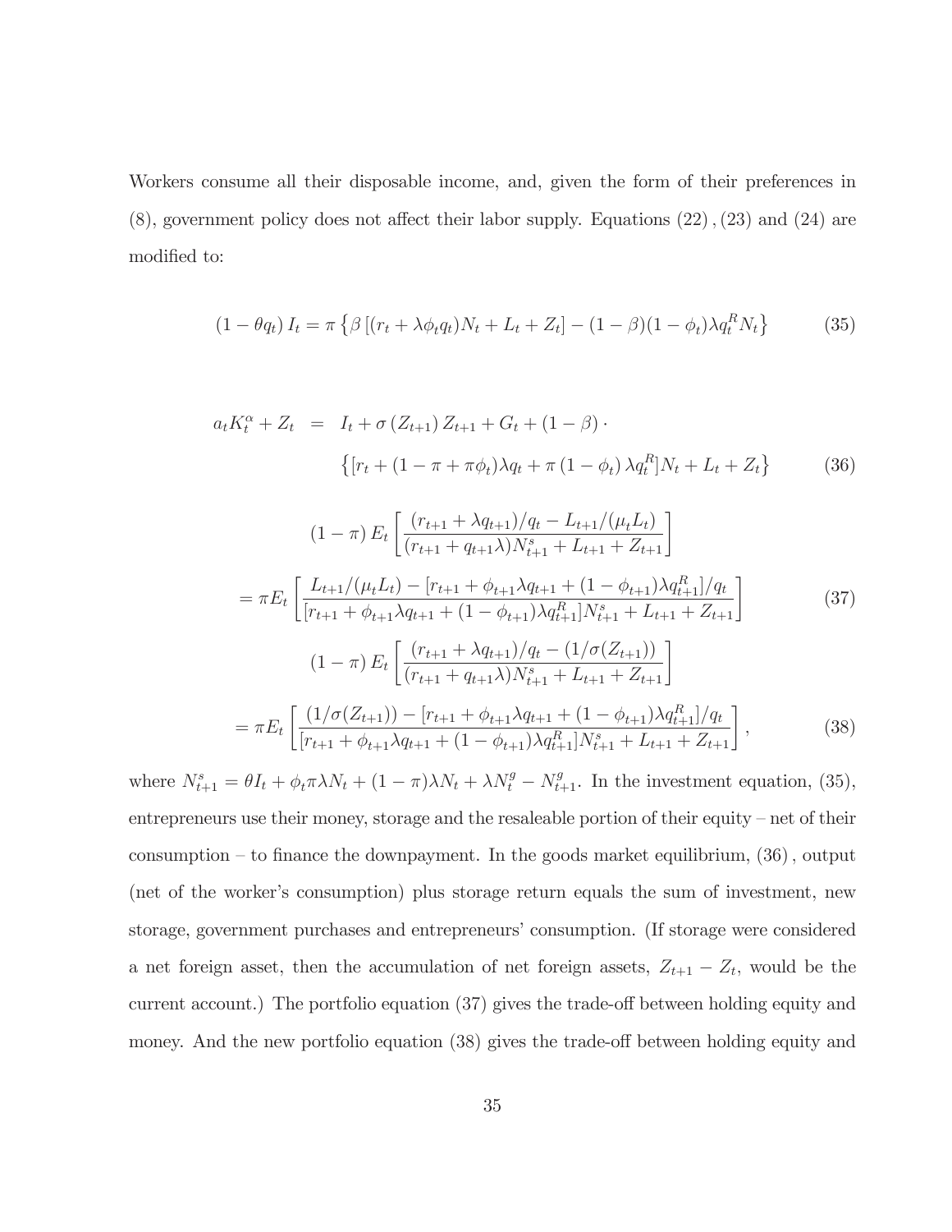Workers consume all their disposable income, and, given the form of their preferences in (8), government policy does not affect their labor supply. Equations (22), (23) and (24) are modified to:

$$(1-\theta q_t)\, I_t = \pi \left\{ \beta \left[ (r_t + \lambda \phi_t q_t) N_t + L_t + Z_t \right] - (1-\beta)(1-\phi_t)\lambda q_t^R N_t \right\} \tag{35}$$

$$\begin{aligned} a_t K_t^{\alpha} + Z_t &= I_t + \sigma\left(Z_{t+1}\right) Z_{t+1} + G_t + (1-\beta)\cdot \\ &\quad \left\{ [r_t + (1-\pi+\pi\phi_t)\lambda q_t + \pi\left(1-\phi_t\right)\lambda q_t^R] N_t + L_t + Z_t \right\} \end{aligned} \tag{36}$$

$$\begin{aligned} &(1-\pi)\, E_t \left[ \frac{(r_{t+1} + \lambda q_{t+1})/q_t - L_{t+1}/(\mu_t L_t)}{(r_{t+1} + q_{t+1}\lambda) N_{t+1}^s + L_{t+1} + Z_{t+1}} \right] \\ &= \pi E_t \left[ \frac{L_{t+1}/(\mu_t L_t) - [r_{t+1} + \phi_{t+1}\lambda q_{t+1} + (1-\phi_{t+1})\lambda q_{t+1}^R]/q_t}{[r_{t+1} + \phi_{t+1}\lambda q_{t+1} + (1-\phi_{t+1})\lambda q_{t+1}^R] N_{t+1}^s + L_{t+1} + Z_{t+1}} \right] \end{aligned} \tag{37}$$

$$\begin{aligned} &(1-\pi)\, E_t \left[ \frac{(r_{t+1} + \lambda q_{t+1})/q_t - (1/\sigma(Z_{t+1}))}{(r_{t+1} + q_{t+1}\lambda) N_{t+1}^s + L_{t+1} + Z_{t+1}} \right] \\ &= \pi E_t \left[ \frac{(1/\sigma(Z_{t+1})) - [r_{t+1} + \phi_{t+1}\lambda q_{t+1} + (1-\phi_{t+1})\lambda q_{t+1}^R]/q_t}{[r_{t+1} + \phi_{t+1}\lambda q_{t+1} + (1-\phi_{t+1})\lambda q_{t+1}^R] N_{t+1}^s + L_{t+1} + Z_{t+1}} \right], \end{aligned} \tag{38}$$

where $N_{t+1}^s = \theta I_t + \phi_t \pi \lambda N_t + (1-\pi)\lambda N_t + \lambda N_t^g - N_{t+1}^g$. In the investment equation, (35), entrepreneurs use their money, storage and the resaleable portion of their equity – net of their consumption – to finance the downpayment. In the goods market equilibrium, (36), output (net of the worker's consumption) plus storage return equals the sum of investment, new storage, government purchases and entrepreneurs' consumption. (If storage were considered a net foreign asset, then the accumulation of net foreign assets, $Z_{t+1} - Z_t$, would be the current account.) The portfolio equation (37) gives the trade-off between holding equity and money. And the new portfolio equation (38) gives the trade-off between holding equity and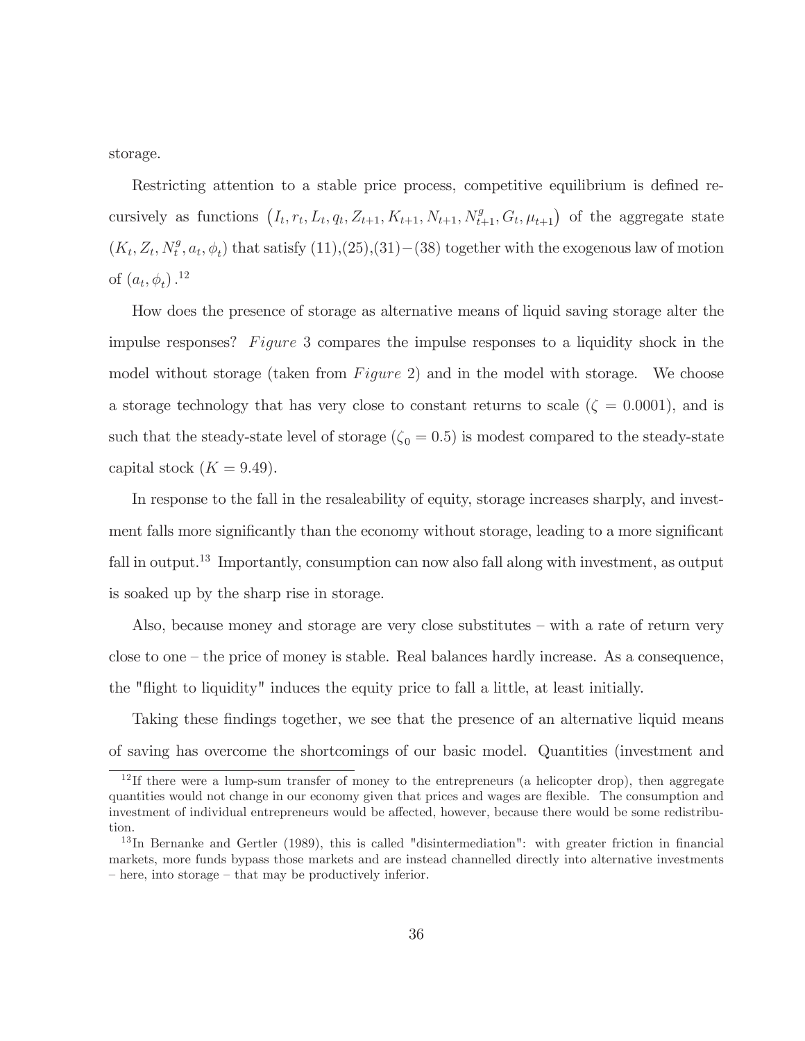storage.

Restricting attention to a stable price process, competitive equilibrium is defined recursively as functions $\left(I_t, r_t, L_t, q_t, Z_{t+1}, K_{t+1}, N_{t+1}, N_{t+1}^g, G_t, \mu_{t+1}\right)$ of the aggregate state $\left(K_t, Z_t, N_t^g, a_t, \phi_t\right)$ that satisfy (11),(25),(31)−(38) together with the exogenous law of motion of $\left(a_t, \phi_t\right)$.[12]

How does the presence of storage as alternative means of liquid saving storage alter the impulse responses? *Figure* 3 compares the impulse responses to a liquidity shock in the model without storage (taken from *Figure* 2) and in the model with storage. We choose a storage technology that has very close to constant returns to scale ($\zeta = 0.0001$), and is such that the steady-state level of storage ($\zeta_0 = 0.5$) is modest compared to the steady-state capital stock ($K = 9.49$).

In response to the fall in the resaleability of equity, storage increases sharply, and investment falls more significantly than the economy without storage, leading to a more significant fall in output.[13] Importantly, consumption can now also fall along with investment, as output is soaked up by the sharp rise in storage.

Also, because money and storage are very close substitutes – with a rate of return very close to one – the price of money is stable. Real balances hardly increase. As a consequence, the "flight to liquidity" induces the equity price to fall a little, at least initially.

Taking these findings together, we see that the presence of an alternative liquid means of saving has overcome the shortcomings of our basic model. Quantities (investment and

[12] If there were a lump-sum transfer of money to the entrepreneurs (a helicopter drop), then aggregate quantities would not change in our economy given that prices and wages are flexible. The consumption and investment of individual entrepreneurs would be affected, however, because there would be some redistribution.

[13] In Bernanke and Gertler (1989), this is called "disintermediation": with greater friction in financial markets, more funds bypass those markets and are instead channelled directly into alternative investments – here, into storage – that may be productively inferior.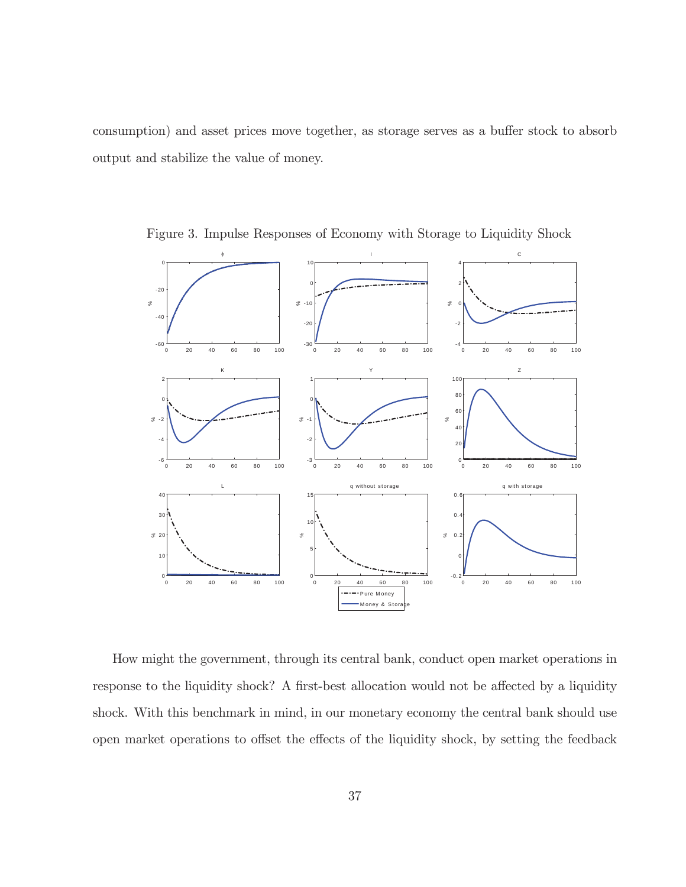consumption) and asset prices move together, as storage serves as a buffer stock to absorb output and stabilize the value of money.

Figure 3. Impulse Responses of Economy with Storage to Liquidity Shock

How might the government, through its central bank, conduct open market operations in response to the liquidity shock? A first-best allocation would not be affected by a liquidity shock. With this benchmark in mind, in our monetary economy the central bank should use open market operations to offset the effects of the liquidity shock, by setting the feedback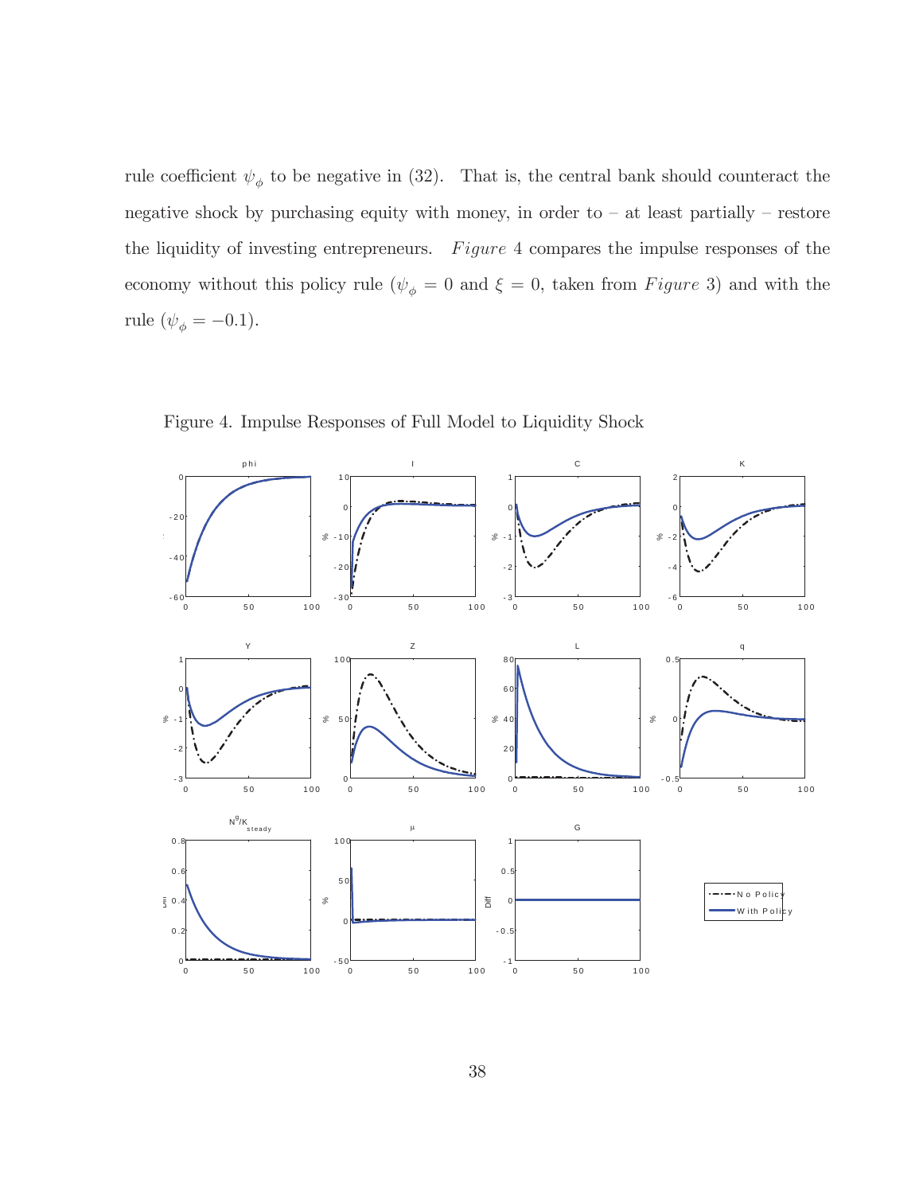rule coefficient $\psi_\phi$ to be negative in (32). That is, the central bank should counteract the negative shock by purchasing equity with money, in order to – at least partially – restore the liquidity of investing entrepreneurs. *Figure* 4 compares the impulse responses of the economy without this policy rule ($\psi_\phi = 0$ and $\xi = 0$, taken from *Figure* 3) and with the rule ($\psi_\phi = -0.1$).

Figure 4. Impulse Responses of Full Model to Liquidity Shock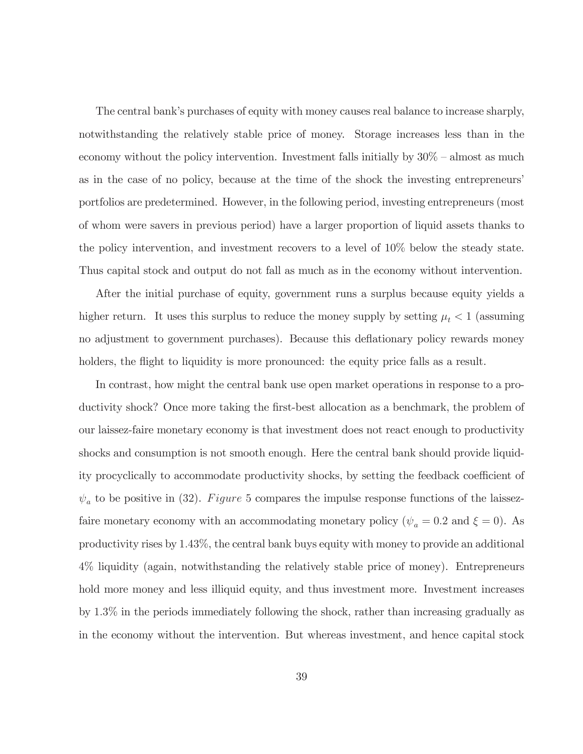The central bank's purchases of equity with money causes real balance to increase sharply, notwithstanding the relatively stable price of money. Storage increases less than in the economy without the policy intervention. Investment falls initially by 30% – almost as much as in the case of no policy, because at the time of the shock the investing entrepreneurs' portfolios are predetermined. However, in the following period, investing entrepreneurs (most of whom were savers in previous period) have a larger proportion of liquid assets thanks to the policy intervention, and investment recovers to a level of 10% below the steady state. Thus capital stock and output do not fall as much as in the economy without intervention.

After the initial purchase of equity, government runs a surplus because equity yields a higher return. It uses this surplus to reduce the money supply by setting $\mu_t < 1$ (assuming no adjustment to government purchases). Because this deflationary policy rewards money holders, the flight to liquidity is more pronounced: the equity price falls as a result.

In contrast, how might the central bank use open market operations in response to a productivity shock? Once more taking the first-best allocation as a benchmark, the problem of our laissez-faire monetary economy is that investment does not react enough to productivity shocks and consumption is not smooth enough. Here the central bank should provide liquidity procyclically to accommodate productivity shocks, by setting the feedback coefficient of $\psi_a$ to be positive in (32). *Figure* 5 compares the impulse response functions of the laissez-faire monetary economy with an accommodating monetary policy ($\psi_a = 0.2$ and $\xi = 0$). As productivity rises by 1.43%, the central bank buys equity with money to provide an additional 4% liquidity (again, notwithstanding the relatively stable price of money). Entrepreneurs hold more money and less illiquid equity, and thus investment more. Investment increases by 1.3% in the periods immediately following the shock, rather than increasing gradually as in the economy without the intervention. But whereas investment, and hence capital stock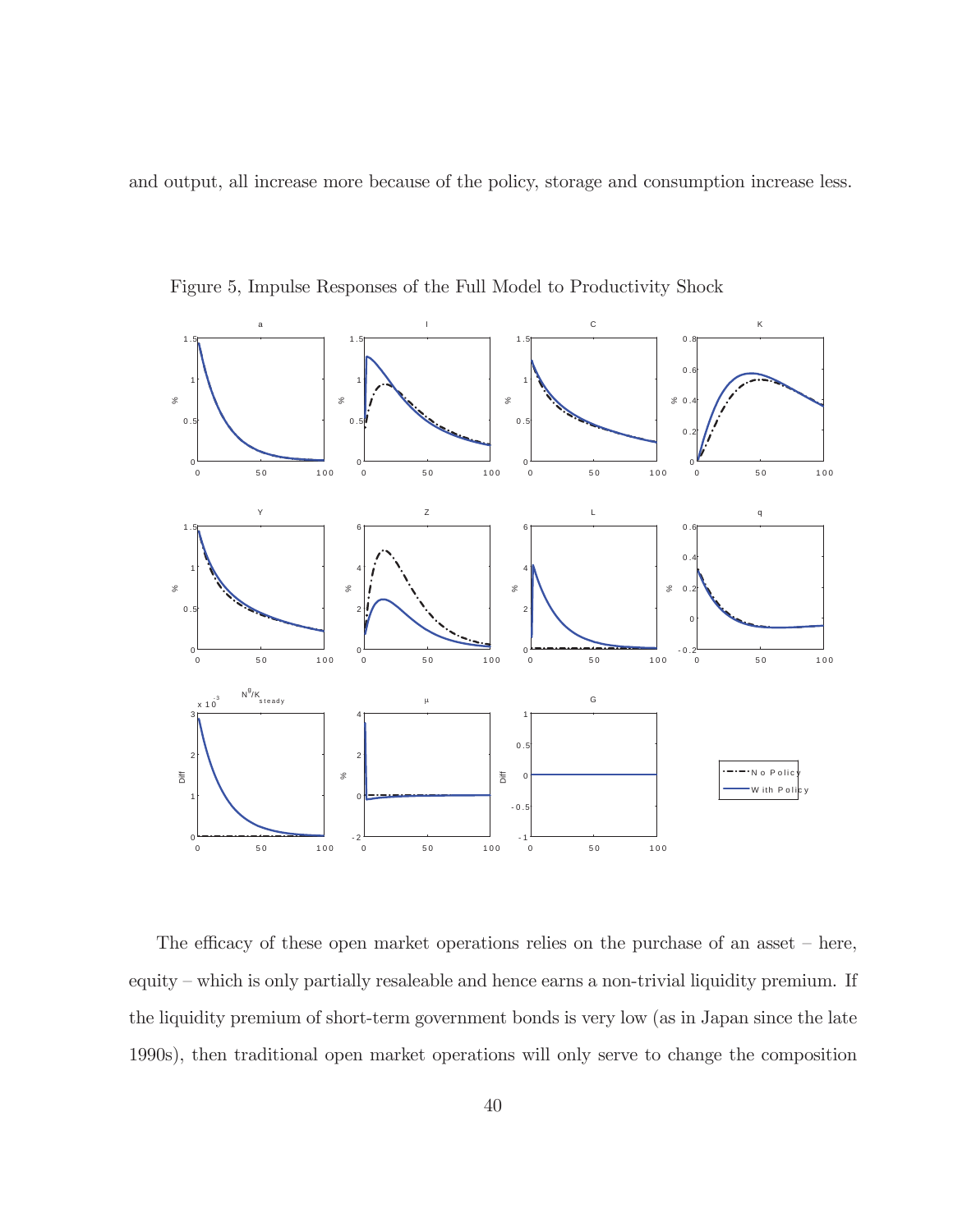and output, all increase more because of the policy, storage and consumption increase less.

Figure 5, Impulse Responses of the Full Model to Productivity Shock

The efficacy of these open market operations relies on the purchase of an asset – here, equity – which is only partially resaleable and hence earns a non-trivial liquidity premium. If the liquidity premium of short-term government bonds is very low (as in Japan since the late 1990s), then traditional open market operations will only serve to change the composition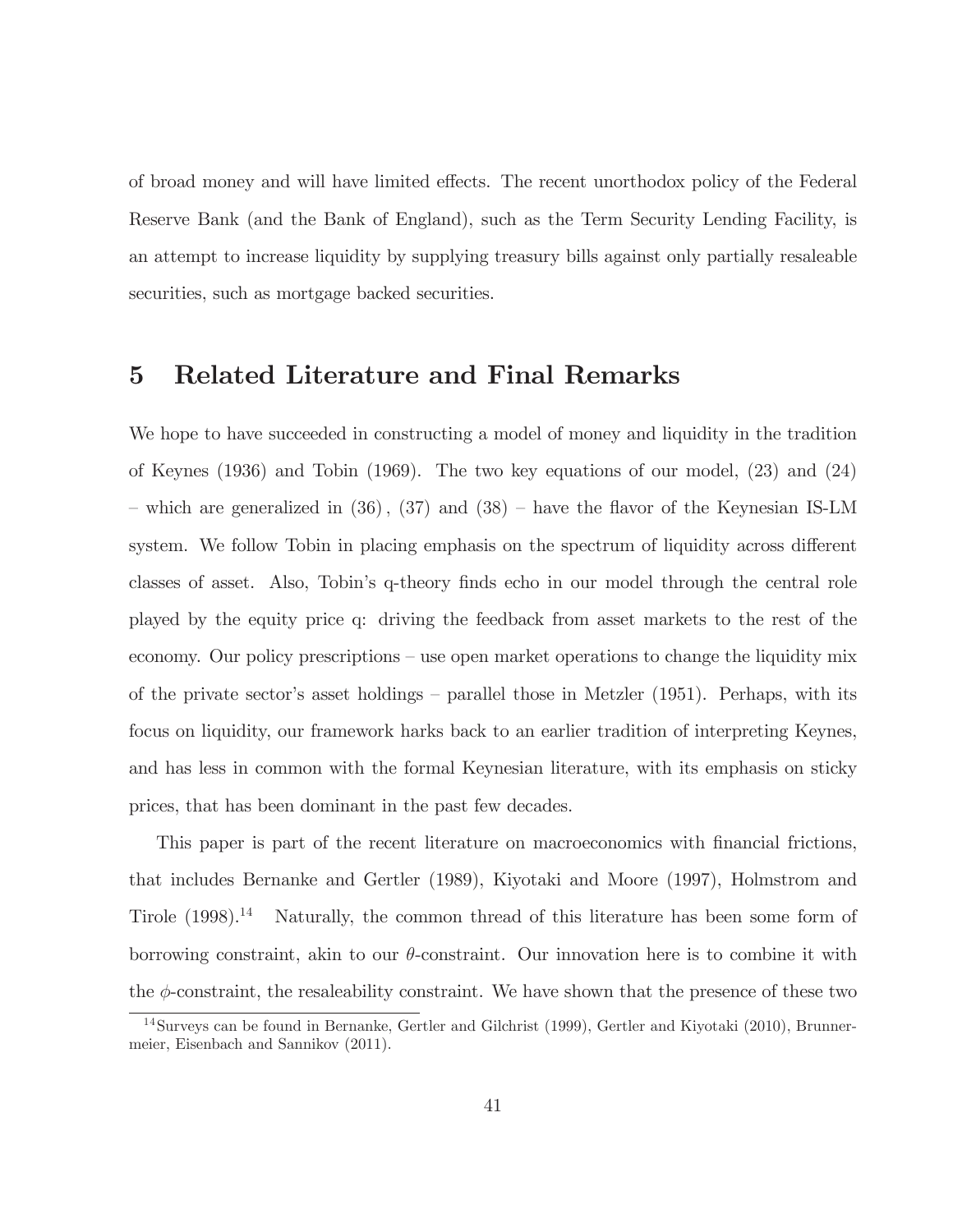of broad money and will have limited effects. The recent unorthodox policy of the Federal Reserve Bank (and the Bank of England), such as the Term Security Lending Facility, is an attempt to increase liquidity by supplying treasury bills against only partially resaleable securities, such as mortgage backed securities.

# 5 Related Literature and Final Remarks

We hope to have succeeded in constructing a model of money and liquidity in the tradition of Keynes (1936) and Tobin (1969). The two key equations of our model, (23) and (24) – which are generalized in (36), (37) and (38) – have the flavor of the Keynesian IS-LM system. We follow Tobin in placing emphasis on the spectrum of liquidity across different classes of asset. Also, Tobin's q-theory finds echo in our model through the central role played by the equity price q: driving the feedback from asset markets to the rest of the economy. Our policy prescriptions – use open market operations to change the liquidity mix of the private sector's asset holdings – parallel those in Metzler (1951). Perhaps, with its focus on liquidity, our framework harks back to an earlier tradition of interpreting Keynes, and has less in common with the formal Keynesian literature, with its emphasis on sticky prices, that has been dominant in the past few decades.

This paper is part of the recent literature on macroeconomics with financial frictions, that includes Bernanke and Gertler (1989), Kiyotaki and Moore (1997), Holmstrom and Tirole (1998).[14] Naturally, the common thread of this literature has been some form of borrowing constraint, akin to our $\theta$-constraint. Our innovation here is to combine it with the $\phi$-constraint, the resaleability constraint. We have shown that the presence of these two

[14] Surveys can be found in Bernanke, Gertler and Gilchrist (1999), Gertler and Kiyotaki (2010), Brunnermeier, Eisenbach and Sannikov (2011).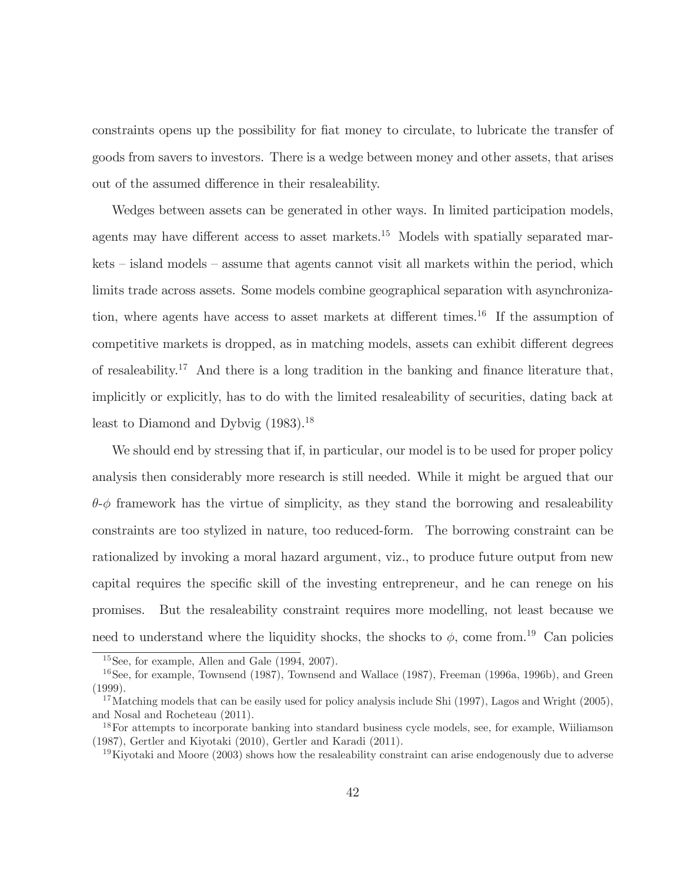constraints opens up the possibility for fiat money to circulate, to lubricate the transfer of goods from savers to investors. There is a wedge between money and other assets, that arises out of the assumed difference in their resaleability.

Wedges between assets can be generated in other ways. In limited participation models, agents may have different access to asset markets.[15] Models with spatially separated markets – island models – assume that agents cannot visit all markets within the period, which limits trade across assets. Some models combine geographical separation with asynchronization, where agents have access to asset markets at different times.[16] If the assumption of competitive markets is dropped, as in matching models, assets can exhibit different degrees of resaleability.[17] And there is a long tradition in the banking and finance literature that, implicitly or explicitly, has to do with the limited resaleability of securities, dating back at least to Diamond and Dybvig (1983).[18]

We should end by stressing that if, in particular, our model is to be used for proper policy analysis then considerably more research is still needed. While it might be argued that our $\theta$-$\phi$ framework has the virtue of simplicity, as they stand the borrowing and resaleability constraints are too stylized in nature, too reduced-form. The borrowing constraint can be rationalized by invoking a moral hazard argument, viz., to produce future output from new capital requires the specific skill of the investing entrepreneur, and he can renege on his promises. But the resaleability constraint requires more modelling, not least because we need to understand where the liquidity shocks, the shocks to $\phi$, come from.[19] Can policies

---

[15] See, for example, Allen and Gale (1994, 2007).

[16] See, for example, Townsend (1987), Townsend and Wallace (1987), Freeman (1996a, 1996b), and Green (1999).

[17] Matching models that can be easily used for policy analysis include Shi (1997), Lagos and Wright (2005), and Nosal and Rocheteau (2011).

[18] For attempts to incorporate banking into standard business cycle models, see, for example, Wiiliamson (1987), Gertler and Kiyotaki (2010), Gertler and Karadi (2011).

[19] Kiyotaki and Moore (2003) shows how the resaleability constraint can arise endogenously due to adverse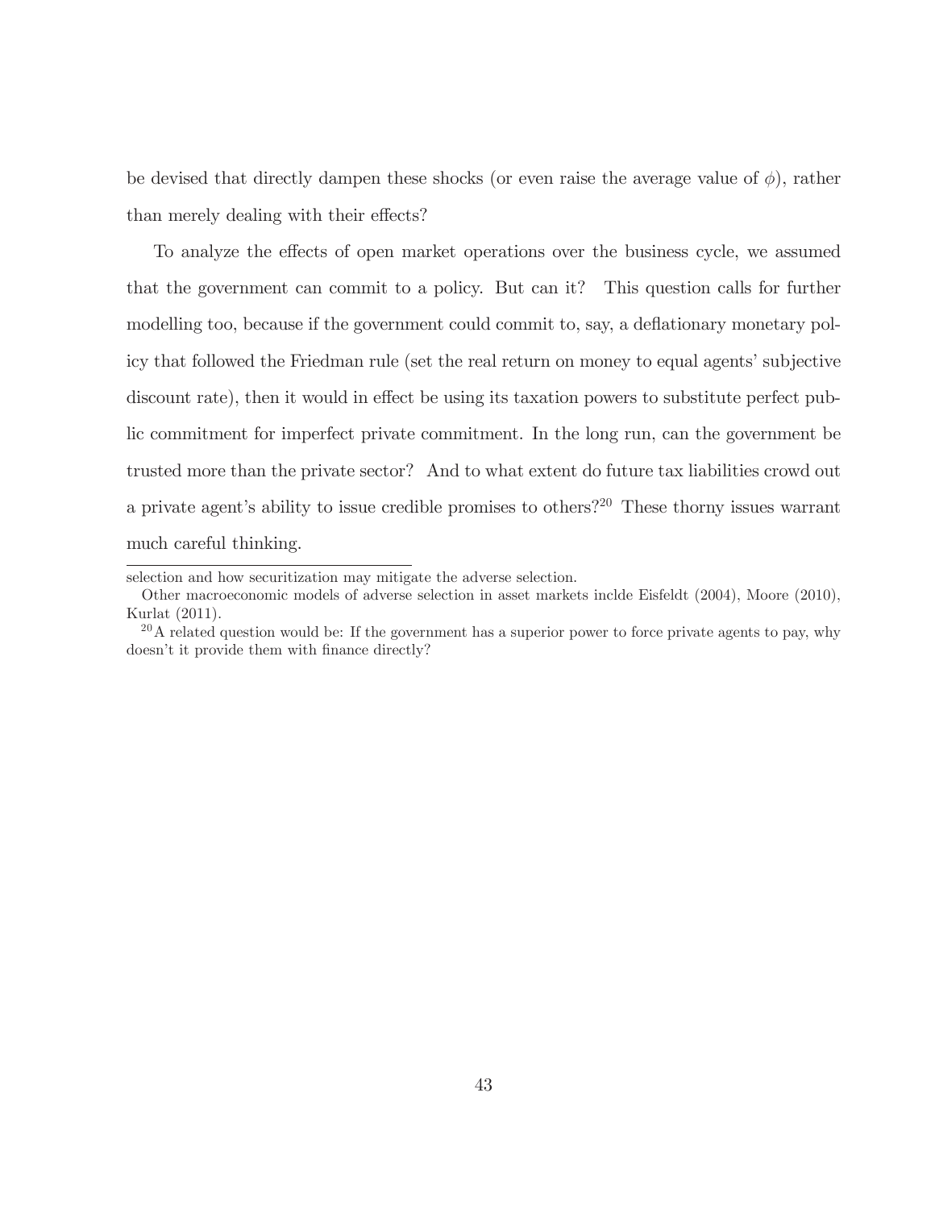be devised that directly dampen these shocks (or even raise the average value of $\phi$), rather than merely dealing with their effects?

To analyze the effects of open market operations over the business cycle, we assumed that the government can commit to a policy. But can it? This question calls for further modelling too, because if the government could commit to, say, a deflationary monetary policy that followed the Friedman rule (set the real return on money to equal agents' subjective discount rate), then it would in effect be using its taxation powers to substitute perfect public commitment for imperfect private commitment. In the long run, can the government be trusted more than the private sector? And to what extent do future tax liabilities crowd out a private agent's ability to issue credible promises to others?[20] These thorny issues warrant much careful thinking.

---

selection and how securitization may mitigate the adverse selection.

Other macroeconomic models of adverse selection in asset markets inclde Eisfeldt (2004), Moore (2010), Kurlat (2011).

[20] A related question would be: If the government has a superior power to force private agents to pay, why doesn't it provide them with finance directly?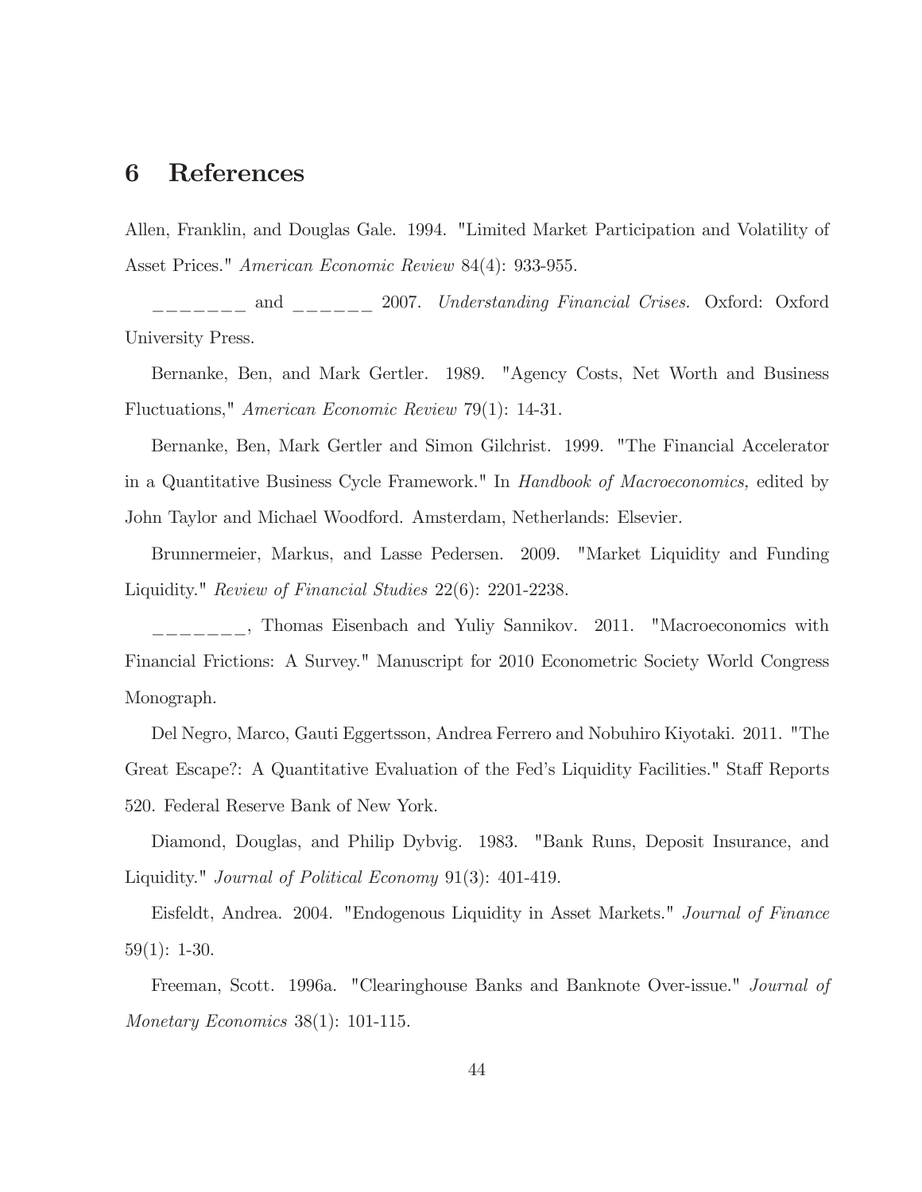# 6 References

Allen, Franklin, and Douglas Gale. 1994. "Limited Market Participation and Volatility of Asset Prices." *American Economic Review* 84(4): 933-955.

_______ and ______ 2007. *Understanding Financial Crises.* Oxford: Oxford University Press.

Bernanke, Ben, and Mark Gertler. 1989. "Agency Costs, Net Worth and Business Fluctuations," *American Economic Review* 79(1): 14-31.

Bernanke, Ben, Mark Gertler and Simon Gilchrist. 1999. "The Financial Accelerator in a Quantitative Business Cycle Framework." In *Handbook of Macroeconomics,* edited by John Taylor and Michael Woodford. Amsterdam, Netherlands: Elsevier.

Brunnermeier, Markus, and Lasse Pedersen. 2009. "Market Liquidity and Funding Liquidity." *Review of Financial Studies* 22(6): 2201-2238.

_______, Thomas Eisenbach and Yuliy Sannikov. 2011. "Macroeconomics with Financial Frictions: A Survey." Manuscript for 2010 Econometric Society World Congress Monograph.

Del Negro, Marco, Gauti Eggertsson, Andrea Ferrero and Nobuhiro Kiyotaki. 2011. "The Great Escape?: A Quantitative Evaluation of the Fed's Liquidity Facilities." Staff Reports 520. Federal Reserve Bank of New York.

Diamond, Douglas, and Philip Dybvig. 1983. "Bank Runs, Deposit Insurance, and Liquidity." *Journal of Political Economy* 91(3): 401-419.

Eisfeldt, Andrea. 2004. "Endogenous Liquidity in Asset Markets." *Journal of Finance* 59(1): 1-30.

Freeman, Scott. 1996a. "Clearinghouse Banks and Banknote Over-issue." *Journal of Monetary Economics* 38(1): 101-115.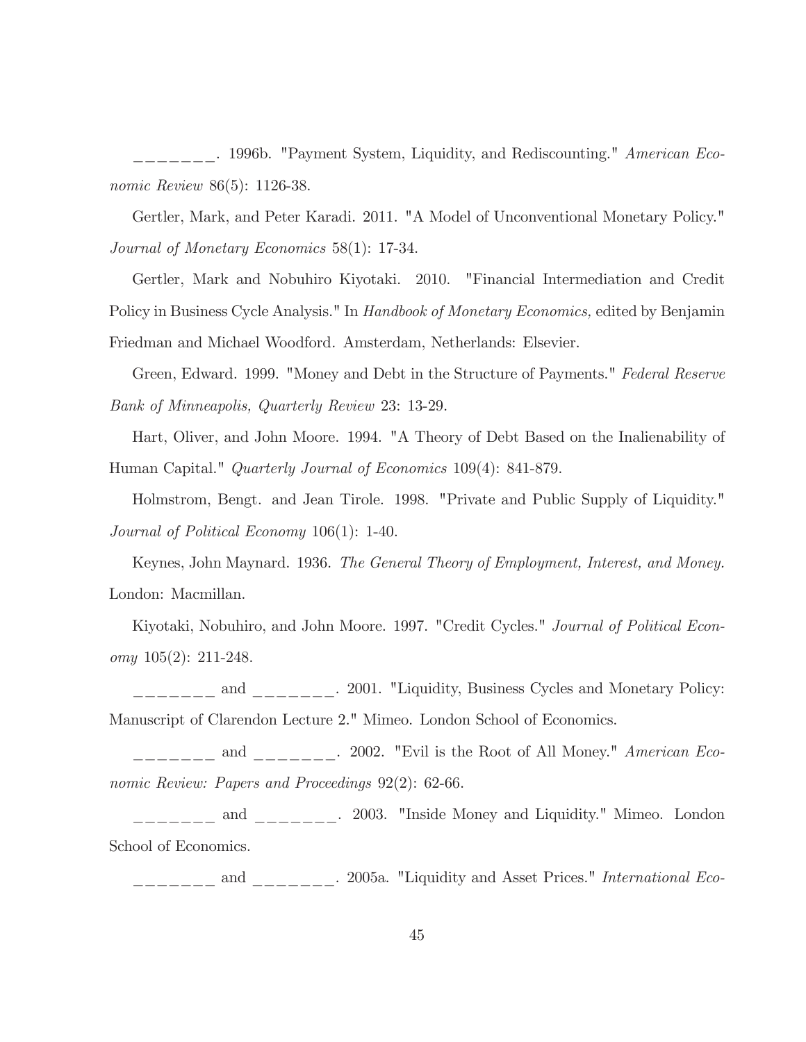\_\_\_\_\_\_\_\_. 1996b. "Payment System, Liquidity, and Rediscounting." *American Economic Review* 86(5): 1126-38.

Gertler, Mark, and Peter Karadi. 2011. "A Model of Unconventional Monetary Policy." *Journal of Monetary Economics* 58(1): 17-34.

Gertler, Mark and Nobuhiro Kiyotaki. 2010. "Financial Intermediation and Credit Policy in Business Cycle Analysis." In *Handbook of Monetary Economics,* edited by Benjamin Friedman and Michael Woodford. Amsterdam, Netherlands: Elsevier.

Green, Edward. 1999. "Money and Debt in the Structure of Payments." *Federal Reserve Bank of Minneapolis, Quarterly Review* 23: 13-29.

Hart, Oliver, and John Moore. 1994. "A Theory of Debt Based on the Inalienability of Human Capital." *Quarterly Journal of Economics* 109(4): 841-879.

Holmstrom, Bengt. and Jean Tirole. 1998. "Private and Public Supply of Liquidity." *Journal of Political Economy* 106(1): 1-40.

Keynes, John Maynard. 1936. *The General Theory of Employment, Interest, and Money.* London: Macmillan.

Kiyotaki, Nobuhiro, and John Moore. 1997. "Credit Cycles." *Journal of Political Economy* 105(2): 211-248.

\_\_\_\_\_\_\_\_ and \_\_\_\_\_\_\_\_. 2001. "Liquidity, Business Cycles and Monetary Policy: Manuscript of Clarendon Lecture 2." Mimeo. London School of Economics.

\_\_\_\_\_\_\_\_ and \_\_\_\_\_\_\_\_. 2002. "Evil is the Root of All Money." *American Economic Review: Papers and Proceedings* 92(2): 62-66.

\_\_\_\_\_\_\_\_ and \_\_\_\_\_\_\_\_. 2003. "Inside Money and Liquidity." Mimeo. London School of Economics.

\_\_\_\_\_\_\_\_ and \_\_\_\_\_\_\_\_. 2005a. "Liquidity and Asset Prices." *International Eco-*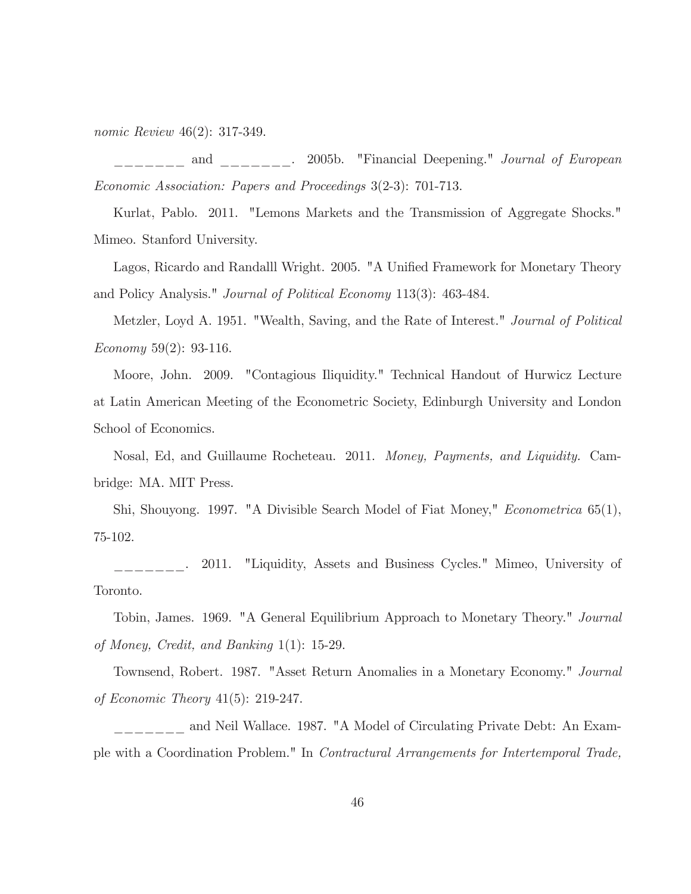*nomic Review* 46(2): 317-349.

_______ and _______. 2005b. "Financial Deepening." *Journal of European Economic Association: Papers and Proceedings* 3(2-3): 701-713.

Kurlat, Pablo. 2011. "Lemons Markets and the Transmission of Aggregate Shocks." Mimeo. Stanford University.

Lagos, Ricardo and Randalll Wright. 2005. "A Unified Framework for Monetary Theory and Policy Analysis." *Journal of Political Economy* 113(3): 463-484.

Metzler, Loyd A. 1951. "Wealth, Saving, and the Rate of Interest." *Journal of Political Economy* 59(2): 93-116.

Moore, John. 2009. "Contagious Iliquidity." Technical Handout of Hurwicz Lecture at Latin American Meeting of the Econometric Society, Edinburgh University and London School of Economics.

Nosal, Ed, and Guillaume Rocheteau. 2011. *Money, Payments, and Liquidity.* Cambridge: MA. MIT Press.

Shi, Shouyong. 1997. "A Divisible Search Model of Fiat Money," *Econometrica* 65(1), 75-102.

_______. 2011. "Liquidity, Assets and Business Cycles." Mimeo, University of Toronto.

Tobin, James. 1969. "A General Equilibrium Approach to Monetary Theory." *Journal of Money, Credit, and Banking* 1(1): 15-29.

Townsend, Robert. 1987. "Asset Return Anomalies in a Monetary Economy." *Journal of Economic Theory* 41(5): 219-247.

_______ and Neil Wallace. 1987. "A Model of Circulating Private Debt: An Example with a Coordination Problem." In *Contractural Arrangements for Intertemporal Trade,*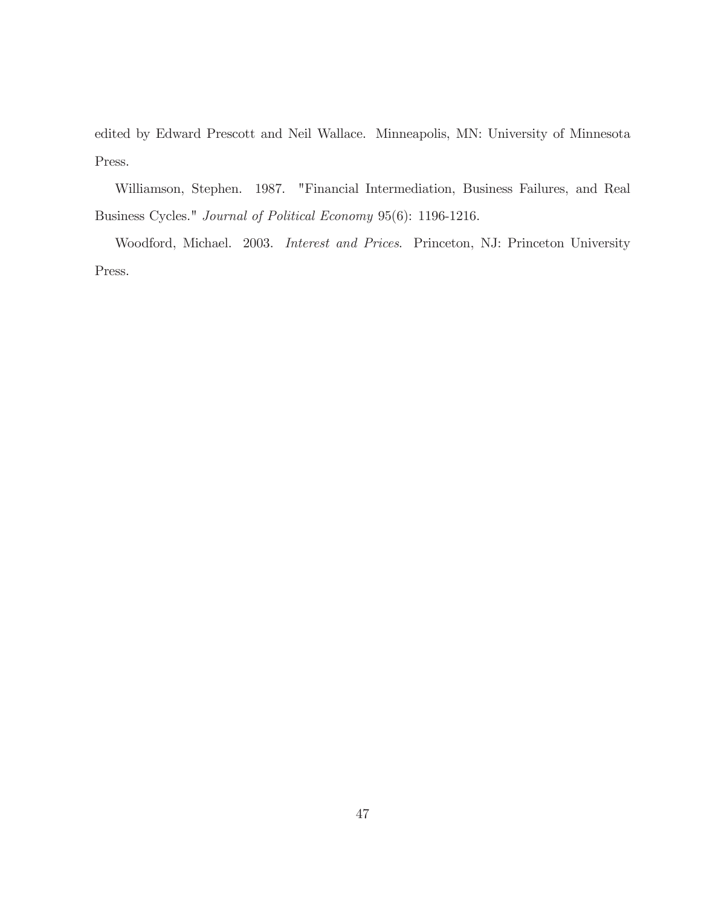edited by Edward Prescott and Neil Wallace. Minneapolis, MN: University of Minnesota Press.

Williamson, Stephen. 1987. "Financial Intermediation, Business Failures, and Real Business Cycles." *Journal of Political Economy* 95(6): 1196-1216.

Woodford, Michael. 2003. *Interest and Prices*. Princeton, NJ: Princeton University Press.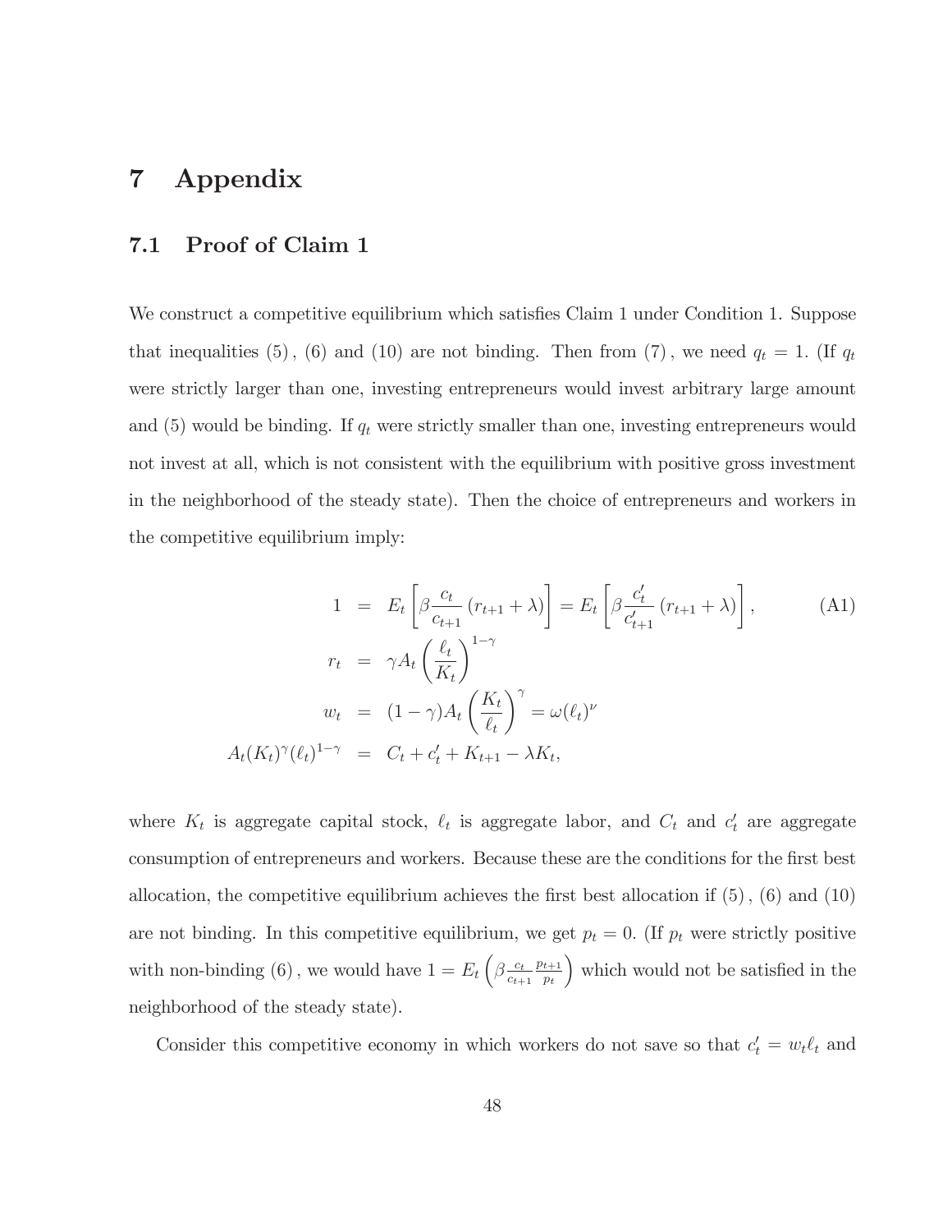# 7 Appendix

## 7.1 Proof of Claim 1

We construct a competitive equilibrium which satisfies Claim 1 under Condition 1. Suppose that inequalities $(5)$, $(6)$ and $(10)$ are not binding. Then from $(7)$, we need $q_t = 1$. (If $q_t$ were strictly larger than one, investing entrepreneurs would invest arbitrary large amount and (5) would be binding. If $q_t$ were strictly smaller than one, investing entrepreneurs would not invest at all, which is not consistent with the equilibrium with positive gross investment in the neighborhood of the steady state). Then the choice of entrepreneurs and workers in the competitive equilibrium imply:

$$
\begin{aligned}
1 &= E_t\left[\beta \frac{c_t}{c_{t+1}}\left(r_{t+1}+\lambda\right)\right] = E_t\left[\beta \frac{c_t'}{c_{t+1}'}\left(r_{t+1}+\lambda\right)\right], \qquad \text{(A1)}\\
r_t &= \gamma A_t \left(\frac{\ell_t}{K_t}\right)^{1-\gamma}\\
w_t &= (1-\gamma) A_t \left(\frac{K_t}{\ell_t}\right)^{\gamma} = \omega(\ell_t)^{\nu}\\
A_t (K_t)^{\gamma} (\ell_t)^{1-\gamma} &= C_t + c_t' + K_{t+1} - \lambda K_t,
\end{aligned}
$$

where $K_t$ is aggregate capital stock, $\ell_t$ is aggregate labor, and $C_t$ and $c_t'$ are aggregate consumption of entrepreneurs and workers. Because these are the conditions for the first best allocation, the competitive equilibrium achieves the first best allocation if $(5)$, $(6)$ and $(10)$ are not binding. In this competitive equilibrium, we get $p_t = 0$. (If $p_t$ were strictly positive with non-binding $(6)$, we would have $1 = E_t\left(\beta \frac{c_t}{c_{t+1}} \frac{p_{t+1}}{p_t}\right)$ which would not be satisfied in the neighborhood of the steady state).

Consider this competitive economy in which workers do not save so that $c_t' = w_t \ell_t$ and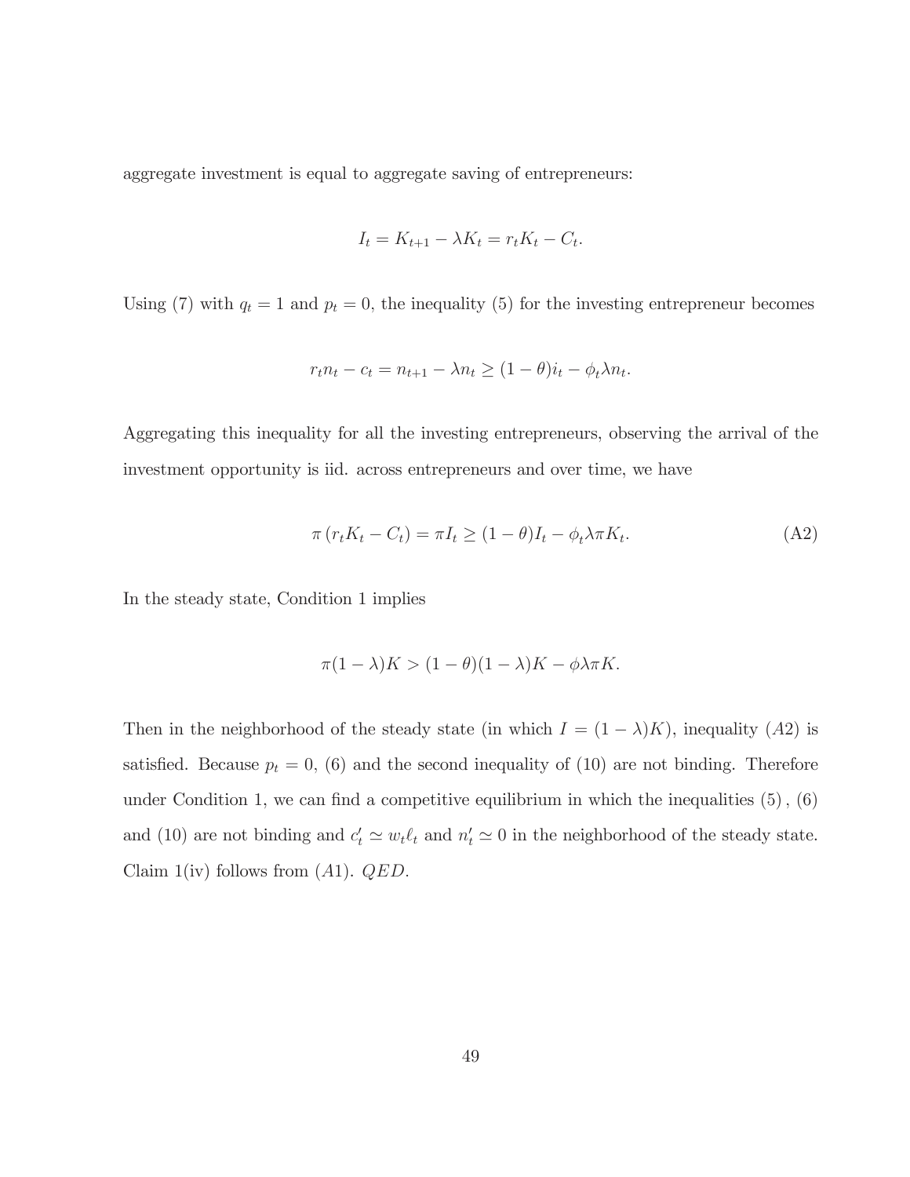aggregate investment is equal to aggregate saving of entrepreneurs:

$$I_t = K_{t+1} - \lambda K_t = r_t K_t - C_t.$$

Using (7) with $q_t = 1$ and $p_t = 0$, the inequality (5) for the investing entrepreneur becomes

$$r_t n_t - c_t = n_{t+1} - \lambda n_t \geq (1-\theta) i_t - \phi_t \lambda n_t.$$

Aggregating this inequality for all the investing entrepreneurs, observing the arrival of the investment opportunity is iid. across entrepreneurs and over time, we have

$$\pi \left( r_t K_t - C_t \right) = \pi I_t \geq (1-\theta) I_t - \phi_t \lambda \pi K_t. \tag{A2}$$

In the steady state, Condition 1 implies

$$\pi(1-\lambda)K > (1-\theta)(1-\lambda)K - \phi \lambda \pi K.$$

Then in the neighborhood of the steady state (in which $I = (1-\lambda)K$), inequality $(A2)$ is satisfied. Because $p_t = 0$, (6) and the second inequality of (10) are not binding. Therefore under Condition 1, we can find a competitive equilibrium in which the inequalities (5), (6) and (10) are not binding and $c_t' \simeq w_t \ell_t$ and $n_t' \simeq 0$ in the neighborhood of the steady state. Claim 1(iv) follows from $(A1)$. $QED$.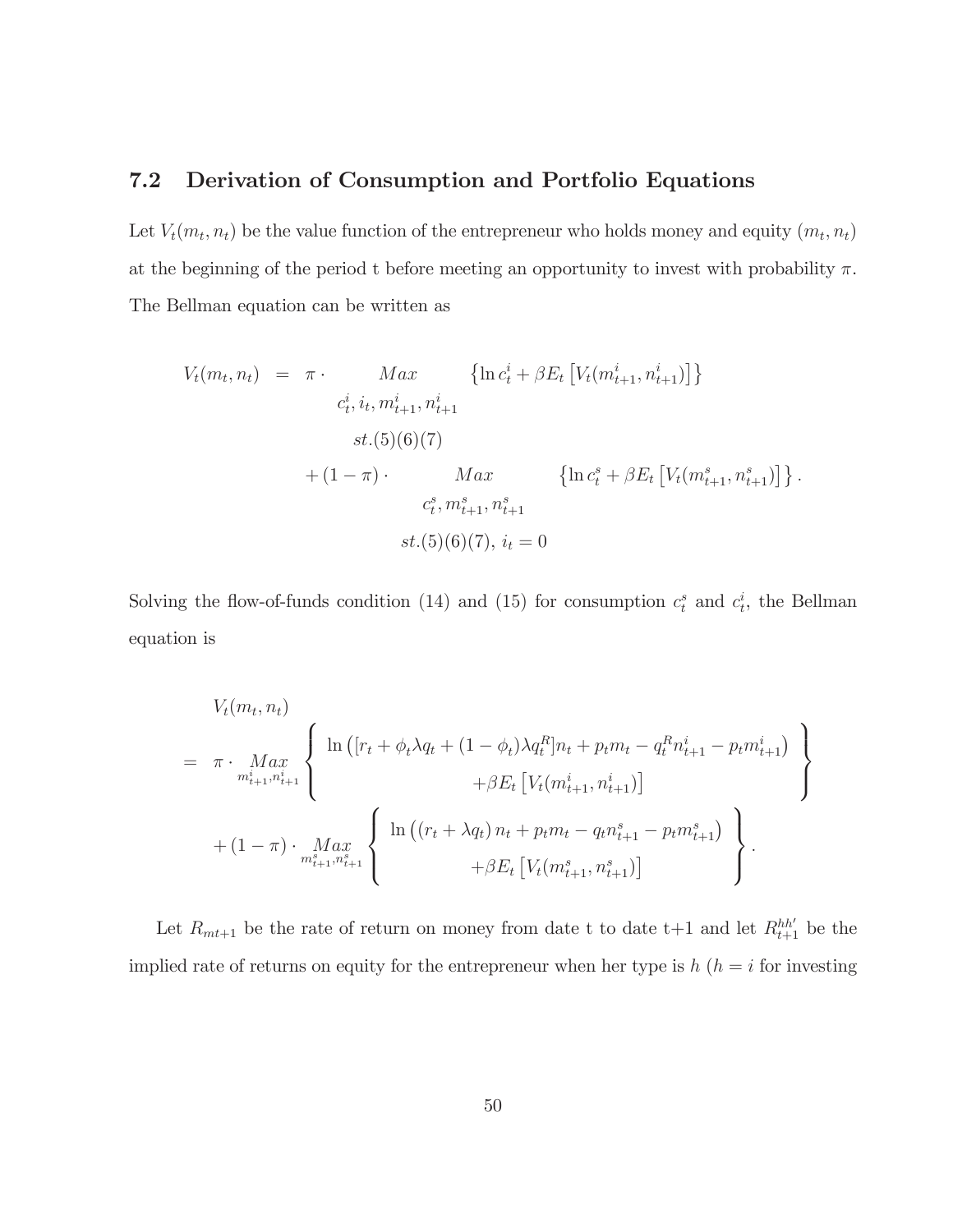## 7.2 Derivation of Consumption and Portfolio Equations

Let $V_t(m_t, n_t)$ be the value function of the entrepreneur who holds money and equity $(m_t, n_t)$ at the beginning of the period t before meeting an opportunity to invest with probability $\pi$. The Bellman equation can be written as

$$
\begin{aligned}
V_t(m_t, n_t) \;=\; & \pi \cdot \underset{\substack{c_t^i,\, i_t,\, m_{t+1}^i,\, n_{t+1}^i \\ st.(5)(6)(7)}}{Max} \left\{ \ln c_t^i + \beta E_t \left[ V_t(m_{t+1}^i, n_{t+1}^i) \right] \right\} \\
& + (1-\pi) \cdot \underset{\substack{c_t^s,\, m_{t+1}^s,\, n_{t+1}^s \\ st.(5)(6)(7),\; i_t = 0}}{Max} \left\{ \ln c_t^s + \beta E_t \left[ V_t(m_{t+1}^s, n_{t+1}^s) \right] \right\}.
\end{aligned}
$$

Solving the flow-of-funds condition (14) and (15) for consumption $c_t^s$ and $c_t^i$, the Bellman equation is

$$
\begin{aligned}
& V_t(m_t, n_t) \\
= \;& \pi \cdot \underset{m_{t+1}^i, n_{t+1}^i}{Max} \left\{ \begin{array}{c} \ln \left( [r_t + \phi_t \lambda q_t + (1-\phi_t)\lambda q_t^R] n_t + p_t m_t - q_t^R n_{t+1}^i - p_t m_{t+1}^i \right) \\ + \beta E_t \left[ V_t(m_{t+1}^i, n_{t+1}^i) \right] \end{array} \right\} \\
& + (1-\pi) \cdot \underset{m_{t+1}^s, n_{t+1}^s}{Max} \left\{ \begin{array}{c} \ln \left( (r_t + \lambda q_t) n_t + p_t m_t - q_t n_{t+1}^s - p_t m_{t+1}^s \right) \\ + \beta E_t \left[ V_t(m_{t+1}^s, n_{t+1}^s) \right] \end{array} \right\}.
\end{aligned}
$$

Let $R_{mt+1}$ be the rate of return on money from date t to date t+1 and let $R_{t+1}^{hh'}$ be the implied rate of returns on equity for the entrepreneur when her type is $h$ ($h = i$ for investing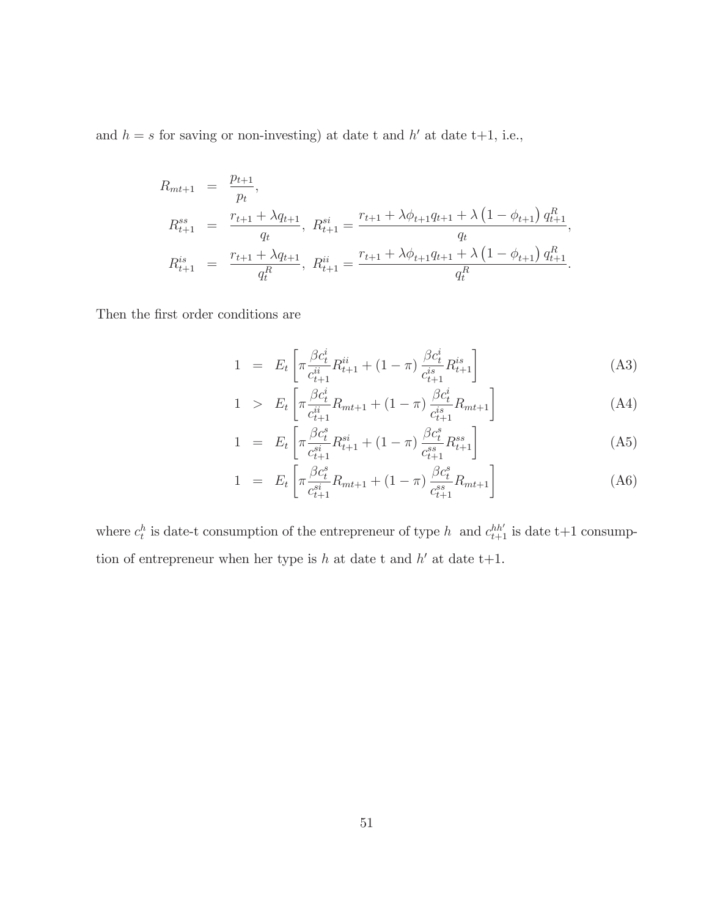and $h = s$ for saving or non-investing) at date t and $h'$ at date t+1, i.e.,

$$
\begin{aligned}
R_{mt+1} &= \frac{p_{t+1}}{p_t}, \\
R_{t+1}^{ss} &= \frac{r_{t+1} + \lambda q_{t+1}}{q_t}, \; R_{t+1}^{si} = \frac{r_{t+1} + \lambda \phi_{t+1} q_{t+1} + \lambda \left(1 - \phi_{t+1}\right) q_{t+1}^R}{q_t}, \\
R_{t+1}^{is} &= \frac{r_{t+1} + \lambda q_{t+1}}{q_t^R}, \; R_{t+1}^{ii} = \frac{r_{t+1} + \lambda \phi_{t+1} q_{t+1} + \lambda \left(1 - \phi_{t+1}\right) q_{t+1}^R}{q_t^R}.
\end{aligned}
$$

Then the first order conditions are

$$
1 = E_t \left[ \pi \frac{\beta c_t^i}{c_{t+1}^{ii}} R_{t+1}^{ii} + (1 - \pi) \frac{\beta c_t^i}{c_{t+1}^{is}} R_{t+1}^{is} \right] \tag{A3}
$$

$$
1 > E_t \left[ \pi \frac{\beta c_t^i}{c_{t+1}^{ii}} R_{mt+1} + (1 - \pi) \frac{\beta c_t^i}{c_{t+1}^{is}} R_{mt+1} \right] \tag{A4}
$$

$$
1 = E_t \left[ \pi \frac{\beta c_t^s}{c_{t+1}^{si}} R_{t+1}^{si} + (1 - \pi) \frac{\beta c_t^s}{c_{t+1}^{ss}} R_{t+1}^{ss} \right] \tag{A5}
$$

$$
1 = E_t \left[ \pi \frac{\beta c_t^s}{c_{t+1}^{si}} R_{mt+1} + (1 - \pi) \frac{\beta c_t^s}{c_{t+1}^{ss}} R_{mt+1} \right] \tag{A6}
$$

where $c_t^h$ is date-t consumption of the entrepreneur of type $h$ and $c_{t+1}^{hh'}$ is date t+1 consumption of entrepreneur when her type is $h$ at date t and $h'$ at date t+1.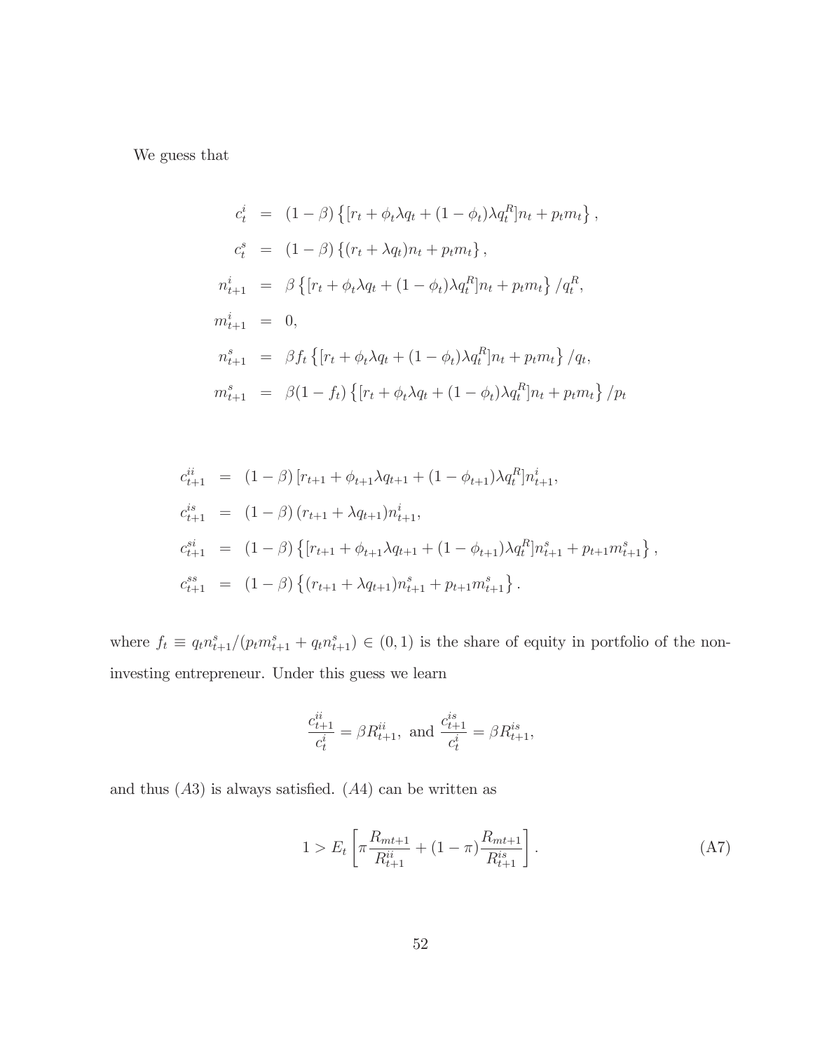We guess that

$$
\begin{aligned}
c_t^i &= (1-\beta)\left\{[r_t + \phi_t \lambda q_t + (1-\phi_t)\lambda q_t^R] n_t + p_t m_t\right\}, \\
c_t^s &= (1-\beta)\left\{(r_t + \lambda q_t) n_t + p_t m_t\right\}, \\
n_{t+1}^i &= \beta \left\{[r_t + \phi_t \lambda q_t + (1-\phi_t)\lambda q_t^R] n_t + p_t m_t\right\} / q_t^R, \\
m_{t+1}^i &= 0, \\
n_{t+1}^s &= \beta f_t \left\{[r_t + \phi_t \lambda q_t + (1-\phi_t)\lambda q_t^R] n_t + p_t m_t\right\} / q_t, \\
m_{t+1}^s &= \beta (1-f_t) \left\{[r_t + \phi_t \lambda q_t + (1-\phi_t)\lambda q_t^R] n_t + p_t m_t\right\} / p_t
\end{aligned}
$$

$$
\begin{aligned}
c_{t+1}^{ii} &= (1-\beta)\left[r_{t+1} + \phi_{t+1}\lambda q_{t+1} + (1-\phi_{t+1})\lambda q_t^R\right] n_{t+1}^i, \\
c_{t+1}^{is} &= (1-\beta)\left(r_{t+1} + \lambda q_{t+1}\right) n_{t+1}^i, \\
c_{t+1}^{si} &= (1-\beta)\left\{[r_{t+1} + \phi_{t+1}\lambda q_{t+1} + (1-\phi_{t+1})\lambda q_t^R] n_{t+1}^s + p_{t+1} m_{t+1}^s\right\}, \\
c_{t+1}^{ss} &= (1-\beta)\left\{(r_{t+1} + \lambda q_{t+1}) n_{t+1}^s + p_{t+1} m_{t+1}^s\right\}.
\end{aligned}
$$

where $f_t \equiv q_t n_{t+1}^s / (p_t m_{t+1}^s + q_t n_{t+1}^s) \in (0,1)$ is the share of equity in portfolio of the non-investing entrepreneur. Under this guess we learn

$$
\frac{c_{t+1}^{ii}}{c_t^i} = \beta R_{t+1}^{ii}, \text{ and } \frac{c_{t+1}^{is}}{c_t^i} = \beta R_{t+1}^{is},
$$

and thus $(A3)$ is always satisfied. $(A4)$ can be written as

$$
1 > E_t \left[\pi \frac{R_{mt+1}}{R_{t+1}^{ii}} + (1-\pi)\frac{R_{mt+1}}{R_{t+1}^{is}}\right]. \tag{A7}
$$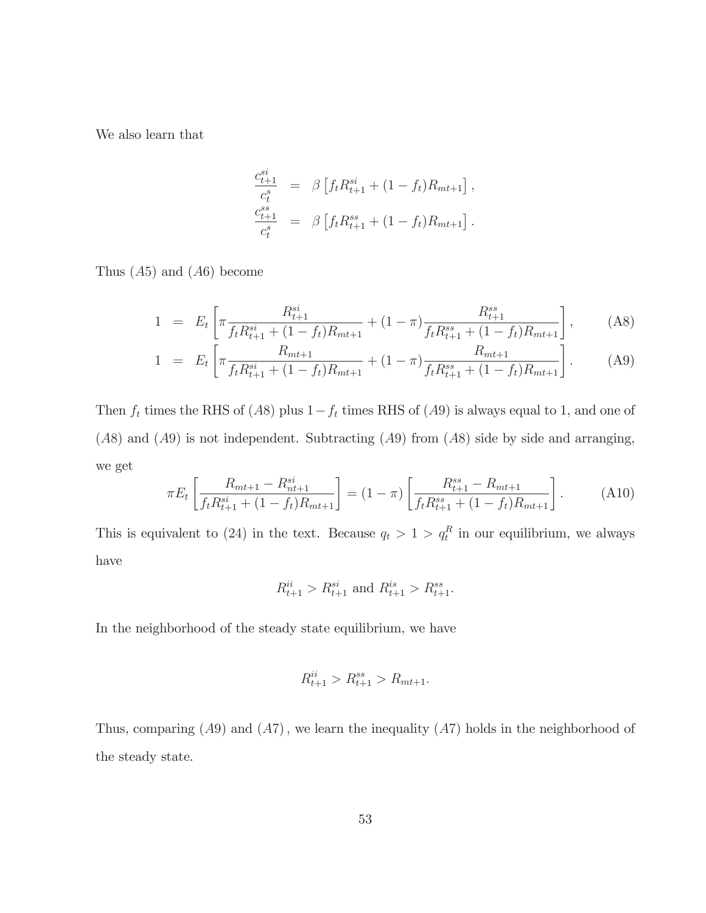We also learn that

$$
\begin{aligned}
\frac{c_{t+1}^{si}}{c_t^s} &= \beta \left[ f_t R_{t+1}^{si} + (1-f_t) R_{mt+1} \right], \\
\frac{c_{t+1}^{ss}}{c_t^s} &= \beta \left[ f_t R_{t+1}^{ss} + (1-f_t) R_{mt+1} \right].
\end{aligned}
$$

Thus $(A5)$ and $(A6)$ become

$$
1 = E_t \left[ \pi \frac{R_{t+1}^{si}}{f_t R_{t+1}^{si} + (1-f_t) R_{mt+1}} + (1-\pi) \frac{R_{t+1}^{ss}}{f_t R_{t+1}^{ss} + (1-f_t) R_{mt+1}} \right], \tag{A8}
$$

$$
1 = E_t \left[ \pi \frac{R_{mt+1}}{f_t R_{t+1}^{si} + (1-f_t) R_{mt+1}} + (1-\pi) \frac{R_{mt+1}}{f_t R_{t+1}^{ss} + (1-f_t) R_{mt+1}} \right]. \tag{A9}
$$

Then $f_t$ times the RHS of $(A8)$ plus $1-f_t$ times RHS of $(A9)$ is always equal to 1, and one of $(A8)$ and $(A9)$ is not independent. Subtracting $(A9)$ from $(A8)$ side by side and arranging, we get

$$
\pi E_t \left[ \frac{R_{mt+1} - R_{nt+1}^{si}}{f_t R_{t+1}^{si} + (1-f_t) R_{mt+1}} \right] = (1-\pi) \left[ \frac{R_{t+1}^{ss} - R_{mt+1}}{f_t R_{t+1}^{ss} + (1-f_t) R_{mt+1}} \right]. \tag{A10}
$$

This is equivalent to (24) in the text. Because $q_t > 1 > q_t^R$ in our equilibrium, we always have

$$
R_{t+1}^{ii} > R_{t+1}^{si} \text{ and } R_{t+1}^{is} > R_{t+1}^{ss}.
$$

In the neighborhood of the steady state equilibrium, we have

$$
R_{t+1}^{ii} > R_{t+1}^{ss} > R_{mt+1}.
$$

Thus, comparing $(A9)$ and $(A7)$, we learn the inequality $(A7)$ holds in the neighborhood of the steady state.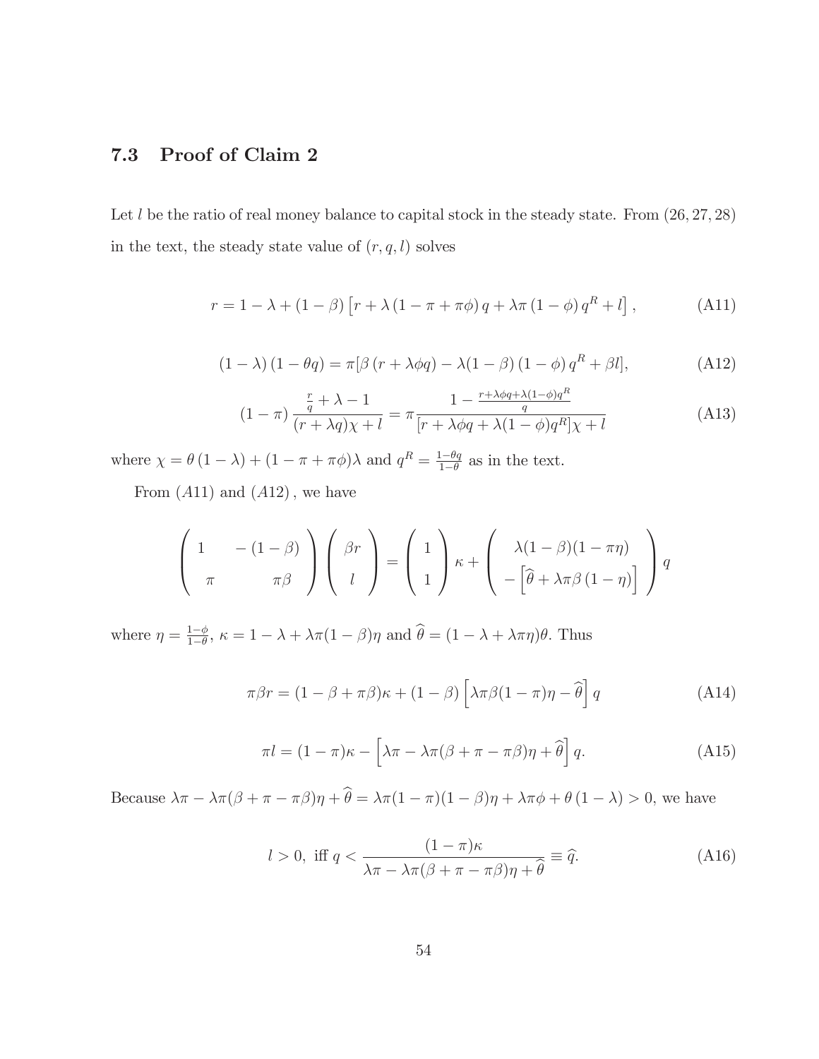## 7.3 Proof of Claim 2

Let $l$ be the ratio of real money balance to capital stock in the steady state. From (26, 27, 28) in the text, the steady state value of $(r, q, l)$ solves

$$r = 1 - \lambda + (1 - \beta) \left[ r + \lambda (1 - \pi + \pi\phi) q + \lambda\pi (1 - \phi) q^R + l \right], \tag{A11}$$

$$(1 - \lambda)(1 - \theta q) = \pi[\beta (r + \lambda\phi q) - \lambda(1 - \beta)(1 - \phi) q^R + \beta l], \tag{A12}$$

$$(1 - \pi) \frac{\frac{r}{q} + \lambda - 1}{(r + \lambda q)\chi + l} = \pi \frac{1 - \frac{r + \lambda\phi q + \lambda(1-\phi) q^R}{q}}{[r + \lambda\phi q + \lambda(1 - \phi) q^R]\chi + l} \tag{A13}$$

where $\chi = \theta (1 - \lambda) + (1 - \pi + \pi\phi)\lambda$ and $q^R = \frac{1-\theta q}{1-\theta}$ as in the text.

From $(A11)$ and $(A12)$, we have

$$\begin{pmatrix} 1 & -(1-\beta) \\ \pi & \pi\beta \end{pmatrix} \begin{pmatrix} \beta r \\ l \end{pmatrix} = \begin{pmatrix} 1 \\ 1 \end{pmatrix} \kappa + \begin{pmatrix} \lambda(1-\beta)(1-\pi\eta) \\ -\left[\widehat{\theta} + \lambda\pi\beta(1-\eta)\right] \end{pmatrix} q$$

where $\eta = \frac{1-\phi}{1-\theta}$, $\kappa = 1 - \lambda + \lambda\pi(1 - \beta)\eta$ and $\widehat{\theta} = (1 - \lambda + \lambda\pi\eta)\theta$. Thus

$$\pi\beta r = (1 - \beta + \pi\beta)\kappa + (1 - \beta) \left[ \lambda\pi\beta(1 - \pi)\eta - \widehat{\theta} \right] q \tag{A14}$$

$$\pi l = (1 - \pi)\kappa - \left[ \lambda\pi - \lambda\pi(\beta + \pi - \pi\beta)\eta + \widehat{\theta} \right] q. \tag{A15}$$

Because $\lambda\pi - \lambda\pi(\beta + \pi - \pi\beta)\eta + \widehat{\theta} = \lambda\pi(1 - \pi)(1 - \beta)\eta + \lambda\pi\phi + \theta(1 - \lambda) > 0$, we have

$$l > 0, \text{ iff } q < \frac{(1 - \pi)\kappa}{\lambda\pi - \lambda\pi(\beta + \pi - \pi\beta)\eta + \widehat{\theta}} \equiv \widehat{q}. \tag{A16}$$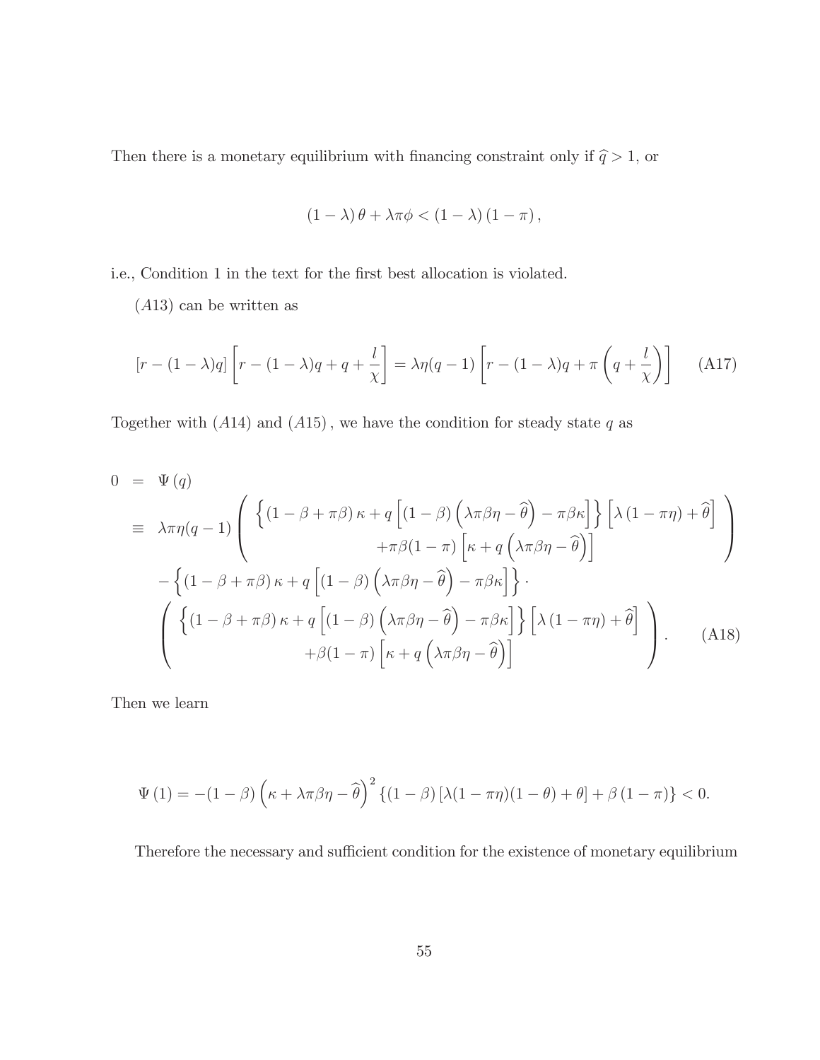Then there is a monetary equilibrium with financing constraint only if $\widehat{q} > 1$, or

$$(1-\lambda)\theta + \lambda\pi\phi < (1-\lambda)(1-\pi),$$

i.e., Condition 1 in the text for the first best allocation is violated.

$(A13)$ can be written as

$$[r-(1-\lambda)q]\left[r-(1-\lambda)q+q+\frac{l}{\chi}\right] = \lambda\eta(q-1)\left[r-(1-\lambda)q+\pi\left(q+\frac{l}{\chi}\right)\right] \tag{A17}$$

Together with $(A14)$ and $(A15)$, we have the condition for steady state $q$ as

$$\begin{aligned}
0 &= \Psi(q) \\
&\equiv \lambda\pi\eta(q-1)\left(\begin{array}{c}\left\{(1-\beta+\pi\beta)\kappa + q\left[(1-\beta)\left(\lambda\pi\beta\eta-\widehat{\theta}\right)-\pi\beta\kappa\right]\right\}\left[\lambda(1-\pi\eta)+\widehat{\theta}\right] \\ +\pi\beta(1-\pi)\left[\kappa+q\left(\lambda\pi\beta\eta-\widehat{\theta}\right)\right]\end{array}\right) \\
&\quad -\left\{(1-\beta+\pi\beta)\kappa + q\left[(1-\beta)\left(\lambda\pi\beta\eta-\widehat{\theta}\right)-\pi\beta\kappa\right]\right\}\cdot \\
&\quad \left(\begin{array}{c}\left\{(1-\beta+\pi\beta)\kappa + q\left[(1-\beta)\left(\lambda\pi\beta\eta-\widehat{\theta}\right)-\pi\beta\kappa\right]\right\}\left[\lambda(1-\pi\eta)+\widehat{\theta}\right] \\ +\beta(1-\pi)\left[\kappa+q\left(\lambda\pi\beta\eta-\widehat{\theta}\right)\right]\end{array}\right).
\end{aligned} \tag{A18}$$

Then we learn

$$\Psi(1) = -(1-\beta)\left(\kappa+\lambda\pi\beta\eta-\widehat{\theta}\right)^2\left\{(1-\beta)\left[\lambda(1-\pi\eta)(1-\theta)+\theta\right]+\beta(1-\pi)\right\} < 0.$$

Therefore the necessary and sufficient condition for the existence of monetary equilibrium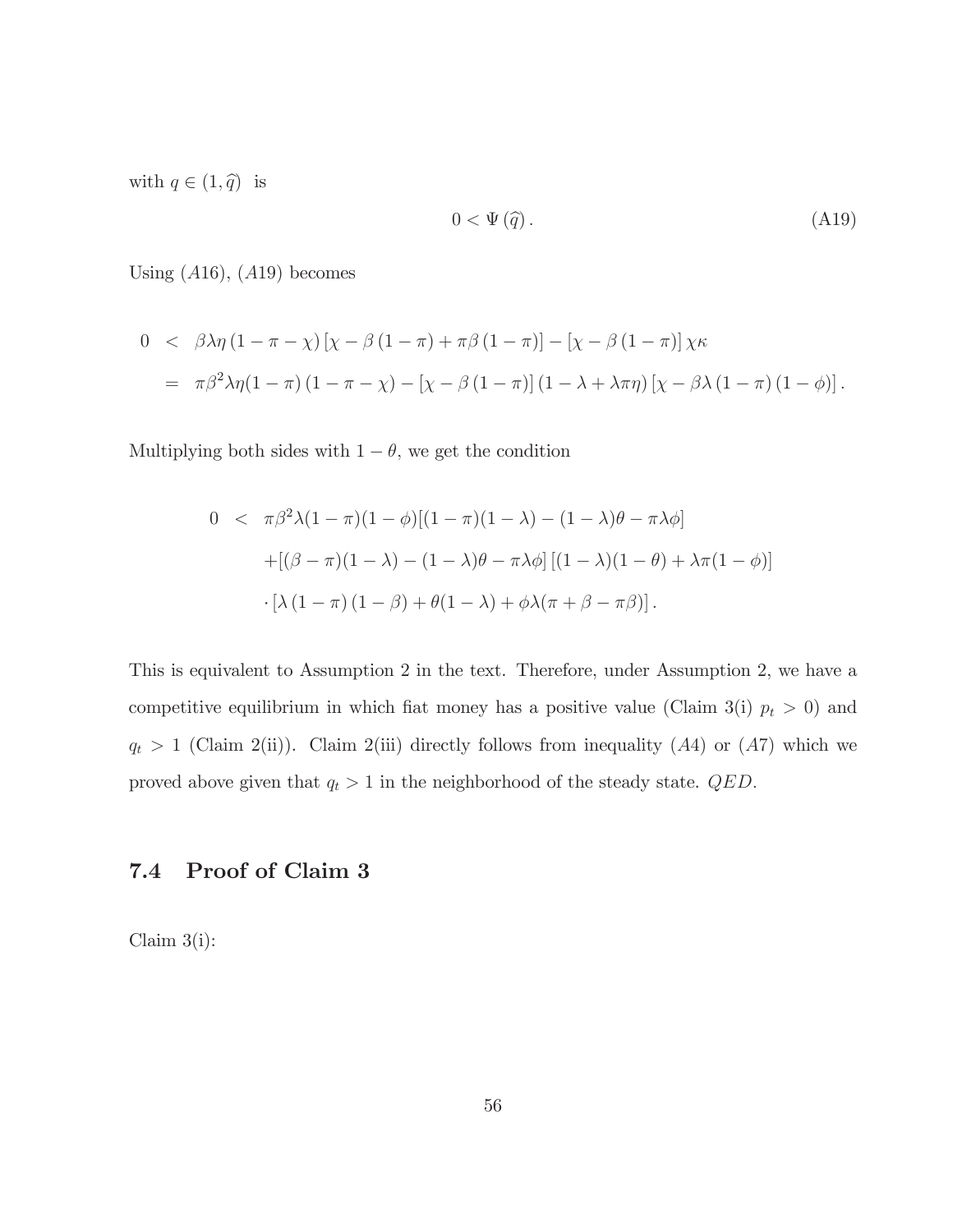with $q \in (1, \widehat{q})$ is

$$0 < \Psi(\widehat{q}). \tag{A19}$$

Using $(A16)$, $(A19)$ becomes

$$\begin{aligned}
0 &< \beta\lambda\eta(1-\pi-\chi)\left[\chi - \beta(1-\pi) + \pi\beta(1-\pi)\right] - \left[\chi - \beta(1-\pi)\right]\chi\kappa \\
&= \pi\beta^2\lambda\eta(1-\pi)(1-\pi-\chi) - \left[\chi - \beta(1-\pi)\right](1-\lambda+\lambda\pi\eta)\left[\chi - \beta\lambda(1-\pi)(1-\phi)\right].
\end{aligned}$$

Multiplying both sides with $1-\theta$, we get the condition

$$\begin{aligned}
0 &< \pi\beta^2\lambda(1-\pi)(1-\phi)[(1-\pi)(1-\lambda)-(1-\lambda)\theta-\pi\lambda\phi] \\
&\quad + [(\beta-\pi)(1-\lambda)-(1-\lambda)\theta-\pi\lambda\phi]\left[(1-\lambda)(1-\theta)+\lambda\pi(1-\phi)\right] \\
&\quad \cdot\left[\lambda(1-\pi)(1-\beta)+\theta(1-\lambda)+\phi\lambda(\pi+\beta-\pi\beta)\right].
\end{aligned}$$

This is equivalent to Assumption 2 in the text. Therefore, under Assumption 2, we have a competitive equilibrium in which fiat money has a positive value (Claim 3(i) $p_t > 0$) and $q_t > 1$ (Claim 2(ii)). Claim 2(iii) directly follows from inequality $(A4)$ or $(A7)$ which we proved above given that $q_t > 1$ in the neighborhood of the steady state. $QED$.

## 7.4 Proof of Claim 3

Claim 3(i):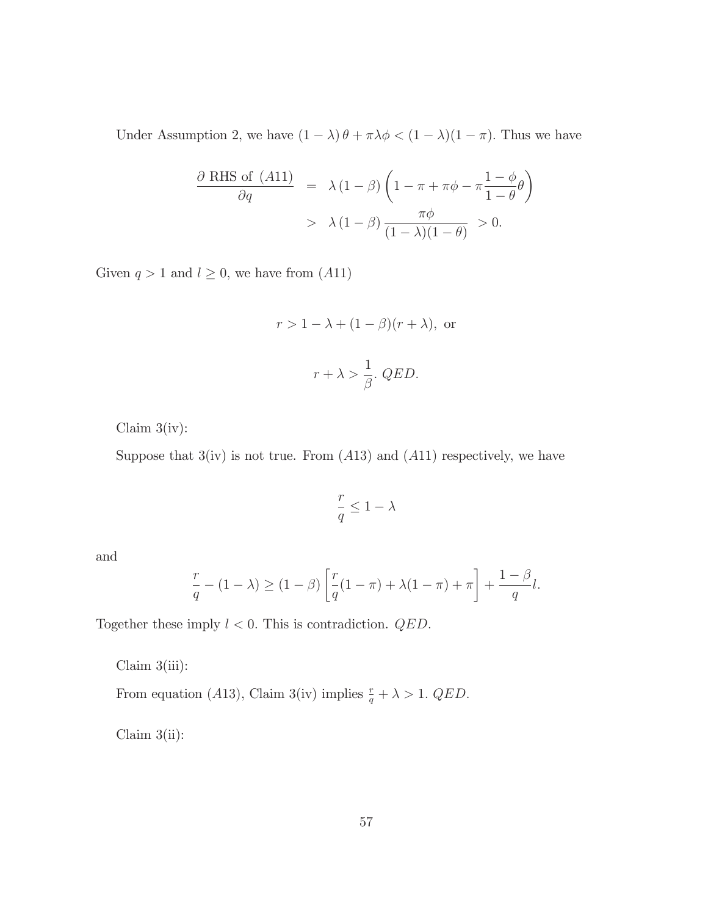Under Assumption 2, we have $(1-\lambda)\,\theta + \pi\lambda\phi < (1-\lambda)(1-\pi)$. Thus we have

$$
\begin{aligned}
\frac{\partial \text{ RHS of } (A11)}{\partial q} &= \lambda\,(1-\beta)\left(1-\pi+\pi\phi-\pi\frac{1-\phi}{1-\theta}\theta\right) \\
&> \lambda\,(1-\beta)\,\frac{\pi\phi}{(1-\lambda)(1-\theta)} \; > 0.
\end{aligned}
$$

Given $q > 1$ and $l \geq 0$, we have from $(A11)$

$$
r > 1-\lambda+(1-\beta)(r+\lambda), \text{ or}
$$

$$
r+\lambda > \frac{1}{\beta}. \; QED.
$$

Claim 3(iv):

Suppose that 3(iv) is not true. From $(A13)$ and $(A11)$ respectively, we have

$$
\frac{r}{q} \leq 1-\lambda
$$

and

$$
\frac{r}{q}-(1-\lambda) \geq (1-\beta)\left[\frac{r}{q}(1-\pi)+\lambda(1-\pi)+\pi\right]+\frac{1-\beta}{q}l.
$$

Together these imply $l < 0$. This is contradiction. *QED*.

Claim 3(iii):

From equation $(A13)$, Claim 3(iv) implies $\frac{r}{q}+\lambda > 1$. *QED*.

Claim 3(ii):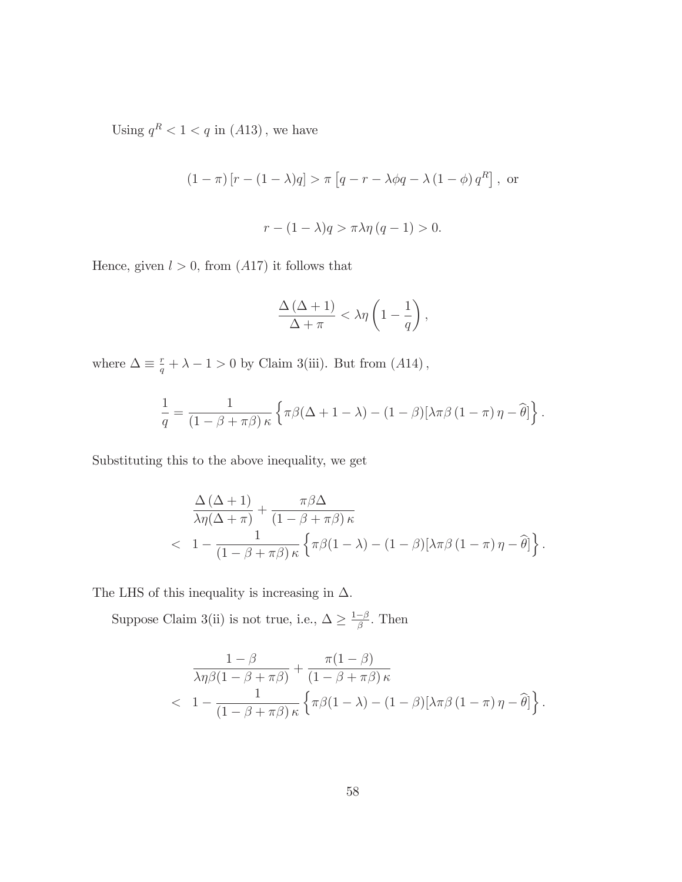Using $q^R < 1 < q$ in $(A13)$, we have

$$(1-\pi)\left[r-(1-\lambda)q\right] > \pi\left[q-r-\lambda\phi q-\lambda\left(1-\phi\right)q^R\right], \text{ or}$$

$$r-(1-\lambda)q > \pi\lambda\eta\left(q-1\right) > 0.$$

Hence, given $l > 0$, from $(A17)$ it follows that

$$\frac{\Delta\left(\Delta+1\right)}{\Delta+\pi} < \lambda\eta\left(1-\frac{1}{q}\right),$$

where $\Delta \equiv \frac{r}{q}+\lambda-1 > 0$ by Claim 3(iii). But from $(A14)$,

$$\frac{1}{q} = \frac{1}{\left(1-\beta+\pi\beta\right)\kappa}\left\{\pi\beta(\Delta+1-\lambda)-(1-\beta)[\lambda\pi\beta\left(1-\pi\right)\eta-\widehat{\theta}]\right\}.$$

Substituting this to the above inequality, we get

$$\begin{aligned}
& \frac{\Delta\left(\Delta+1\right)}{\lambda\eta(\Delta+\pi)}+\frac{\pi\beta\Delta}{\left(1-\beta+\pi\beta\right)\kappa} \\
< \; & 1-\frac{1}{\left(1-\beta+\pi\beta\right)\kappa}\left\{\pi\beta(1-\lambda)-(1-\beta)[\lambda\pi\beta\left(1-\pi\right)\eta-\widehat{\theta}]\right\}.
\end{aligned}$$

The LHS of this inequality is increasing in $\Delta$.

Suppose Claim 3(ii) is not true, i.e., $\Delta \geq \frac{1-\beta}{\beta}$. Then

$$\begin{aligned}
& \frac{1-\beta}{\lambda\eta\beta(1-\beta+\pi\beta)}+\frac{\pi(1-\beta)}{\left(1-\beta+\pi\beta\right)\kappa} \\
< \; & 1-\frac{1}{\left(1-\beta+\pi\beta\right)\kappa}\left\{\pi\beta(1-\lambda)-(1-\beta)[\lambda\pi\beta\left(1-\pi\right)\eta-\widehat{\theta}]\right\}.
\end{aligned}$$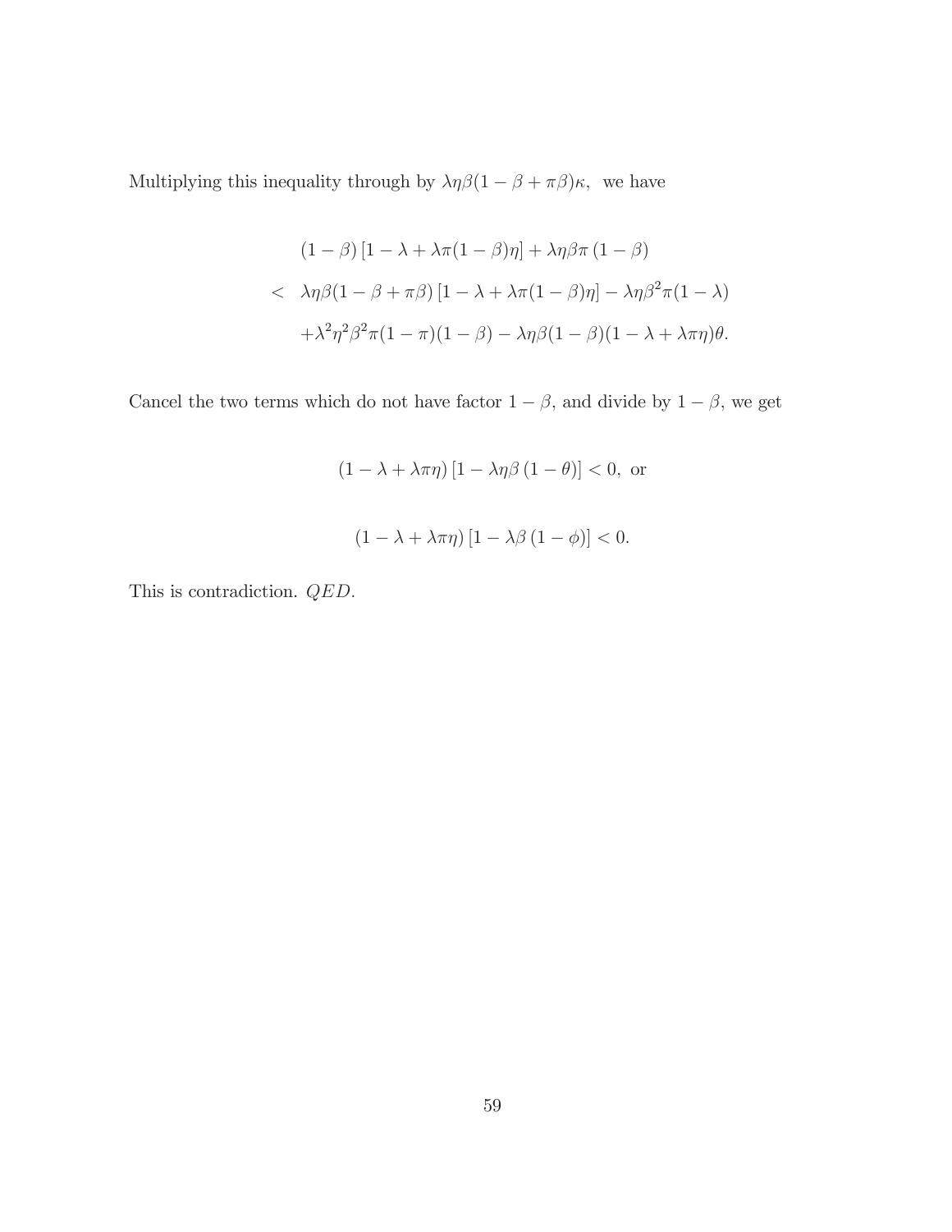Multiplying this inequality through by $\lambda\eta\beta(1-\beta+\pi\beta)\kappa$, we have

$$
\begin{aligned}
& (1-\beta)\left[1-\lambda+\lambda\pi(1-\beta)\eta\right]+\lambda\eta\beta\pi\left(1-\beta\right) \\
< \; & \lambda\eta\beta(1-\beta+\pi\beta)\left[1-\lambda+\lambda\pi(1-\beta)\eta\right]-\lambda\eta\beta^{2}\pi(1-\lambda) \\
& +\lambda^{2}\eta^{2}\beta^{2}\pi(1-\pi)(1-\beta)-\lambda\eta\beta(1-\beta)(1-\lambda+\lambda\pi\eta)\theta.
\end{aligned}
$$

Cancel the two terms which do not have factor $1-\beta$, and divide by $1-\beta$, we get

$$
\left(1-\lambda+\lambda\pi\eta\right)\left[1-\lambda\eta\beta\left(1-\theta\right)\right]<0, \text{ or}
$$

$$
\left(1-\lambda+\lambda\pi\eta\right)\left[1-\lambda\beta\left(1-\phi\right)\right]<0.
$$

This is contradiction. *QED*.